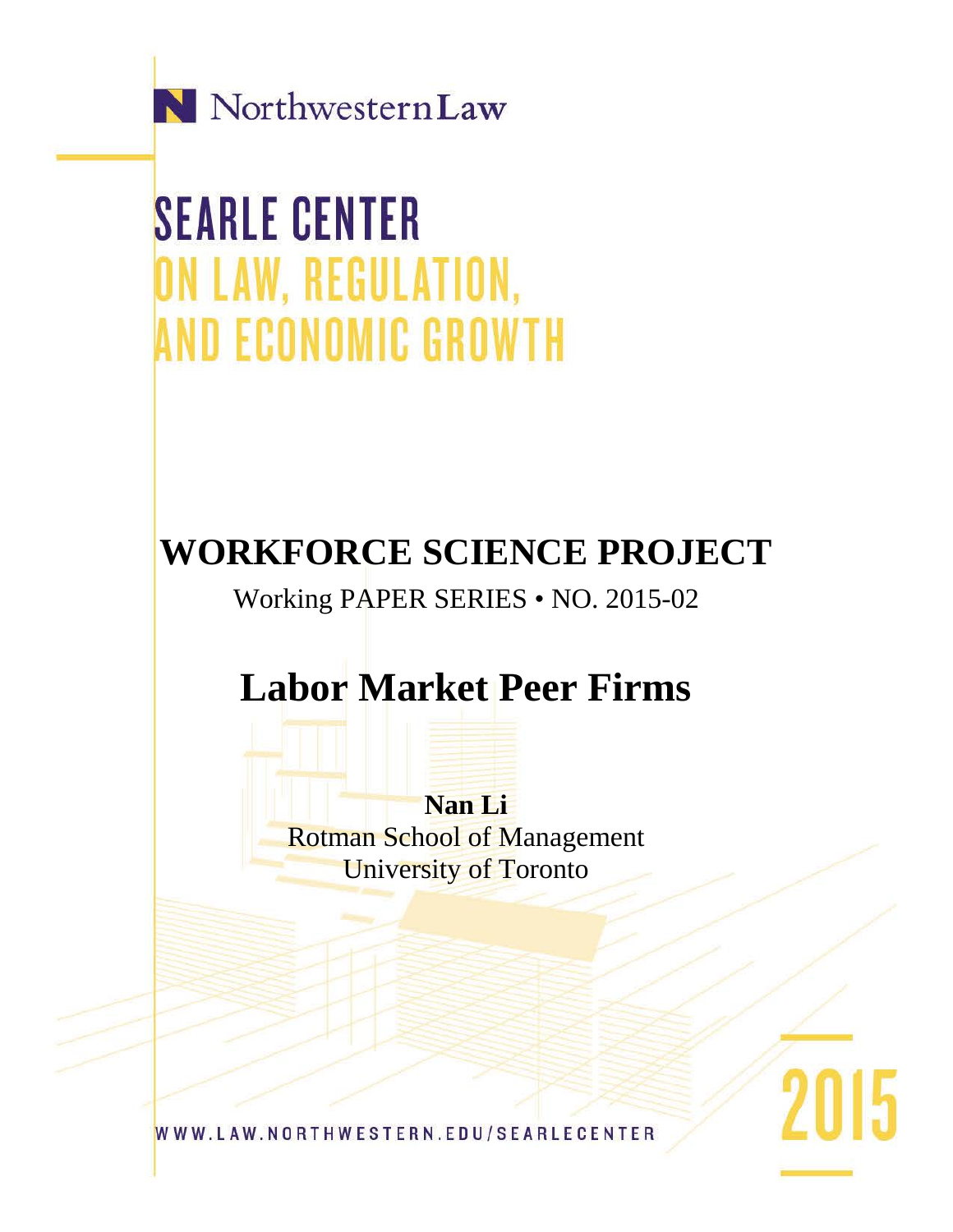Northwestern Law

# SEARLE CENTER ON LAW, REGULATION, AND ECONOMIC GROWTH

## WORKFORCE SCIENCE PROJECT

Working PAPER SERIES • NO. 2015-02

# Labor Market Peer Firms

**Nan Li**
Rotman School of Management
University of Toronto

WWW.LAW.NORTHWESTERN.EDU/SEARLECENTER

2015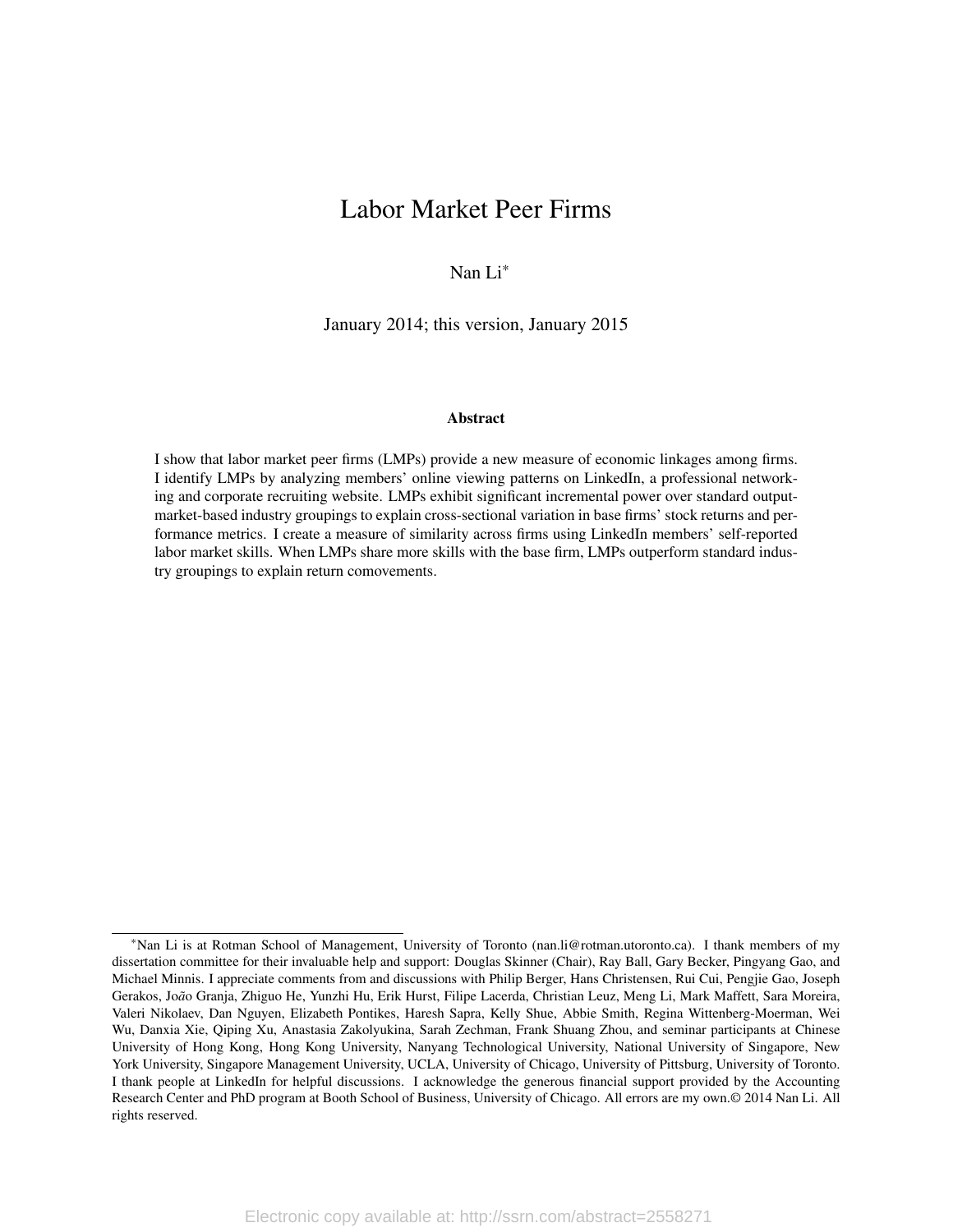# Labor Market Peer Firms

Nan Li*

January 2014; this version, January 2015

### Abstract

I show that labor market peer firms (LMPs) provide a new measure of economic linkages among firms. I identify LMPs by analyzing members' online viewing patterns on LinkedIn, a professional networking and corporate recruiting website. LMPs exhibit significant incremental power over standard output-market-based industry groupings to explain cross-sectional variation in base firms' stock returns and performance metrics. I create a measure of similarity across firms using LinkedIn members' self-reported labor market skills. When LMPs share more skills with the base firm, LMPs outperform standard industry groupings to explain return comovements.

---

*Nan Li is at Rotman School of Management, University of Toronto (nan.li@rotman.utoronto.ca). I thank members of my dissertation committee for their invaluable help and support: Douglas Skinner (Chair), Ray Ball, Gary Becker, Pingyang Gao, and Michael Minnis. I appreciate comments from and discussions with Philip Berger, Hans Christensen, Rui Cui, Pengjie Gao, Joseph Gerakos, João Granja, Zhiguo He, Yunzhi Hu, Erik Hurst, Filipe Lacerda, Christian Leuz, Meng Li, Mark Maffett, Sara Moreira, Valeri Nikolaev, Dan Nguyen, Elizabeth Pontikes, Haresh Sapra, Kelly Shue, Abbie Smith, Regina Wittenberg-Moerman, Wei Wu, Danxia Xie, Qiping Xu, Anastasia Zakolyukina, Sarah Zechman, Frank Shuang Zhou, and seminar participants at Chinese University of Hong Kong, Hong Kong University, Nanyang Technological University, National University of Singapore, New York University, Singapore Management University, UCLA, University of Chicago, University of Pittsburg, University of Toronto. I thank people at LinkedIn for helpful discussions. I acknowledge the generous financial support provided by the Accounting Research Center and PhD program at Booth School of Business, University of Chicago. All errors are my own.© 2014 Nan Li. All rights reserved.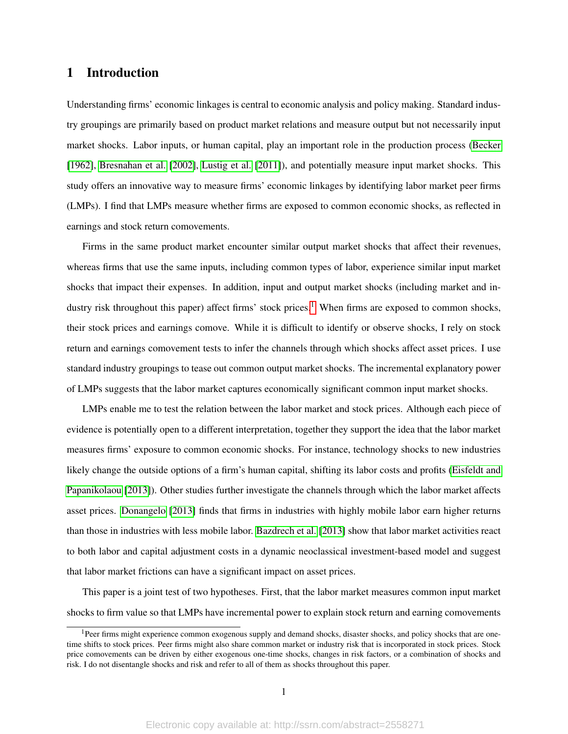# 1 Introduction

Understanding firms' economic linkages is central to economic analysis and policy making. Standard industry groupings are primarily based on product market relations and measure output but not necessarily input market shocks. Labor inputs, or human capital, play an important role in the production process (Becker [1962], Bresnahan et al. [2002], Lustig et al. [2011]), and potentially measure input market shocks. This study offers an innovative way to measure firms' economic linkages by identifying labor market peer firms (LMPs). I find that LMPs measure whether firms are exposed to common economic shocks, as reflected in earnings and stock return comovements.

Firms in the same product market encounter similar output market shocks that affect their revenues, whereas firms that use the same inputs, including common types of labor, experience similar input market shocks that impact their expenses. In addition, input and output market shocks (including market and industry risk throughout this paper) affect firms' stock prices.[1] When firms are exposed to common shocks, their stock prices and earnings comove. While it is difficult to identify or observe shocks, I rely on stock return and earnings comovement tests to infer the channels through which shocks affect asset prices. I use standard industry groupings to tease out common output market shocks. The incremental explanatory power of LMPs suggests that the labor market captures economically significant common input market shocks.

LMPs enable me to test the relation between the labor market and stock prices. Although each piece of evidence is potentially open to a different interpretation, together they support the idea that the labor market measures firms' exposure to common economic shocks. For instance, technology shocks to new industries likely change the outside options of a firm's human capital, shifting its labor costs and profits (Eisfeldt and Papanikolaou [2013]). Other studies further investigate the channels through which the labor market affects asset prices. Donangelo [2013] finds that firms in industries with highly mobile labor earn higher returns than those in industries with less mobile labor. Bazdrech et al. [2013] show that labor market activities react to both labor and capital adjustment costs in a dynamic neoclassical investment-based model and suggest that labor market frictions can have a significant impact on asset prices.

This paper is a joint test of two hypotheses. First, that the labor market measures common input market shocks to firm value so that LMPs have incremental power to explain stock return and earning comovements

[1] Peer firms might experience common exogenous supply and demand shocks, disaster shocks, and policy shocks that are one-time shifts to stock prices. Peer firms might also share common market or industry risk that is incorporated in stock prices. Stock price comovements can be driven by either exogenous one-time shocks, changes in risk factors, or a combination of shocks and risk. I do not disentangle shocks and risk and refer to all of them as shocks throughout this paper.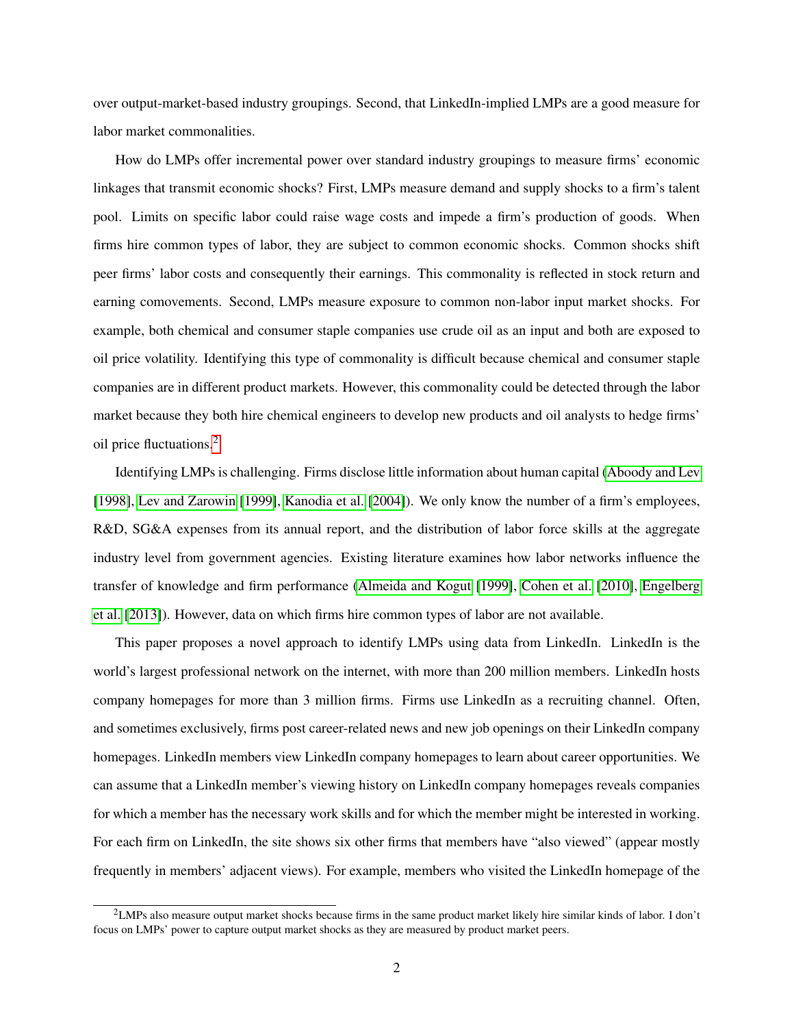over output-market-based industry groupings. Second, that LinkedIn-implied LMPs are a good measure for labor market commonalities.

How do LMPs offer incremental power over standard industry groupings to measure firms' economic linkages that transmit economic shocks? First, LMPs measure demand and supply shocks to a firm's talent pool. Limits on specific labor could raise wage costs and impede a firm's production of goods. When firms hire common types of labor, they are subject to common economic shocks. Common shocks shift peer firms' labor costs and consequently their earnings. This commonality is reflected in stock return and earning comovements. Second, LMPs measure exposure to common non-labor input market shocks. For example, both chemical and consumer staple companies use crude oil as an input and both are exposed to oil price volatility. Identifying this type of commonality is difficult because chemical and consumer staple companies are in different product markets. However, this commonality could be detected through the labor market because they both hire chemical engineers to develop new products and oil analysts to hedge firms' oil price fluctuations.[2]

Identifying LMPs is challenging. Firms disclose little information about human capital (Aboody and Lev [1998], Lev and Zarowin [1999], Kanodia et al. [2004]). We only know the number of a firm's employees, R&D, SG&A expenses from its annual report, and the distribution of labor force skills at the aggregate industry level from government agencies. Existing literature examines how labor networks influence the transfer of knowledge and firm performance (Almeida and Kogut [1999], Cohen et al. [2010], Engelberg et al. [2013]). However, data on which firms hire common types of labor are not available.

This paper proposes a novel approach to identify LMPs using data from LinkedIn. LinkedIn is the world's largest professional network on the internet, with more than 200 million members. LinkedIn hosts company homepages for more than 3 million firms. Firms use LinkedIn as a recruiting channel. Often, and sometimes exclusively, firms post career-related news and new job openings on their LinkedIn company homepages. LinkedIn members view LinkedIn company homepages to learn about career opportunities. We can assume that a LinkedIn member's viewing history on LinkedIn company homepages reveals companies for which a member has the necessary work skills and for which the member might be interested in working. For each firm on LinkedIn, the site shows six other firms that members have "also viewed" (appear mostly frequently in members' adjacent views). For example, members who visited the LinkedIn homepage of the

[2] LMPs also measure output market shocks because firms in the same product market likely hire similar kinds of labor. I don't focus on LMPs' power to capture output market shocks as they are measured by product market peers.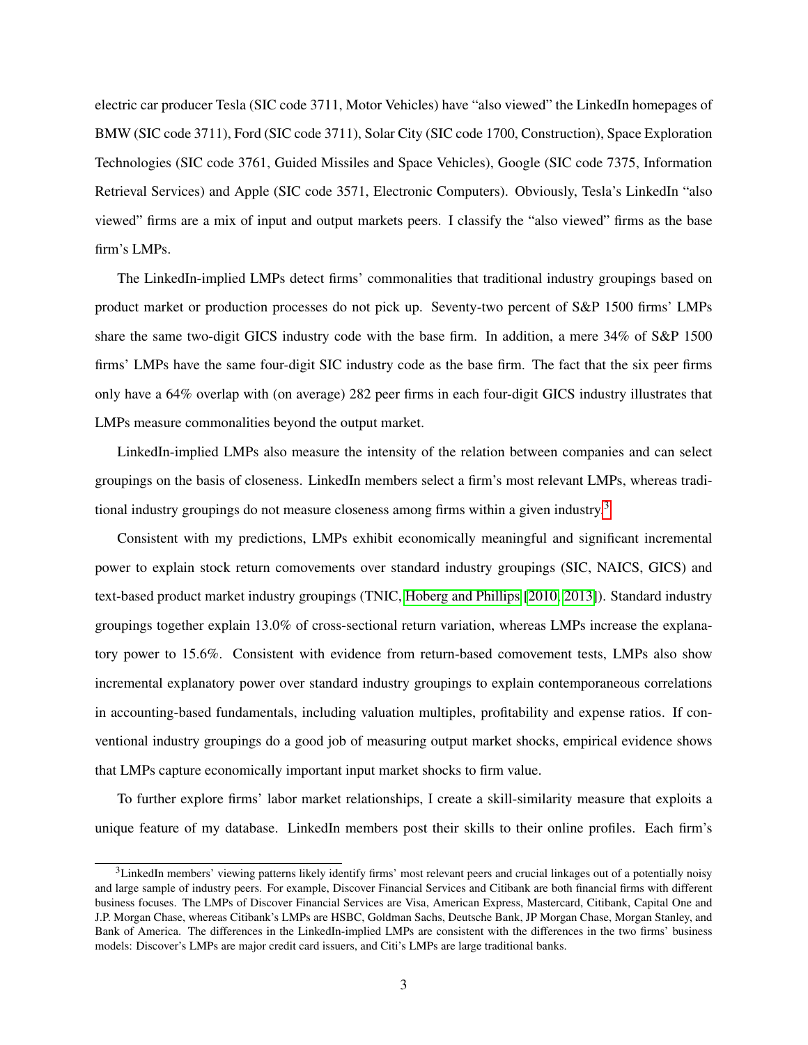electric car producer Tesla (SIC code 3711, Motor Vehicles) have "also viewed" the LinkedIn homepages of BMW (SIC code 3711), Ford (SIC code 3711), Solar City (SIC code 1700, Construction), Space Exploration Technologies (SIC code 3761, Guided Missiles and Space Vehicles), Google (SIC code 7375, Information Retrieval Services) and Apple (SIC code 3571, Electronic Computers). Obviously, Tesla's LinkedIn "also viewed" firms are a mix of input and output markets peers. I classify the "also viewed" firms as the base firm's LMPs.

The LinkedIn-implied LMPs detect firms' commonalities that traditional industry groupings based on product market or production processes do not pick up. Seventy-two percent of S&P 1500 firms' LMPs share the same two-digit GICS industry code with the base firm. In addition, a mere 34% of S&P 1500 firms' LMPs have the same four-digit SIC industry code as the base firm. The fact that the six peer firms only have a 64% overlap with (on average) 282 peer firms in each four-digit GICS industry illustrates that LMPs measure commonalities beyond the output market.

LinkedIn-implied LMPs also measure the intensity of the relation between companies and can select groupings on the basis of closeness. LinkedIn members select a firm's most relevant LMPs, whereas traditional industry groupings do not measure closeness among firms within a given industry.[3]

Consistent with my predictions, LMPs exhibit economically meaningful and significant incremental power to explain stock return comovements over standard industry groupings (SIC, NAICS, GICS) and text-based product market industry groupings (TNIC, Hoberg and Phillips [2010, 2013]). Standard industry groupings together explain 13.0% of cross-sectional return variation, whereas LMPs increase the explanatory power to 15.6%. Consistent with evidence from return-based comovement tests, LMPs also show incremental explanatory power over standard industry groupings to explain contemporaneous correlations in accounting-based fundamentals, including valuation multiples, profitability and expense ratios. If conventional industry groupings do a good job of measuring output market shocks, empirical evidence shows that LMPs capture economically important input market shocks to firm value.

To further explore firms' labor market relationships, I create a skill-similarity measure that exploits a unique feature of my database. LinkedIn members post their skills to their online profiles. Each firm's

[3] LinkedIn members' viewing patterns likely identify firms' most relevant peers and crucial linkages out of a potentially noisy and large sample of industry peers. For example, Discover Financial Services and Citibank are both financial firms with different business focuses. The LMPs of Discover Financial Services are Visa, American Express, Mastercard, Citibank, Capital One and J.P. Morgan Chase, whereas Citibank's LMPs are HSBC, Goldman Sachs, Deutsche Bank, JP Morgan Chase, Morgan Stanley, and Bank of America. The differences in the LinkedIn-implied LMPs are consistent with the differences in the two firms' business models: Discover's LMPs are major credit card issuers, and Citi's LMPs are large traditional banks.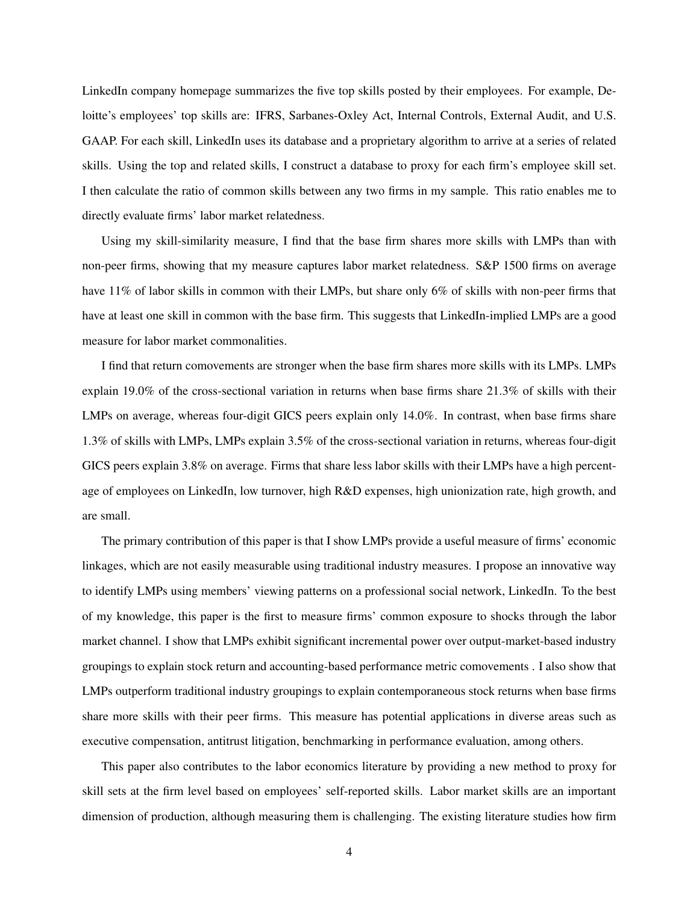LinkedIn company homepage summarizes the five top skills posted by their employees. For example, Deloitte's employees' top skills are: IFRS, Sarbanes-Oxley Act, Internal Controls, External Audit, and U.S. GAAP. For each skill, LinkedIn uses its database and a proprietary algorithm to arrive at a series of related skills. Using the top and related skills, I construct a database to proxy for each firm's employee skill set. I then calculate the ratio of common skills between any two firms in my sample. This ratio enables me to directly evaluate firms' labor market relatedness.

Using my skill-similarity measure, I find that the base firm shares more skills with LMPs than with non-peer firms, showing that my measure captures labor market relatedness. S&P 1500 firms on average have 11% of labor skills in common with their LMPs, but share only 6% of skills with non-peer firms that have at least one skill in common with the base firm. This suggests that LinkedIn-implied LMPs are a good measure for labor market commonalities.

I find that return comovements are stronger when the base firm shares more skills with its LMPs. LMPs explain 19.0% of the cross-sectional variation in returns when base firms share 21.3% of skills with their LMPs on average, whereas four-digit GICS peers explain only 14.0%. In contrast, when base firms share 1.3% of skills with LMPs, LMPs explain 3.5% of the cross-sectional variation in returns, whereas four-digit GICS peers explain 3.8% on average. Firms that share less labor skills with their LMPs have a high percentage of employees on LinkedIn, low turnover, high R&D expenses, high unionization rate, high growth, and are small.

The primary contribution of this paper is that I show LMPs provide a useful measure of firms' economic linkages, which are not easily measurable using traditional industry measures. I propose an innovative way to identify LMPs using members' viewing patterns on a professional social network, LinkedIn. To the best of my knowledge, this paper is the first to measure firms' common exposure to shocks through the labor market channel. I show that LMPs exhibit significant incremental power over output-market-based industry groupings to explain stock return and accounting-based performance metric comovements . I also show that LMPs outperform traditional industry groupings to explain contemporaneous stock returns when base firms share more skills with their peer firms. This measure has potential applications in diverse areas such as executive compensation, antitrust litigation, benchmarking in performance evaluation, among others.

This paper also contributes to the labor economics literature by providing a new method to proxy for skill sets at the firm level based on employees' self-reported skills. Labor market skills are an important dimension of production, although measuring them is challenging. The existing literature studies how firm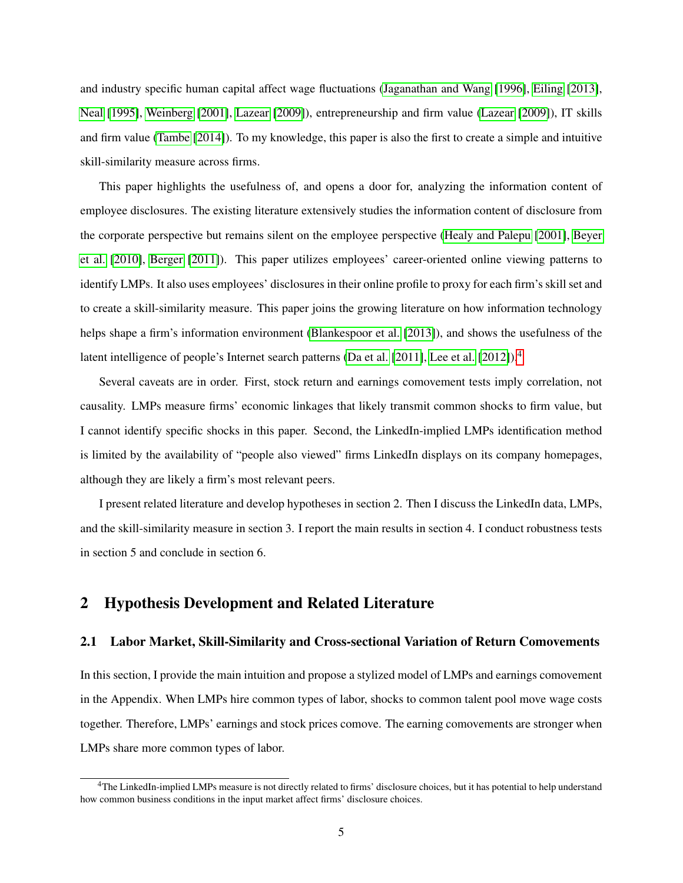and industry specific human capital affect wage fluctuations (Jaganathan and Wang [1996], Eiling [2013], Neal [1995], Weinberg [2001], Lazear [2009]), entrepreneurship and firm value (Lazear [2009]), IT skills and firm value (Tambe [2014]). To my knowledge, this paper is also the first to create a simple and intuitive skill-similarity measure across firms.

This paper highlights the usefulness of, and opens a door for, analyzing the information content of employee disclosures. The existing literature extensively studies the information content of disclosure from the corporate perspective but remains silent on the employee perspective (Healy and Palepu [2001], Beyer et al. [2010], Berger [2011]). This paper utilizes employees' career-oriented online viewing patterns to identify LMPs. It also uses employees' disclosures in their online profile to proxy for each firm's skill set and to create a skill-similarity measure. This paper joins the growing literature on how information technology helps shape a firm's information environment (Blankespoor et al. [2013]), and shows the usefulness of the latent intelligence of people's Internet search patterns (Da et al. [2011], Lee et al. [2012]).[4]

Several caveats are in order. First, stock return and earnings comovement tests imply correlation, not causality. LMPs measure firms' economic linkages that likely transmit common shocks to firm value, but I cannot identify specific shocks in this paper. Second, the LinkedIn-implied LMPs identification method is limited by the availability of "people also viewed" firms LinkedIn displays on its company homepages, although they are likely a firm's most relevant peers.

I present related literature and develop hypotheses in section 2. Then I discuss the LinkedIn data, LMPs, and the skill-similarity measure in section 3. I report the main results in section 4. I conduct robustness tests in section 5 and conclude in section 6.

## 2 Hypothesis Development and Related Literature

### 2.1 Labor Market, Skill-Similarity and Cross-sectional Variation of Return Comovements

In this section, I provide the main intuition and propose a stylized model of LMPs and earnings comovement in the Appendix. When LMPs hire common types of labor, shocks to common talent pool move wage costs together. Therefore, LMPs' earnings and stock prices comove. The earning comovements are stronger when LMPs share more common types of labor.

[4] The LinkedIn-implied LMPs measure is not directly related to firms' disclosure choices, but it has potential to help understand how common business conditions in the input market affect firms' disclosure choices.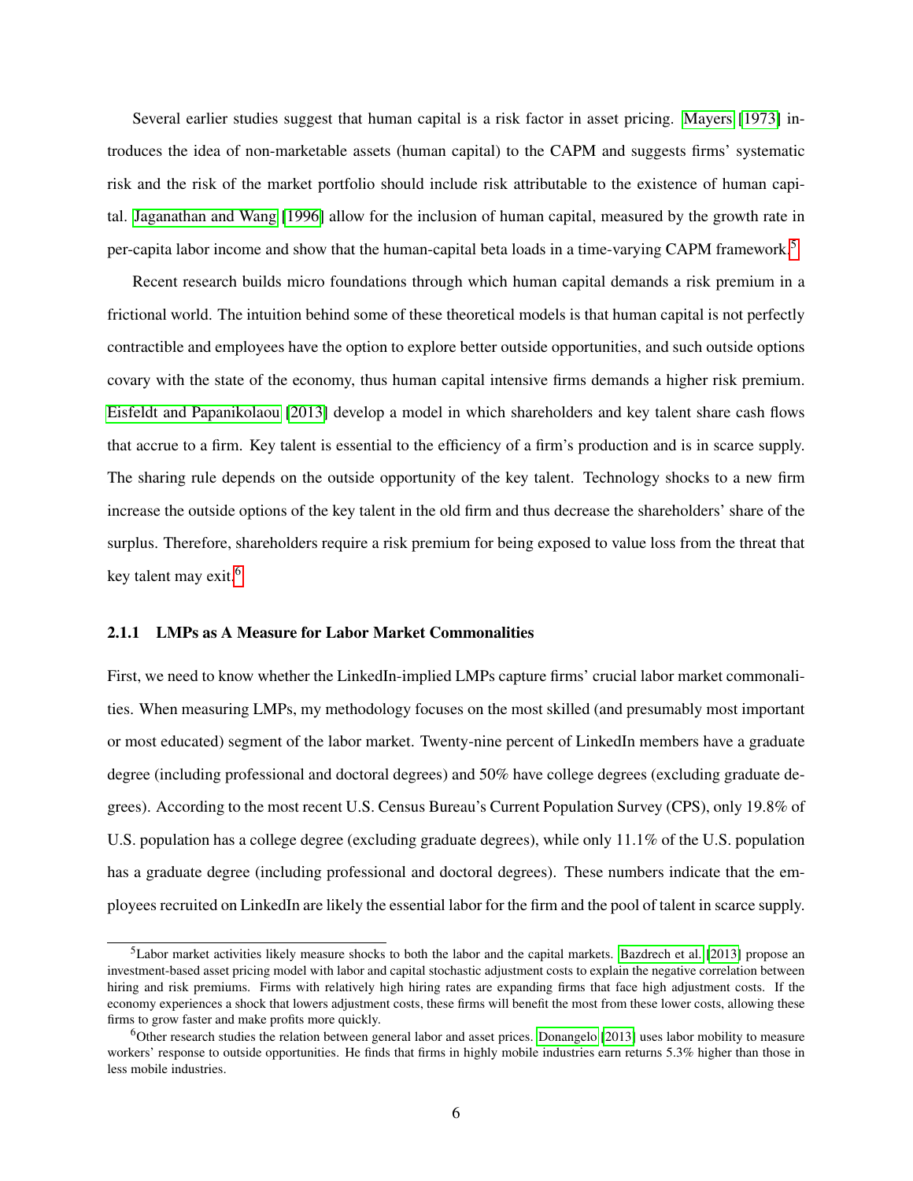Several earlier studies suggest that human capital is a risk factor in asset pricing. Mayers [1973] introduces the idea of non-marketable assets (human capital) to the CAPM and suggests firms' systematic risk and the risk of the market portfolio should include risk attributable to the existence of human capital. Jaganathan and Wang [1996] allow for the inclusion of human capital, measured by the growth rate in per-capita labor income and show that the human-capital beta loads in a time-varying CAPM framework.[5]

Recent research builds micro foundations through which human capital demands a risk premium in a frictional world. The intuition behind some of these theoretical models is that human capital is not perfectly contractible and employees have the option to explore better outside opportunities, and such outside options covary with the state of the economy, thus human capital intensive firms demands a higher risk premium. Eisfeldt and Papanikolaou [2013] develop a model in which shareholders and key talent share cash flows that accrue to a firm. Key talent is essential to the efficiency of a firm's production and is in scarce supply. The sharing rule depends on the outside opportunity of the key talent. Technology shocks to a new firm increase the outside options of the key talent in the old firm and thus decrease the shareholders' share of the surplus. Therefore, shareholders require a risk premium for being exposed to value loss from the threat that key talent may exit.[6]

### 2.1.1 LMPs as A Measure for Labor Market Commonalities

First, we need to know whether the LinkedIn-implied LMPs capture firms' crucial labor market commonalities. When measuring LMPs, my methodology focuses on the most skilled (and presumably most important or most educated) segment of the labor market. Twenty-nine percent of LinkedIn members have a graduate degree (including professional and doctoral degrees) and 50% have college degrees (excluding graduate degrees). According to the most recent U.S. Census Bureau's Current Population Survey (CPS), only 19.8% of U.S. population has a college degree (excluding graduate degrees), while only 11.1% of the U.S. population has a graduate degree (including professional and doctoral degrees). These numbers indicate that the employees recruited on LinkedIn are likely the essential labor for the firm and the pool of talent in scarce supply.

[5] Labor market activities likely measure shocks to both the labor and the capital markets. Bazdrech et al. [2013] propose an investment-based asset pricing model with labor and capital stochastic adjustment costs to explain the negative correlation between hiring and risk premiums. Firms with relatively high hiring rates are expanding firms that face high adjustment costs. If the economy experiences a shock that lowers adjustment costs, these firms will benefit the most from these lower costs, allowing these firms to grow faster and make profits more quickly.

[6] Other research studies the relation between general labor and asset prices. Donangelo [2013] uses labor mobility to measure workers' response to outside opportunities. He finds that firms in highly mobile industries earn returns 5.3% higher than those in less mobile industries.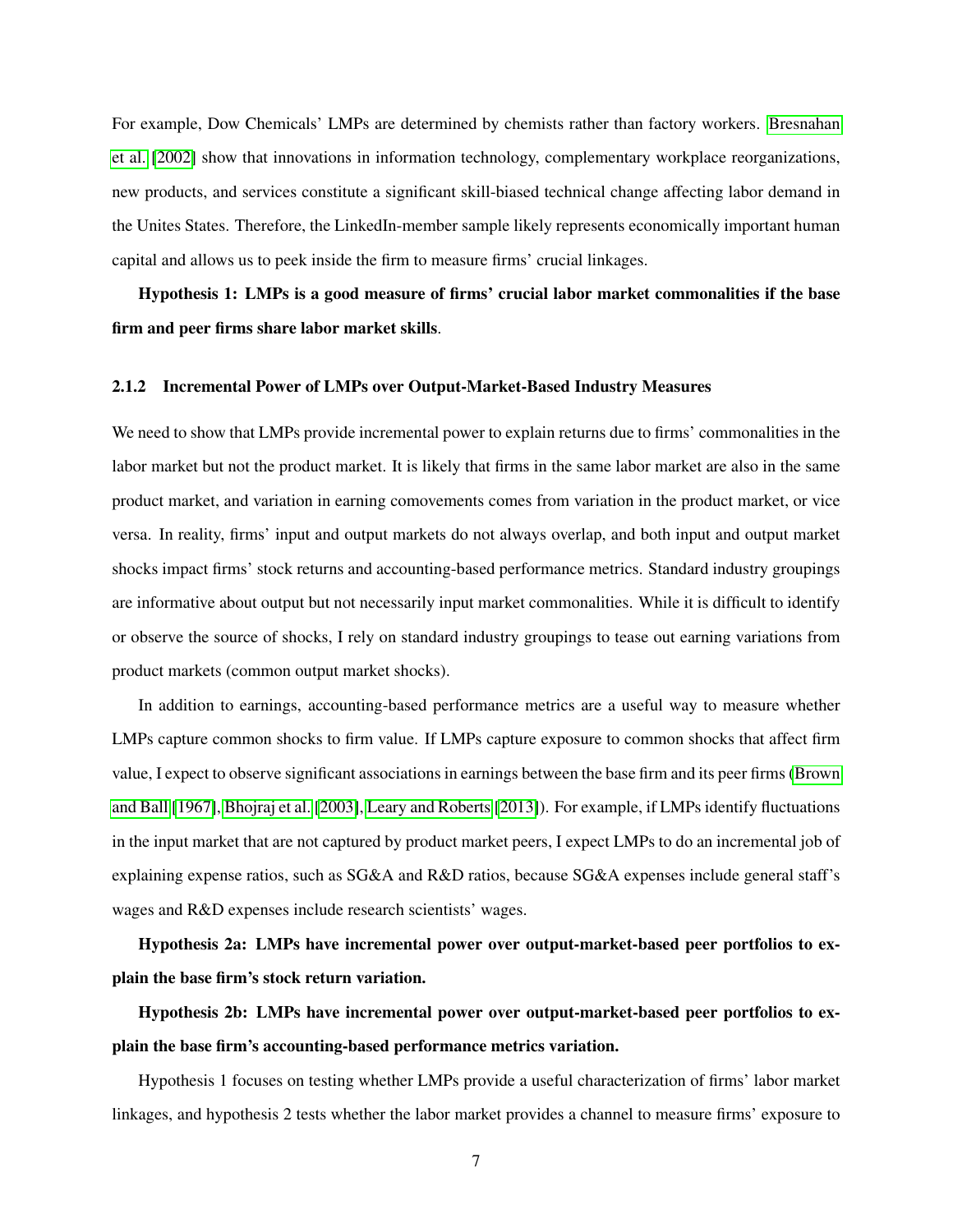For example, Dow Chemicals' LMPs are determined by chemists rather than factory workers. Bresnahan et al. [2002] show that innovations in information technology, complementary workplace reorganizations, new products, and services constitute a significant skill-biased technical change affecting labor demand in the Unites States. Therefore, the LinkedIn-member sample likely represents economically important human capital and allows us to peek inside the firm to measure firms' crucial linkages.

**Hypothesis 1: LMPs is a good measure of firms' crucial labor market commonalities if the base firm and peer firms share labor market skills**.

#### 2.1.2 Incremental Power of LMPs over Output-Market-Based Industry Measures

We need to show that LMPs provide incremental power to explain returns due to firms' commonalities in the labor market but not the product market. It is likely that firms in the same labor market are also in the same product market, and variation in earning comovements comes from variation in the product market, or vice versa. In reality, firms' input and output markets do not always overlap, and both input and output market shocks impact firms' stock returns and accounting-based performance metrics. Standard industry groupings are informative about output but not necessarily input market commonalities. While it is difficult to identify or observe the source of shocks, I rely on standard industry groupings to tease out earning variations from product markets (common output market shocks).

In addition to earnings, accounting-based performance metrics are a useful way to measure whether LMPs capture common shocks to firm value. If LMPs capture exposure to common shocks that affect firm value, I expect to observe significant associations in earnings between the base firm and its peer firms (Brown and Ball [1967], Bhojraj et al. [2003], Leary and Roberts [2013]). For example, if LMPs identify fluctuations in the input market that are not captured by product market peers, I expect LMPs to do an incremental job of explaining expense ratios, such as SG&A and R&D ratios, because SG&A expenses include general staff's wages and R&D expenses include research scientists' wages.

**Hypothesis 2a: LMPs have incremental power over output-market-based peer portfolios to explain the base firm's stock return variation.**

**Hypothesis 2b: LMPs have incremental power over output-market-based peer portfolios to explain the base firm's accounting-based performance metrics variation.**

Hypothesis 1 focuses on testing whether LMPs provide a useful characterization of firms' labor market linkages, and hypothesis 2 tests whether the labor market provides a channel to measure firms' exposure to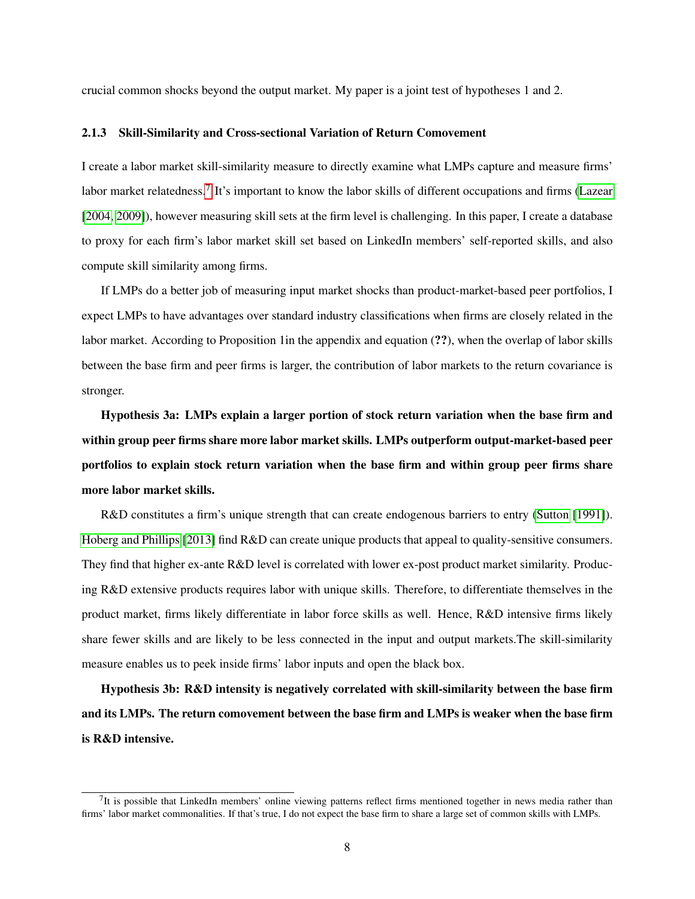crucial common shocks beyond the output market. My paper is a joint test of hypotheses 1 and 2.

### 2.1.3 Skill-Similarity and Cross-sectional Variation of Return Comovement

I create a labor market skill-similarity measure to directly examine what LMPs capture and measure firms' labor market relatedness.[7] It's important to know the labor skills of different occupations and firms (Lazear [2004, 2009]), however measuring skill sets at the firm level is challenging. In this paper, I create a database to proxy for each firm's labor market skill set based on LinkedIn members' self-reported skills, and also compute skill similarity among firms.

If LMPs do a better job of measuring input market shocks than product-market-based peer portfolios, I expect LMPs to have advantages over standard industry classifications when firms are closely related in the labor market. According to Proposition 1in the appendix and equation (**??**), when the overlap of labor skills between the base firm and peer firms is larger, the contribution of labor markets to the return covariance is stronger.

**Hypothesis 3a: LMPs explain a larger portion of stock return variation when the base firm and within group peer firms share more labor market skills. LMPs outperform output-market-based peer portfolios to explain stock return variation when the base firm and within group peer firms share more labor market skills.**

R&D constitutes a firm's unique strength that can create endogenous barriers to entry (Sutton [1991]). Hoberg and Phillips [2013] find R&D can create unique products that appeal to quality-sensitive consumers. They find that higher ex-ante R&D level is correlated with lower ex-post product market similarity. Producing R&D extensive products requires labor with unique skills. Therefore, to differentiate themselves in the product market, firms likely differentiate in labor force skills as well. Hence, R&D intensive firms likely share fewer skills and are likely to be less connected in the input and output markets.The skill-similarity measure enables us to peek inside firms' labor inputs and open the black box.

**Hypothesis 3b: R&D intensity is negatively correlated with skill-similarity between the base firm and its LMPs. The return comovement between the base firm and LMPs is weaker when the base firm is R&D intensive.**

[7] It is possible that LinkedIn members' online viewing patterns reflect firms mentioned together in news media rather than firms' labor market commonalities. If that's true, I do not expect the base firm to share a large set of common skills with LMPs.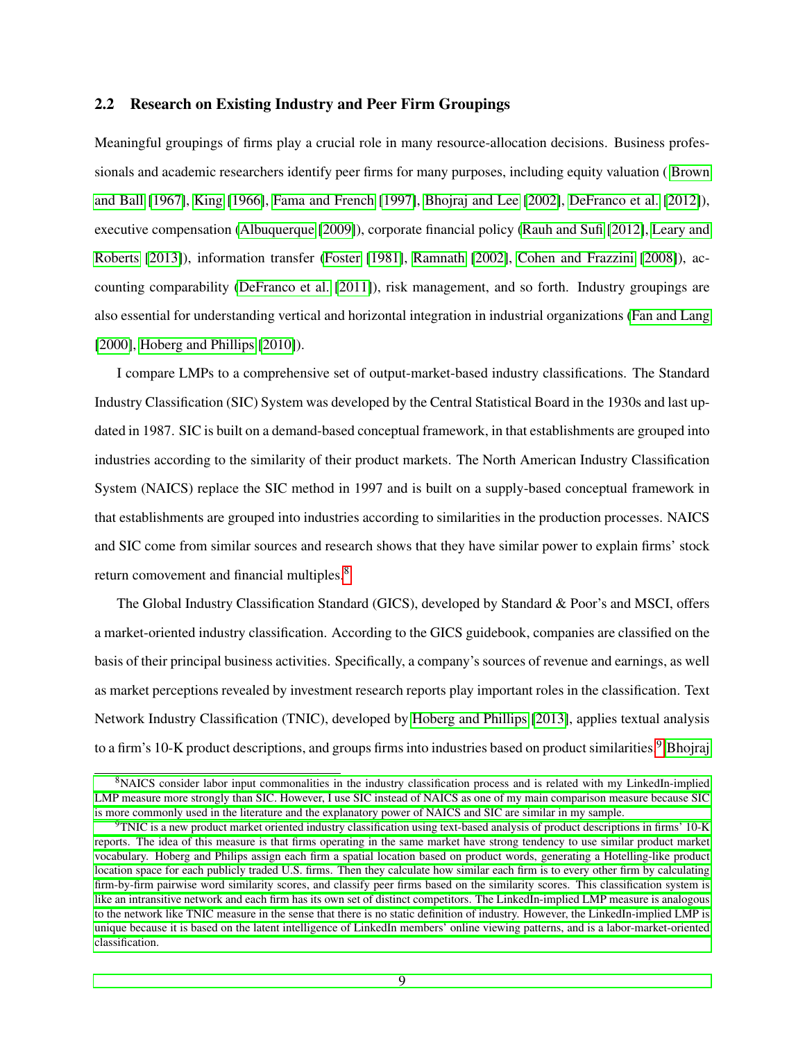## 2.2 Research on Existing Industry and Peer Firm Groupings

Meaningful groupings of firms play a crucial role in many resource-allocation decisions. Business professionals and academic researchers identify peer firms for many purposes, including equity valuation ( Brown and Ball [1967], King [1966], Fama and French [1997], Bhojraj and Lee [2002], DeFranco et al. [2012]), executive compensation (Albuquerque [2009]), corporate financial policy (Rauh and Sufi [2012], Leary and Roberts [2013]), information transfer (Foster [1981], Ramnath [2002], Cohen and Frazzini [2008]), accounting comparability (DeFranco et al. [2011]), risk management, and so forth. Industry groupings are also essential for understanding vertical and horizontal integration in industrial organizations (Fan and Lang [2000], Hoberg and Phillips [2010]).

I compare LMPs to a comprehensive set of output-market-based industry classifications. The Standard Industry Classification (SIC) System was developed by the Central Statistical Board in the 1930s and last updated in 1987. SIC is built on a demand-based conceptual framework, in that establishments are grouped into industries according to the similarity of their product markets. The North American Industry Classification System (NAICS) replace the SIC method in 1997 and is built on a supply-based conceptual framework in that establishments are grouped into industries according to similarities in the production processes. NAICS and SIC come from similar sources and research shows that they have similar power to explain firms' stock return comovement and financial multiples.[8]

The Global Industry Classification Standard (GICS), developed by Standard & Poor's and MSCI, offers a market-oriented industry classification. According to the GICS guidebook, companies are classified on the basis of their principal business activities. Specifically, a company's sources of revenue and earnings, as well as market perceptions revealed by investment research reports play important roles in the classification. Text Network Industry Classification (TNIC), developed by Hoberg and Phillips [2013], applies textual analysis to a firm's 10-K product descriptions, and groups firms into industries based on product similarities.[9] Bhojraj

[8] NAICS consider labor input commonalities in the industry classification process and is related with my LinkedIn-implied LMP measure more strongly than SIC. However, I use SIC instead of NAICS as one of my main comparison measure because SIC is more commonly used in the literature and the explanatory power of NAICS and SIC are similar in my sample.

[9] TNIC is a new product market oriented industry classification using text-based analysis of product descriptions in firms' 10-K reports. The idea of this measure is that firms operating in the same market have strong tendency to use similar product market vocabulary. Hoberg and Philips assign each firm a spatial location based on product words, generating a Hotelling-like product location space for each publicly traded U.S. firms. Then they calculate how similar each firm is to every other firm by calculating firm-by-firm pairwise word similarity scores, and classify peer firms based on the similarity scores. This classification system is like an intransitive network and each firm has its own set of distinct competitors. The LinkedIn-implied LMP measure is analogous to the network like TNIC measure in the sense that there is no static definition of industry. However, the LinkedIn-implied LMP is unique because it is based on the latent intelligence of LinkedIn members' online viewing patterns, and is a labor-market-oriented classification.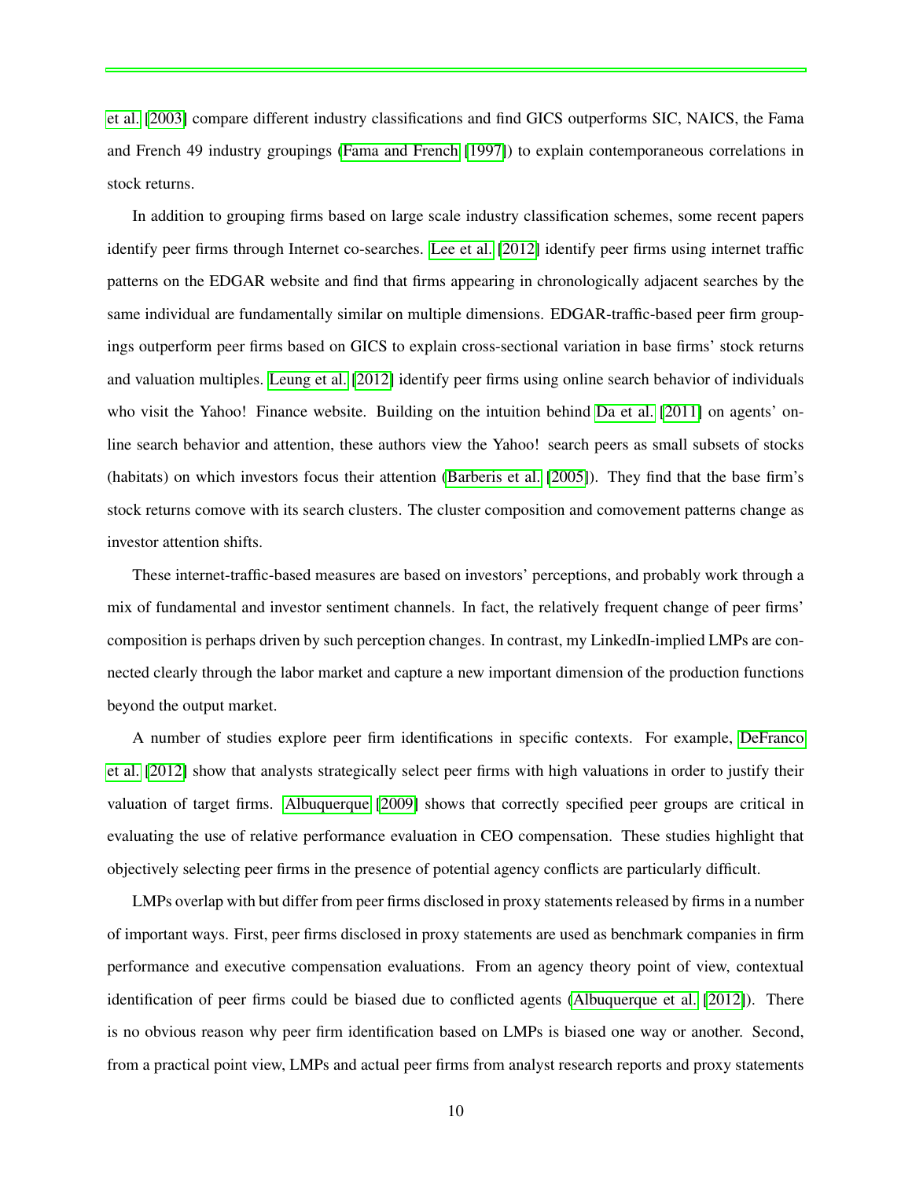et al. [2003] compare different industry classifications and find GICS outperforms SIC, NAICS, the Fama and French 49 industry groupings (Fama and French [1997]) to explain contemporaneous correlations in stock returns.

In addition to grouping firms based on large scale industry classification schemes, some recent papers identify peer firms through Internet co-searches. Lee et al. [2012] identify peer firms using internet traffic patterns on the EDGAR website and find that firms appearing in chronologically adjacent searches by the same individual are fundamentally similar on multiple dimensions. EDGAR-traffic-based peer firm groupings outperform peer firms based on GICS to explain cross-sectional variation in base firms' stock returns and valuation multiples. Leung et al. [2012] identify peer firms using online search behavior of individuals who visit the Yahoo! Finance website. Building on the intuition behind Da et al. [2011] on agents' online search behavior and attention, these authors view the Yahoo! search peers as small subsets of stocks (habitats) on which investors focus their attention (Barberis et al. [2005]). They find that the base firm's stock returns comove with its search clusters. The cluster composition and comovement patterns change as investor attention shifts.

These internet-traffic-based measures are based on investors' perceptions, and probably work through a mix of fundamental and investor sentiment channels. In fact, the relatively frequent change of peer firms' composition is perhaps driven by such perception changes. In contrast, my LinkedIn-implied LMPs are connected clearly through the labor market and capture a new important dimension of the production functions beyond the output market.

A number of studies explore peer firm identifications in specific contexts. For example, DeFranco et al. [2012] show that analysts strategically select peer firms with high valuations in order to justify their valuation of target firms. Albuquerque [2009] shows that correctly specified peer groups are critical in evaluating the use of relative performance evaluation in CEO compensation. These studies highlight that objectively selecting peer firms in the presence of potential agency conflicts are particularly difficult.

LMPs overlap with but differ from peer firms disclosed in proxy statements released by firms in a number of important ways. First, peer firms disclosed in proxy statements are used as benchmark companies in firm performance and executive compensation evaluations. From an agency theory point of view, contextual identification of peer firms could be biased due to conflicted agents (Albuquerque et al. [2012]). There is no obvious reason why peer firm identification based on LMPs is biased one way or another. Second, from a practical point view, LMPs and actual peer firms from analyst research reports and proxy statements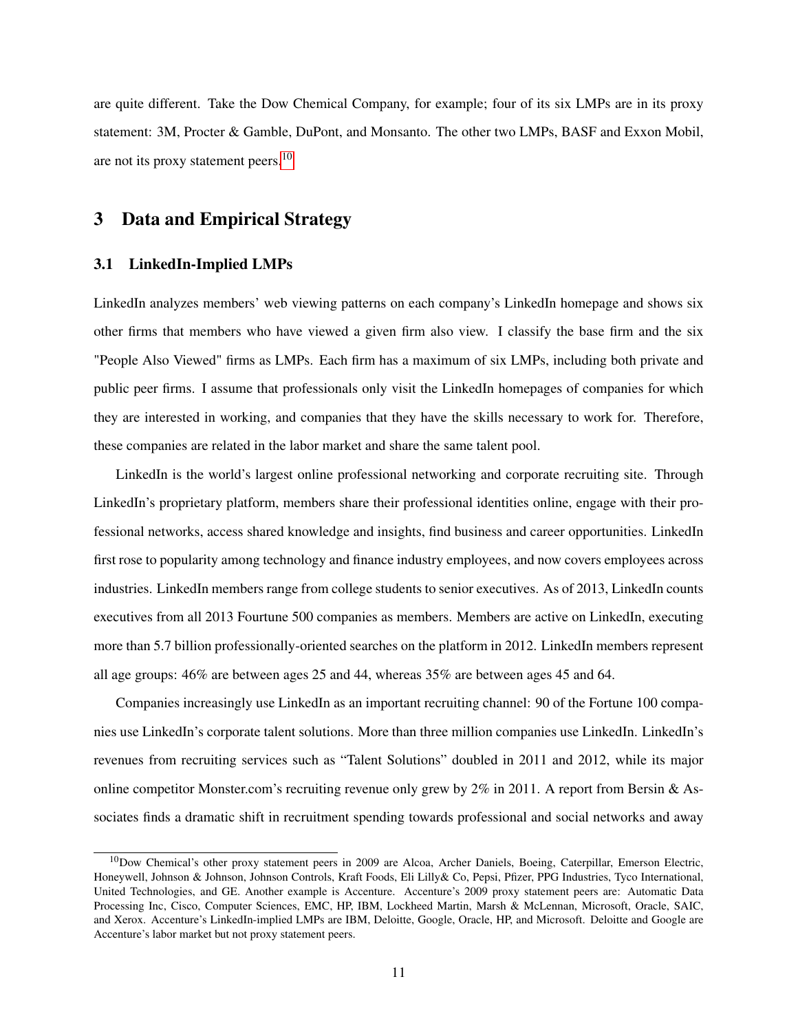are quite different. Take the Dow Chemical Company, for example; four of its six LMPs are in its proxy statement: 3M, Procter & Gamble, DuPont, and Monsanto. The other two LMPs, BASF and Exxon Mobil, are not its proxy statement peers.[10]

## 3 Data and Empirical Strategy

### 3.1 LinkedIn-Implied LMPs

LinkedIn analyzes members' web viewing patterns on each company's LinkedIn homepage and shows six other firms that members who have viewed a given firm also view. I classify the base firm and the six "People Also Viewed" firms as LMPs. Each firm has a maximum of six LMPs, including both private and public peer firms. I assume that professionals only visit the LinkedIn homepages of companies for which they are interested in working, and companies that they have the skills necessary to work for. Therefore, these companies are related in the labor market and share the same talent pool.

LinkedIn is the world's largest online professional networking and corporate recruiting site. Through LinkedIn's proprietary platform, members share their professional identities online, engage with their professional networks, access shared knowledge and insights, find business and career opportunities. LinkedIn first rose to popularity among technology and finance industry employees, and now covers employees across industries. LinkedIn members range from college students to senior executives. As of 2013, LinkedIn counts executives from all 2013 Fourtune 500 companies as members. Members are active on LinkedIn, executing more than 5.7 billion professionally-oriented searches on the platform in 2012. LinkedIn members represent all age groups: 46% are between ages 25 and 44, whereas 35% are between ages 45 and 64.

Companies increasingly use LinkedIn as an important recruiting channel: 90 of the Fortune 100 companies use LinkedIn's corporate talent solutions. More than three million companies use LinkedIn. LinkedIn's revenues from recruiting services such as "Talent Solutions" doubled in 2011 and 2012, while its major online competitor Monster.com's recruiting revenue only grew by 2% in 2011. A report from Bersin & Associates finds a dramatic shift in recruitment spending towards professional and social networks and away

[10] Dow Chemical's other proxy statement peers in 2009 are Alcoa, Archer Daniels, Boeing, Caterpillar, Emerson Electric, Honeywell, Johnson & Johnson, Johnson Controls, Kraft Foods, Eli Lilly& Co, Pepsi, Pfizer, PPG Industries, Tyco International, United Technologies, and GE. Another example is Accenture. Accenture's 2009 proxy statement peers are: Automatic Data Processing Inc, Cisco, Computer Sciences, EMC, HP, IBM, Lockheed Martin, Marsh & McLennan, Microsoft, Oracle, SAIC, and Xerox. Accenture's LinkedIn-implied LMPs are IBM, Deloitte, Google, Oracle, HP, and Microsoft. Deloitte and Google are Accenture's labor market but not proxy statement peers.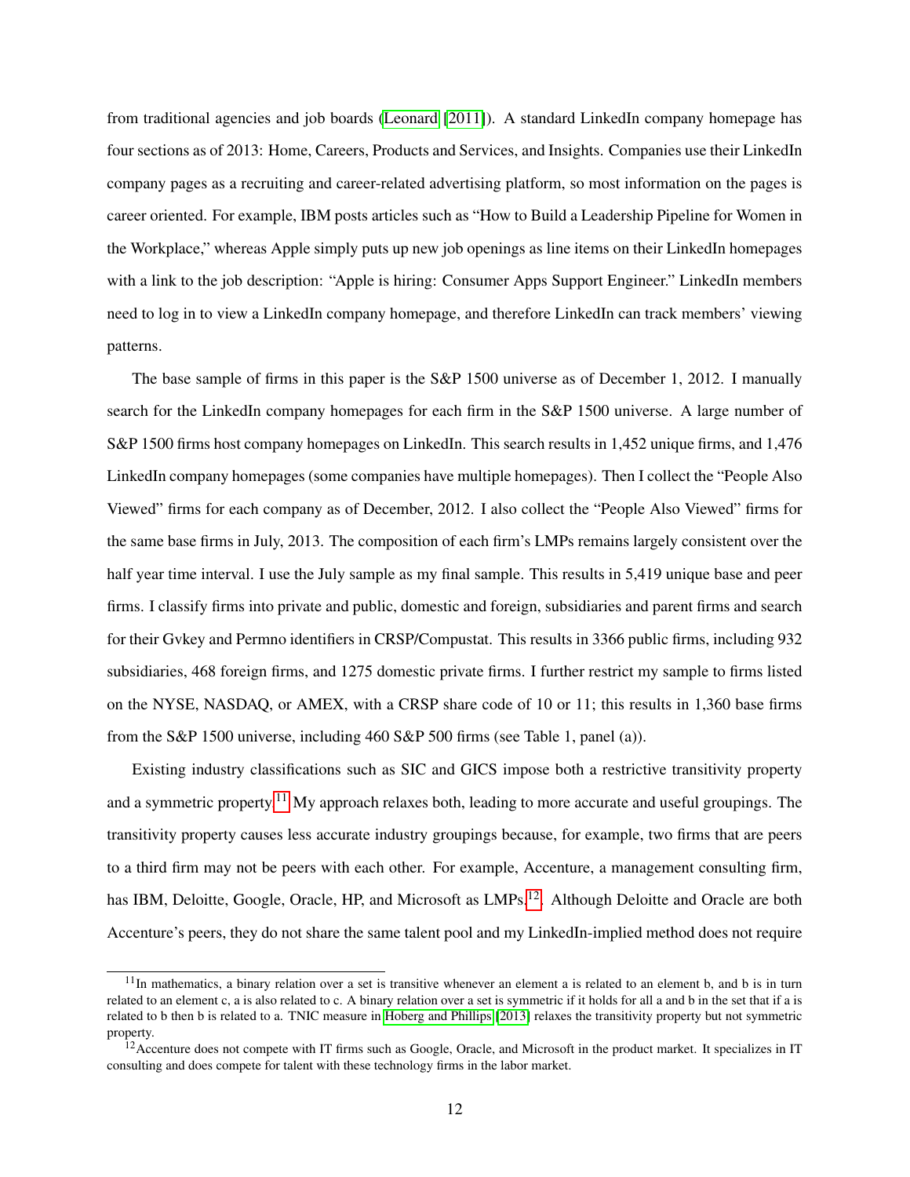from traditional agencies and job boards (Leonard [2011]). A standard LinkedIn company homepage has four sections as of 2013: Home, Careers, Products and Services, and Insights. Companies use their LinkedIn company pages as a recruiting and career-related advertising platform, so most information on the pages is career oriented. For example, IBM posts articles such as "How to Build a Leadership Pipeline for Women in the Workplace," whereas Apple simply puts up new job openings as line items on their LinkedIn homepages with a link to the job description: "Apple is hiring: Consumer Apps Support Engineer." LinkedIn members need to log in to view a LinkedIn company homepage, and therefore LinkedIn can track members' viewing patterns.

The base sample of firms in this paper is the S&P 1500 universe as of December 1, 2012. I manually search for the LinkedIn company homepages for each firm in the S&P 1500 universe. A large number of S&P 1500 firms host company homepages on LinkedIn. This search results in 1,452 unique firms, and 1,476 LinkedIn company homepages (some companies have multiple homepages). Then I collect the "People Also Viewed" firms for each company as of December, 2012. I also collect the "People Also Viewed" firms for the same base firms in July, 2013. The composition of each firm's LMPs remains largely consistent over the half year time interval. I use the July sample as my final sample. This results in 5,419 unique base and peer firms. I classify firms into private and public, domestic and foreign, subsidiaries and parent firms and search for their Gvkey and Permno identifiers in CRSP/Compustat. This results in 3366 public firms, including 932 subsidiaries, 468 foreign firms, and 1275 domestic private firms. I further restrict my sample to firms listed on the NYSE, NASDAQ, or AMEX, with a CRSP share code of 10 or 11; this results in 1,360 base firms from the S&P 1500 universe, including 460 S&P 500 firms (see Table 1, panel (a)).

Existing industry classifications such as SIC and GICS impose both a restrictive transitivity property and a symmetric property.[11] My approach relaxes both, leading to more accurate and useful groupings. The transitivity property causes less accurate industry groupings because, for example, two firms that are peers to a third firm may not be peers with each other. For example, Accenture, a management consulting firm, has IBM, Deloitte, Google, Oracle, HP, and Microsoft as LMPs.[12]. Although Deloitte and Oracle are both Accenture's peers, they do not share the same talent pool and my LinkedIn-implied method does not require

[11] In mathematics, a binary relation over a set is transitive whenever an element a is related to an element b, and b is in turn related to an element c, a is also related to c. A binary relation over a set is symmetric if it holds for all a and b in the set that if a is related to b then b is related to a. TNIC measure in Hoberg and Phillips [2013] relaxes the transitivity property but not symmetric property.

[12] Accenture does not compete with IT firms such as Google, Oracle, and Microsoft in the product market. It specializes in IT consulting and does compete for talent with these technology firms in the labor market.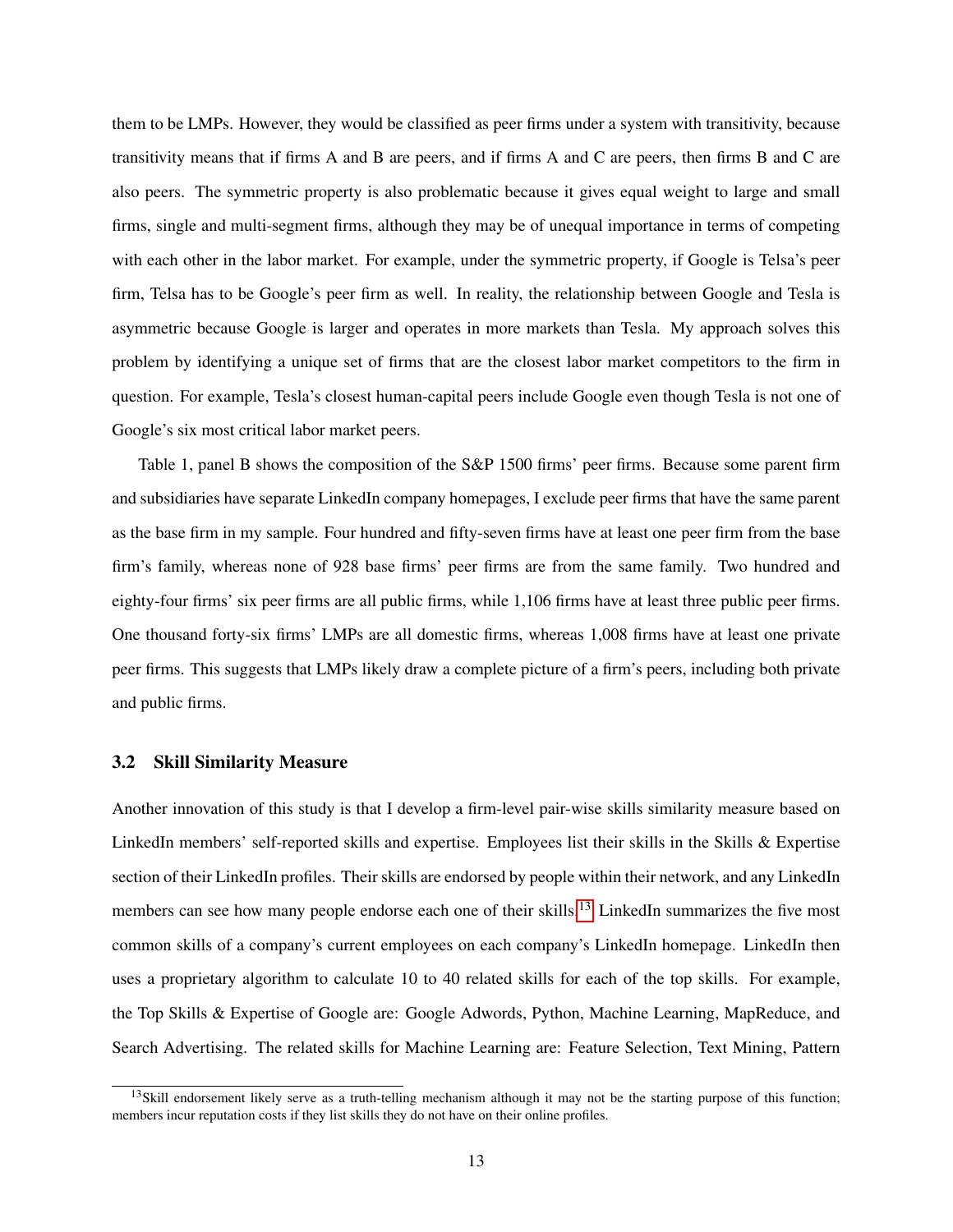them to be LMPs. However, they would be classified as peer firms under a system with transitivity, because transitivity means that if firms A and B are peers, and if firms A and C are peers, then firms B and C are also peers. The symmetric property is also problematic because it gives equal weight to large and small firms, single and multi-segment firms, although they may be of unequal importance in terms of competing with each other in the labor market. For example, under the symmetric property, if Google is Telsa's peer firm, Telsa has to be Google's peer firm as well. In reality, the relationship between Google and Tesla is asymmetric because Google is larger and operates in more markets than Tesla. My approach solves this problem by identifying a unique set of firms that are the closest labor market competitors to the firm in question. For example, Tesla's closest human-capital peers include Google even though Tesla is not one of Google's six most critical labor market peers.

Table 1, panel B shows the composition of the S&P 1500 firms' peer firms. Because some parent firm and subsidiaries have separate LinkedIn company homepages, I exclude peer firms that have the same parent as the base firm in my sample. Four hundred and fifty-seven firms have at least one peer firm from the base firm's family, whereas none of 928 base firms' peer firms are from the same family. Two hundred and eighty-four firms' six peer firms are all public firms, while 1,106 firms have at least three public peer firms. One thousand forty-six firms' LMPs are all domestic firms, whereas 1,008 firms have at least one private peer firms. This suggests that LMPs likely draw a complete picture of a firm's peers, including both private and public firms.

### 3.2 Skill Similarity Measure

Another innovation of this study is that I develop a firm-level pair-wise skills similarity measure based on LinkedIn members' self-reported skills and expertise. Employees list their skills in the Skills & Expertise section of their LinkedIn profiles. Their skills are endorsed by people within their network, and any LinkedIn members can see how many people endorse each one of their skills.[13] LinkedIn summarizes the five most common skills of a company's current employees on each company's LinkedIn homepage. LinkedIn then uses a proprietary algorithm to calculate 10 to 40 related skills for each of the top skills. For example, the Top Skills & Expertise of Google are: Google Adwords, Python, Machine Learning, MapReduce, and Search Advertising. The related skills for Machine Learning are: Feature Selection, Text Mining, Pattern

[13] Skill endorsement likely serve as a truth-telling mechanism although it may not be the starting purpose of this function; members incur reputation costs if they list skills they do not have on their online profiles.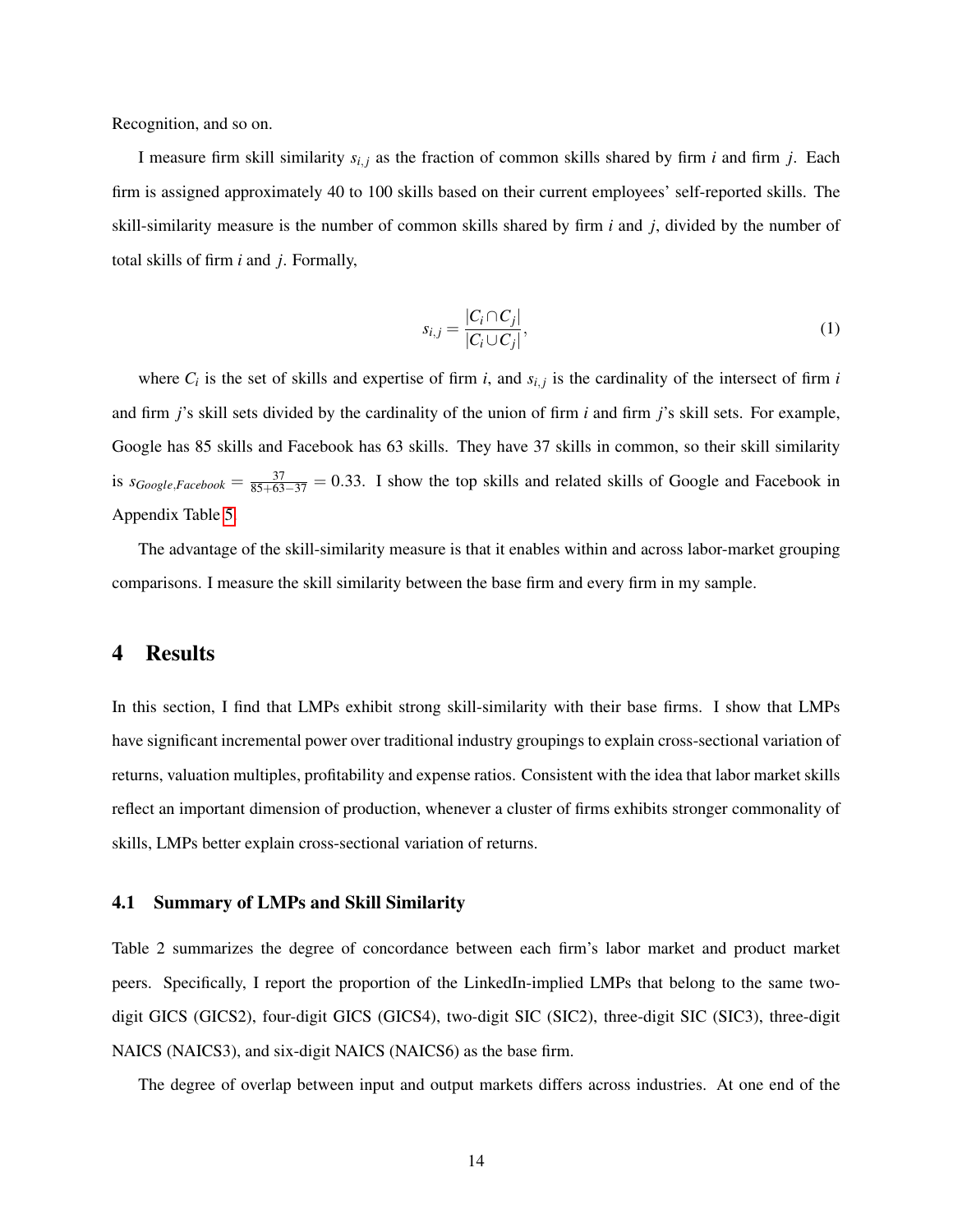Recognition, and so on.

I measure firm skill similarity $s_{i,j}$ as the fraction of common skills shared by firm $i$ and firm $j$. Each firm is assigned approximately 40 to 100 skills based on their current employees' self-reported skills. The skill-similarity measure is the number of common skills shared by firm $i$ and $j$, divided by the number of total skills of firm $i$ and $j$. Formally,

$$s_{i,j} = \frac{|C_i \cap C_j|}{|C_i \cup C_j|}, \tag{1}$$

where $C_i$ is the set of skills and expertise of firm $i$, and $s_{i,j}$ is the cardinality of the intersect of firm $i$ and firm $j$'s skill sets divided by the cardinality of the union of firm $i$ and firm $j$'s skill sets. For example, Google has 85 skills and Facebook has 63 skills. They have 37 skills in common, so their skill similarity is $s_{Google,Facebook} = \frac{37}{85+63-37} = 0.33$. I show the top skills and related skills of Google and Facebook in Appendix Table 5.

The advantage of the skill-similarity measure is that it enables within and across labor-market grouping comparisons. I measure the skill similarity between the base firm and every firm in my sample.

## 4 Results

In this section, I find that LMPs exhibit strong skill-similarity with their base firms. I show that LMPs have significant incremental power over traditional industry groupings to explain cross-sectional variation of returns, valuation multiples, profitability and expense ratios. Consistent with the idea that labor market skills reflect an important dimension of production, whenever a cluster of firms exhibits stronger commonality of skills, LMPs better explain cross-sectional variation of returns.

### 4.1 Summary of LMPs and Skill Similarity

Table 2 summarizes the degree of concordance between each firm's labor market and product market peers. Specifically, I report the proportion of the LinkedIn-implied LMPs that belong to the same two-digit GICS (GICS2), four-digit GICS (GICS4), two-digit SIC (SIC2), three-digit SIC (SIC3), three-digit NAICS (NAICS3), and six-digit NAICS (NAICS6) as the base firm.

The degree of overlap between input and output markets differs across industries. At one end of the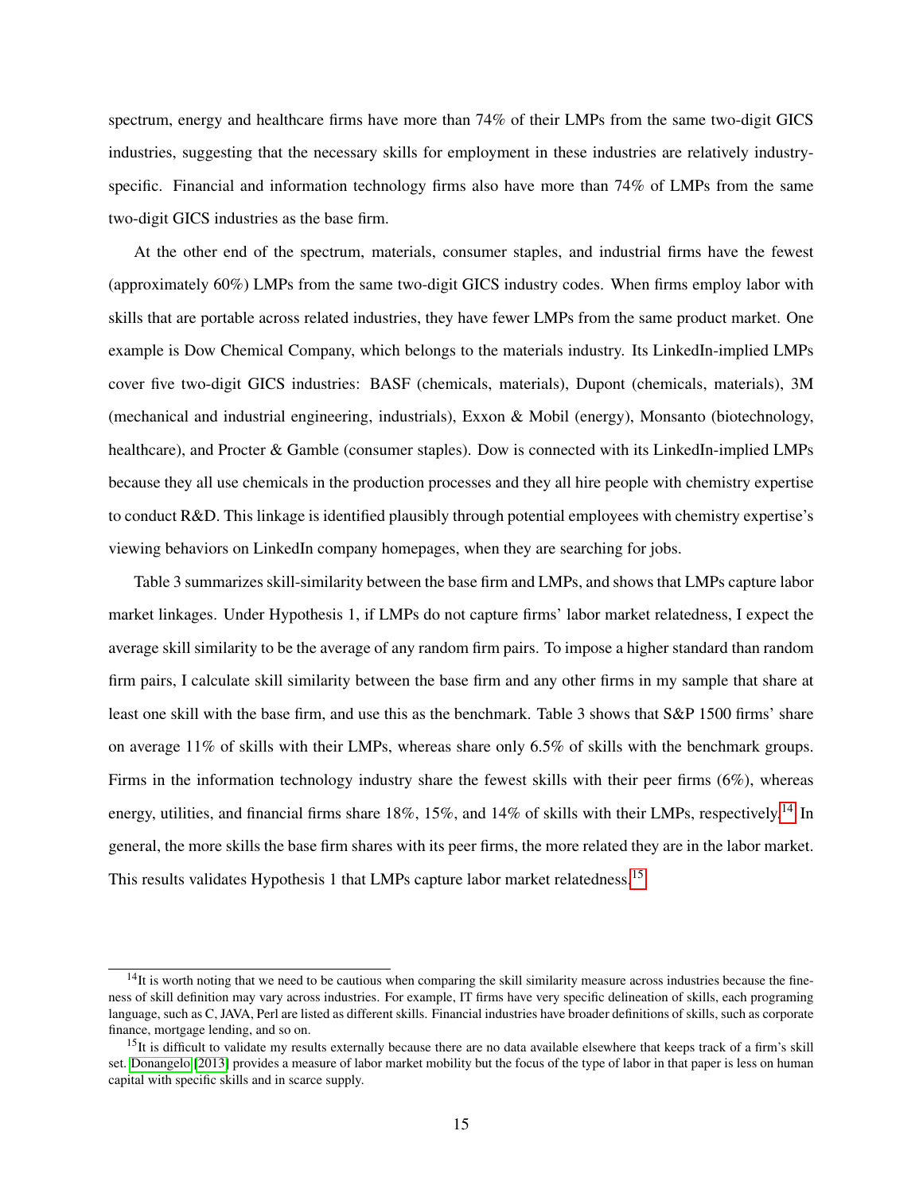spectrum, energy and healthcare firms have more than 74% of their LMPs from the same two-digit GICS industries, suggesting that the necessary skills for employment in these industries are relatively industry-specific. Financial and information technology firms also have more than 74% of LMPs from the same two-digit GICS industries as the base firm.

At the other end of the spectrum, materials, consumer staples, and industrial firms have the fewest (approximately 60%) LMPs from the same two-digit GICS industry codes. When firms employ labor with skills that are portable across related industries, they have fewer LMPs from the same product market. One example is Dow Chemical Company, which belongs to the materials industry. Its LinkedIn-implied LMPs cover five two-digit GICS industries: BASF (chemicals, materials), Dupont (chemicals, materials), 3M (mechanical and industrial engineering, industrials), Exxon & Mobil (energy), Monsanto (biotechnology, healthcare), and Procter & Gamble (consumer staples). Dow is connected with its LinkedIn-implied LMPs because they all use chemicals in the production processes and they all hire people with chemistry expertise to conduct R&D. This linkage is identified plausibly through potential employees with chemistry expertise's viewing behaviors on LinkedIn company homepages, when they are searching for jobs.

Table 3 summarizes skill-similarity between the base firm and LMPs, and shows that LMPs capture labor market linkages. Under Hypothesis 1, if LMPs do not capture firms' labor market relatedness, I expect the average skill similarity to be the average of any random firm pairs. To impose a higher standard than random firm pairs, I calculate skill similarity between the base firm and any other firms in my sample that share at least one skill with the base firm, and use this as the benchmark. Table 3 shows that S&P 1500 firms' share on average 11% of skills with their LMPs, whereas share only 6.5% of skills with the benchmark groups. Firms in the information technology industry share the fewest skills with their peer firms (6%), whereas energy, utilities, and financial firms share 18%, 15%, and 14% of skills with their LMPs, respectively.[14] In general, the more skills the base firm shares with its peer firms, the more related they are in the labor market. This results validates Hypothesis 1 that LMPs capture labor market relatedness.[15]

[14]It is worth noting that we need to be cautious when comparing the skill similarity measure across industries because the fineness of skill definition may vary across industries. For example, IT firms have very specific delineation of skills, each programing language, such as C, JAVA, Perl are listed as different skills. Financial industries have broader definitions of skills, such as corporate finance, mortgage lending, and so on.

[15]It is difficult to validate my results externally because there are no data available elsewhere that keeps track of a firm's skill set. Donangelo (2013) provides a measure of labor market mobility but the focus of the type of labor in that paper is less on human capital with specific skills and in scarce supply.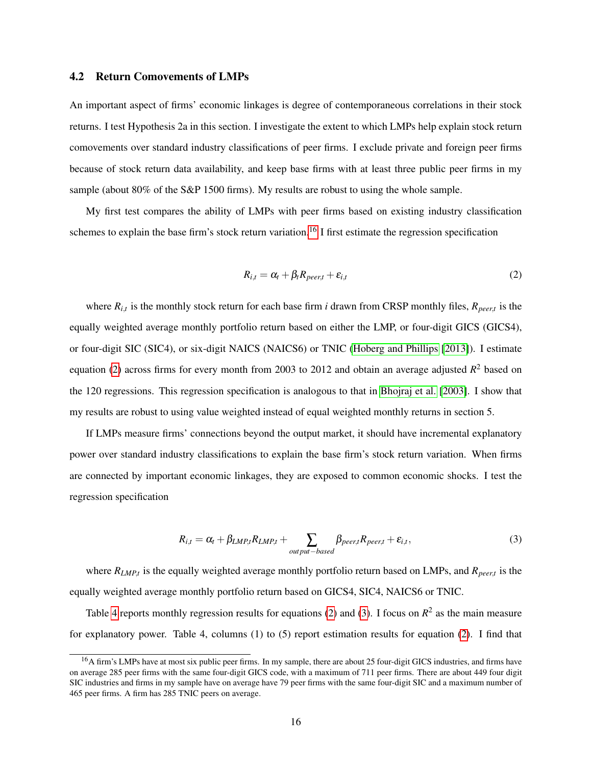### 4.2 Return Comovements of LMPs

An important aspect of firms' economic linkages is degree of contemporaneous correlations in their stock returns. I test Hypothesis 2a in this section. I investigate the extent to which LMPs help explain stock return comovements over standard industry classifications of peer firms. I exclude private and foreign peer firms because of stock return data availability, and keep base firms with at least three public peer firms in my sample (about 80% of the S&P 1500 firms). My results are robust to using the whole sample.

My first test compares the ability of LMPs with peer firms based on existing industry classification schemes to explain the base firm's stock return variation.[16] I first estimate the regression specification

$$R_{i,t} = \alpha_t + \beta_t R_{peer,t} + \varepsilon_{i,t} \tag{2}$$

where $R_{i,t}$ is the monthly stock return for each base firm $i$ drawn from CRSP monthly files, $R_{peer,t}$ is the equally weighted average monthly portfolio return based on either the LMP, or four-digit GICS (GICS4), or four-digit SIC (SIC4), or six-digit NAICS (NAICS6) or TNIC (Hoberg and Phillips [2013]). I estimate equation (2) across firms for every month from 2003 to 2012 and obtain an average adjusted $R^2$ based on the 120 regressions. This regression specification is analogous to that in Bhojraj et al. [2003]. I show that my results are robust to using value weighted instead of equal weighted monthly returns in section 5.

If LMPs measure firms' connections beyond the output market, it should have incremental explanatory power over standard industry classifications to explain the base firm's stock return variation. When firms are connected by important economic linkages, they are exposed to common economic shocks. I test the regression specification

$$R_{i,t} = \alpha_t + \beta_{LMP,t} R_{LMP,t} + \sum_{output-based} \beta_{peer,t} R_{peer,t} + \varepsilon_{i,t}, \tag{3}$$

where $R_{LMP,t}$ is the equally weighted average monthly portfolio return based on LMPs, and $R_{peer,t}$ is the equally weighted average monthly portfolio return based on GICS4, SIC4, NAICS6 or TNIC.

Table 4 reports monthly regression results for equations (2) and (3). I focus on $R^2$ as the main measure for explanatory power. Table 4, columns (1) to (5) report estimation results for equation (2). I find that

[16] A firm's LMPs have at most six public peer firms. In my sample, there are about 25 four-digit GICS industries, and firms have on average 285 peer firms with the same four-digit GICS code, with a maximum of 711 peer firms. There are about 449 four digit SIC industries and firms in my sample have on average have 79 peer firms with the same four-digit SIC and a maximum number of 465 peer firms. A firm has 285 TNIC peers on average.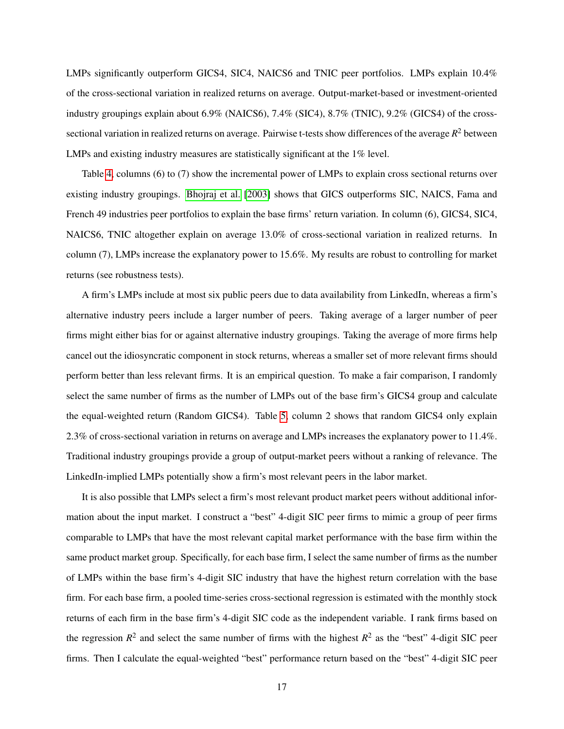LMPs significantly outperform GICS4, SIC4, NAICS6 and TNIC peer portfolios. LMPs explain 10.4% of the cross-sectional variation in realized returns on average. Output-market-based or investment-oriented industry groupings explain about 6.9% (NAICS6), 7.4% (SIC4), 8.7% (TNIC), 9.2% (GICS4) of the cross-sectional variation in realized returns on average. Pairwise t-tests show differences of the average $R^2$ between LMPs and existing industry measures are statistically significant at the 1% level.

Table 4, columns (6) to (7) show the incremental power of LMPs to explain cross sectional returns over existing industry groupings. Bhojraj et al. [2003] shows that GICS outperforms SIC, NAICS, Fama and French 49 industries peer portfolios to explain the base firms' return variation. In column (6), GICS4, SIC4, NAICS6, TNIC altogether explain on average 13.0% of cross-sectional variation in realized returns. In column (7), LMPs increase the explanatory power to 15.6%. My results are robust to controlling for market returns (see robustness tests).

A firm's LMPs include at most six public peers due to data availability from LinkedIn, whereas a firm's alternative industry peers include a larger number of peers. Taking average of a larger number of peer firms might either bias for or against alternative industry groupings. Taking the average of more firms help cancel out the idiosyncratic component in stock returns, whereas a smaller set of more relevant firms should perform better than less relevant firms. It is an empirical question. To make a fair comparison, I randomly select the same number of firms as the number of LMPs out of the base firm's GICS4 group and calculate the equal-weighted return (Random GICS4). Table 5, column 2 shows that random GICS4 only explain 2.3% of cross-sectional variation in returns on average and LMPs increases the explanatory power to 11.4%. Traditional industry groupings provide a group of output-market peers without a ranking of relevance. The LinkedIn-implied LMPs potentially show a firm's most relevant peers in the labor market.

It is also possible that LMPs select a firm's most relevant product market peers without additional information about the input market. I construct a "best" 4-digit SIC peer firms to mimic a group of peer firms comparable to LMPs that have the most relevant capital market performance with the base firm within the same product market group. Specifically, for each base firm, I select the same number of firms as the number of LMPs within the base firm's 4-digit SIC industry that have the highest return correlation with the base firm. For each base firm, a pooled time-series cross-sectional regression is estimated with the monthly stock returns of each firm in the base firm's 4-digit SIC code as the independent variable. I rank firms based on the regression $R^2$ and select the same number of firms with the highest $R^2$ as the "best" 4-digit SIC peer firms. Then I calculate the equal-weighted "best" performance return based on the "best" 4-digit SIC peer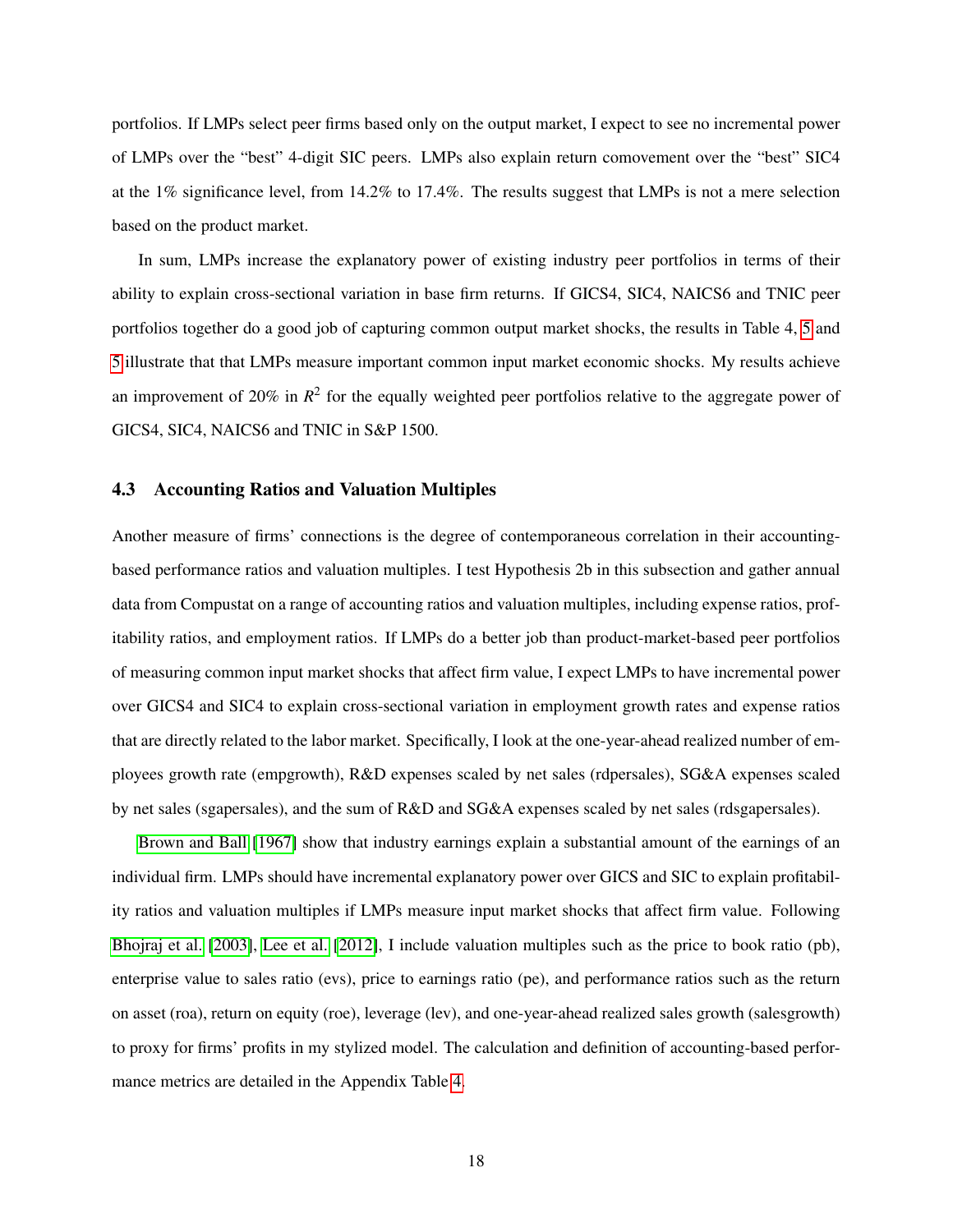portfolios. If LMPs select peer firms based only on the output market, I expect to see no incremental power of LMPs over the "best" 4-digit SIC peers. LMPs also explain return comovement over the "best" SIC4 at the 1% significance level, from 14.2% to 17.4%. The results suggest that LMPs is not a mere selection based on the product market.

In sum, LMPs increase the explanatory power of existing industry peer portfolios in terms of their ability to explain cross-sectional variation in base firm returns. If GICS4, SIC4, NAICS6 and TNIC peer portfolios together do a good job of capturing common output market shocks, the results in Table 4, 5 and 5 illustrate that that LMPs measure important common input market economic shocks. My results achieve an improvement of 20% in $R^2$ for the equally weighted peer portfolios relative to the aggregate power of GICS4, SIC4, NAICS6 and TNIC in S&P 1500.

### 4.3 Accounting Ratios and Valuation Multiples

Another measure of firms' connections is the degree of contemporaneous correlation in their accounting-based performance ratios and valuation multiples. I test Hypothesis 2b in this subsection and gather annual data from Compustat on a range of accounting ratios and valuation multiples, including expense ratios, profitability ratios, and employment ratios. If LMPs do a better job than product-market-based peer portfolios of measuring common input market shocks that affect firm value, I expect LMPs to have incremental power over GICS4 and SIC4 to explain cross-sectional variation in employment growth rates and expense ratios that are directly related to the labor market. Specifically, I look at the one-year-ahead realized number of employees growth rate (empgrowth), R&D expenses scaled by net sales (rdpersales), SG&A expenses scaled by net sales (sgapersales), and the sum of R&D and SG&A expenses scaled by net sales (rdsgapersales).

Brown and Ball [1967] show that industry earnings explain a substantial amount of the earnings of an individual firm. LMPs should have incremental explanatory power over GICS and SIC to explain profitability ratios and valuation multiples if LMPs measure input market shocks that affect firm value. Following Bhojraj et al. [2003], Lee et al. [2012], I include valuation multiples such as the price to book ratio (pb), enterprise value to sales ratio (evs), price to earnings ratio (pe), and performance ratios such as the return on asset (roa), return on equity (roe), leverage (lev), and one-year-ahead realized sales growth (salesgrowth) to proxy for firms' profits in my stylized model. The calculation and definition of accounting-based performance metrics are detailed in the Appendix Table 4.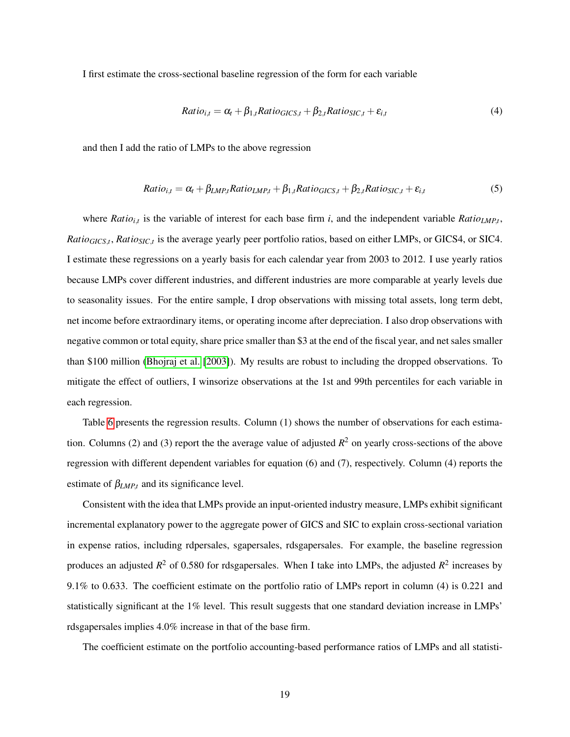I first estimate the cross-sectional baseline regression of the form for each variable

$$Ratio_{i,t} = \alpha_t + \beta_{1,t} Ratio_{GICS,t} + \beta_{2,t} Ratio_{SIC,t} + \varepsilon_{i,t} \tag{4}$$

and then I add the ratio of LMPs to the above regression

$$Ratio_{i,t} = \alpha_t + \beta_{LMP,t} Ratio_{LMP,t} + \beta_{1,t} Ratio_{GICS,t} + \beta_{2,t} Ratio_{SIC,t} + \varepsilon_{i,t} \tag{5}$$

where $Ratio_{i,t}$ is the variable of interest for each base firm $i$, and the independent variable $Ratio_{LMP,t}$, $Ratio_{GICS,t}$, $Ratio_{SIC,t}$ is the average yearly peer portfolio ratios, based on either LMPs, or GICS4, or SIC4. I estimate these regressions on a yearly basis for each calendar year from 2003 to 2012. I use yearly ratios because LMPs cover different industries, and different industries are more comparable at yearly levels due to seasonality issues. For the entire sample, I drop observations with missing total assets, long term debt, net income before extraordinary items, or operating income after depreciation. I also drop observations with negative common or total equity, share price smaller than \$3 at the end of the fiscal year, and net sales smaller than \$100 million (Bhojraj et al. [2003]). My results are robust to including the dropped observations. To mitigate the effect of outliers, I winsorize observations at the 1st and 99th percentiles for each variable in each regression.

Table 6 presents the regression results. Column (1) shows the number of observations for each estimation. Columns (2) and (3) report the the average value of adjusted $R^2$ on yearly cross-sections of the above regression with different dependent variables for equation (6) and (7), respectively. Column (4) reports the estimate of $\beta_{LMP,t}$ and its significance level.

Consistent with the idea that LMPs provide an input-oriented industry measure, LMPs exhibit significant incremental explanatory power to the aggregate power of GICS and SIC to explain cross-sectional variation in expense ratios, including rdpersales, sgapersales, rdsgapersales. For example, the baseline regression produces an adjusted $R^2$ of 0.580 for rdsgapersales. When I take into LMPs, the adjusted $R^2$ increases by 9.1% to 0.633. The coefficient estimate on the portfolio ratio of LMPs report in column (4) is 0.221 and statistically significant at the 1% level. This result suggests that one standard deviation increase in LMPs' rdsgapersales implies 4.0% increase in that of the base firm.

The coefficient estimate on the portfolio accounting-based performance ratios of LMPs and all statisti-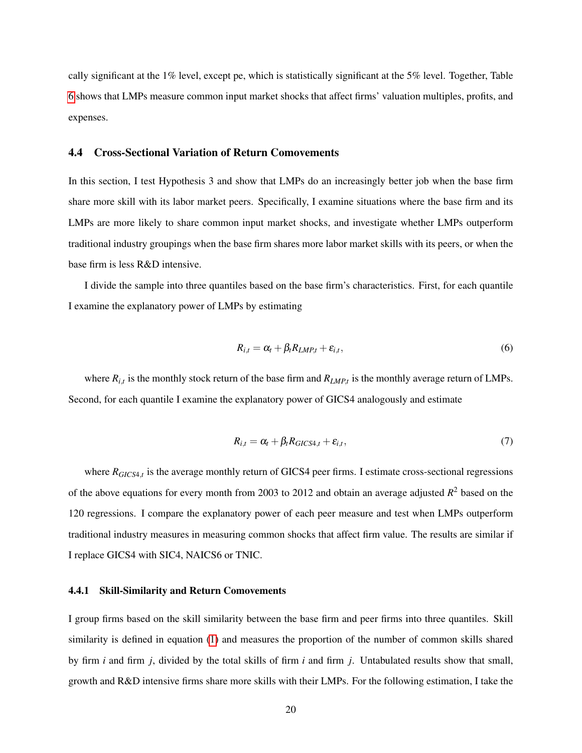cally significant at the 1% level, except pe, which is statistically significant at the 5% level. Together, Table 6 shows that LMPs measure common input market shocks that affect firms' valuation multiples, profits, and expenses.

### 4.4 Cross-Sectional Variation of Return Comovements

In this section, I test Hypothesis 3 and show that LMPs do an increasingly better job when the base firm share more skill with its labor market peers. Specifically, I examine situations where the base firm and its LMPs are more likely to share common input market shocks, and investigate whether LMPs outperform traditional industry groupings when the base firm shares more labor market skills with its peers, or when the base firm is less R&D intensive.

I divide the sample into three quantiles based on the base firm's characteristics. First, for each quantile I examine the explanatory power of LMPs by estimating

$$R_{i,t} = \alpha_t + \beta_t R_{LMP,t} + \varepsilon_{i,t}, \tag{6}$$

where $R_{i,t}$ is the monthly stock return of the base firm and $R_{LMP,t}$ is the monthly average return of LMPs. Second, for each quantile I examine the explanatory power of GICS4 analogously and estimate

$$R_{i,t} = \alpha_t + \beta_t R_{GICS4,t} + \varepsilon_{i,t}, \tag{7}$$

where $R_{GICS4,t}$ is the average monthly return of GICS4 peer firms. I estimate cross-sectional regressions of the above equations for every month from 2003 to 2012 and obtain an average adjusted $R^2$ based on the 120 regressions. I compare the explanatory power of each peer measure and test when LMPs outperform traditional industry measures in measuring common shocks that affect firm value. The results are similar if I replace GICS4 with SIC4, NAICS6 or TNIC.

#### 4.4.1 Skill-Similarity and Return Comovements

I group firms based on the skill similarity between the base firm and peer firms into three quantiles. Skill similarity is defined in equation (1) and measures the proportion of the number of common skills shared by firm $i$ and firm $j$, divided by the total skills of firm $i$ and firm $j$. Untabulated results show that small, growth and R&D intensive firms share more skills with their LMPs. For the following estimation, I take the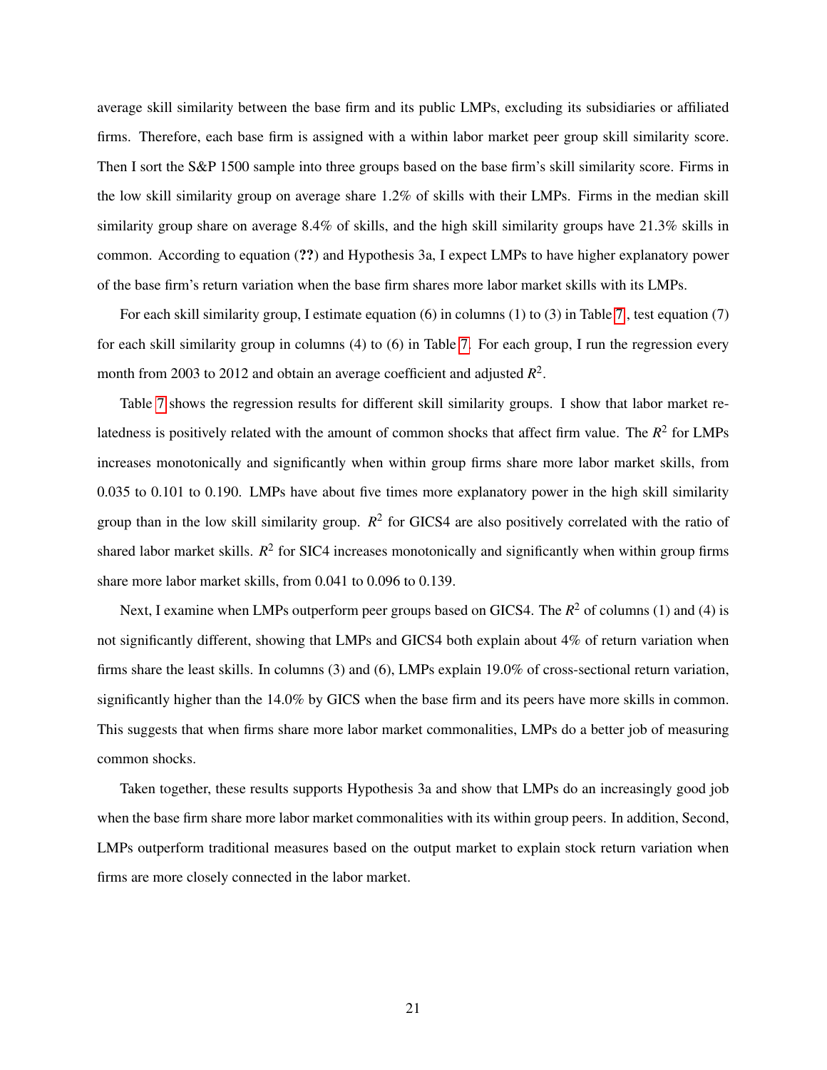average skill similarity between the base firm and its public LMPs, excluding its subsidiaries or affiliated firms. Therefore, each base firm is assigned with a within labor market peer group skill similarity score. Then I sort the S&P 1500 sample into three groups based on the base firm's skill similarity score. Firms in the low skill similarity group on average share 1.2% of skills with their LMPs. Firms in the median skill similarity group share on average 8.4% of skills, and the high skill similarity groups have 21.3% skills in common. According to equation (**??**) and Hypothesis 3a, I expect LMPs to have higher explanatory power of the base firm's return variation when the base firm shares more labor market skills with its LMPs.

For each skill similarity group, I estimate equation (6) in columns (1) to (3) in Table 7, test equation (7) for each skill similarity group in columns (4) to (6) in Table 7. For each group, I run the regression every month from 2003 to 2012 and obtain an average coefficient and adjusted $R^2$.

Table 7 shows the regression results for different skill similarity groups. I show that labor market relatedness is positively related with the amount of common shocks that affect firm value. The $R^2$ for LMPs increases monotonically and significantly when within group firms share more labor market skills, from 0.035 to 0.101 to 0.190. LMPs have about five times more explanatory power in the high skill similarity group than in the low skill similarity group. $R^2$ for GICS4 are also positively correlated with the ratio of shared labor market skills. $R^2$ for SIC4 increases monotonically and significantly when within group firms share more labor market skills, from 0.041 to 0.096 to 0.139.

Next, I examine when LMPs outperform peer groups based on GICS4. The $R^2$ of columns (1) and (4) is not significantly different, showing that LMPs and GICS4 both explain about 4% of return variation when firms share the least skills. In columns (3) and (6), LMPs explain 19.0% of cross-sectional return variation, significantly higher than the 14.0% by GICS when the base firm and its peers have more skills in common. This suggests that when firms share more labor market commonalities, LMPs do a better job of measuring common shocks.

Taken together, these results supports Hypothesis 3a and show that LMPs do an increasingly good job when the base firm share more labor market commonalities with its within group peers. In addition, Second, LMPs outperform traditional measures based on the output market to explain stock return variation when firms are more closely connected in the labor market.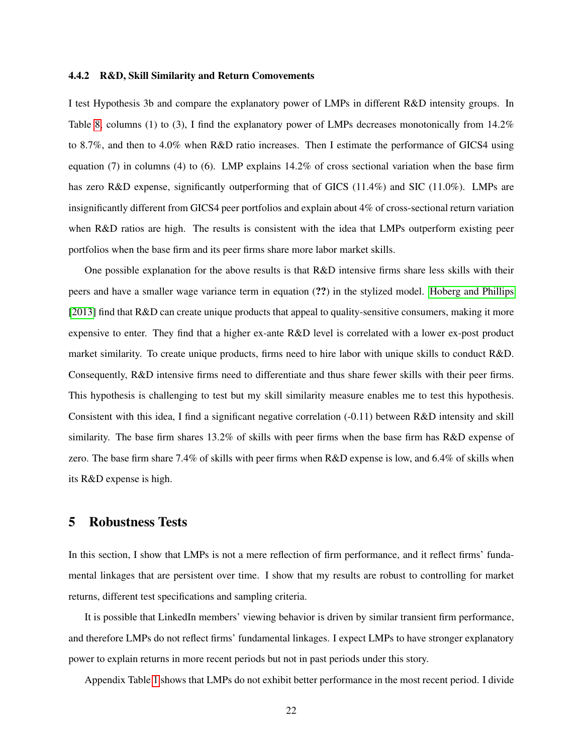### 4.4.2 R&D, Skill Similarity and Return Comovements

I test Hypothesis 3b and compare the explanatory power of LMPs in different R&D intensity groups. In Table 8, columns (1) to (3), I find the explanatory power of LMPs decreases monotonically from 14.2% to 8.7%, and then to 4.0% when R&D ratio increases. Then I estimate the performance of GICS4 using equation (7) in columns (4) to (6). LMP explains 14.2% of cross sectional variation when the base firm has zero R&D expense, significantly outperforming that of GICS (11.4%) and SIC (11.0%). LMPs are insignificantly different from GICS4 peer portfolios and explain about 4% of cross-sectional return variation when R&D ratios are high. The results is consistent with the idea that LMPs outperform existing peer portfolios when the base firm and its peer firms share more labor market skills.

One possible explanation for the above results is that R&D intensive firms share less skills with their peers and have a smaller wage variance term in equation (**??**) in the stylized model. Hoberg and Phillips [2013] find that R&D can create unique products that appeal to quality-sensitive consumers, making it more expensive to enter. They find that a higher ex-ante R&D level is correlated with a lower ex-post product market similarity. To create unique products, firms need to hire labor with unique skills to conduct R&D. Consequently, R&D intensive firms need to differentiate and thus share fewer skills with their peer firms. This hypothesis is challenging to test but my skill similarity measure enables me to test this hypothesis. Consistent with this idea, I find a significant negative correlation (-0.11) between R&D intensity and skill similarity. The base firm shares 13.2% of skills with peer firms when the base firm has R&D expense of zero. The base firm share 7.4% of skills with peer firms when R&D expense is low, and 6.4% of skills when its R&D expense is high.

# 5 Robustness Tests

In this section, I show that LMPs is not a mere reflection of firm performance, and it reflect firms' fundamental linkages that are persistent over time. I show that my results are robust to controlling for market returns, different test specifications and sampling criteria.

It is possible that LinkedIn members' viewing behavior is driven by similar transient firm performance, and therefore LMPs do not reflect firms' fundamental linkages. I expect LMPs to have stronger explanatory power to explain returns in more recent periods but not in past periods under this story.

Appendix Table 1 shows that LMPs do not exhibit better performance in the most recent period. I divide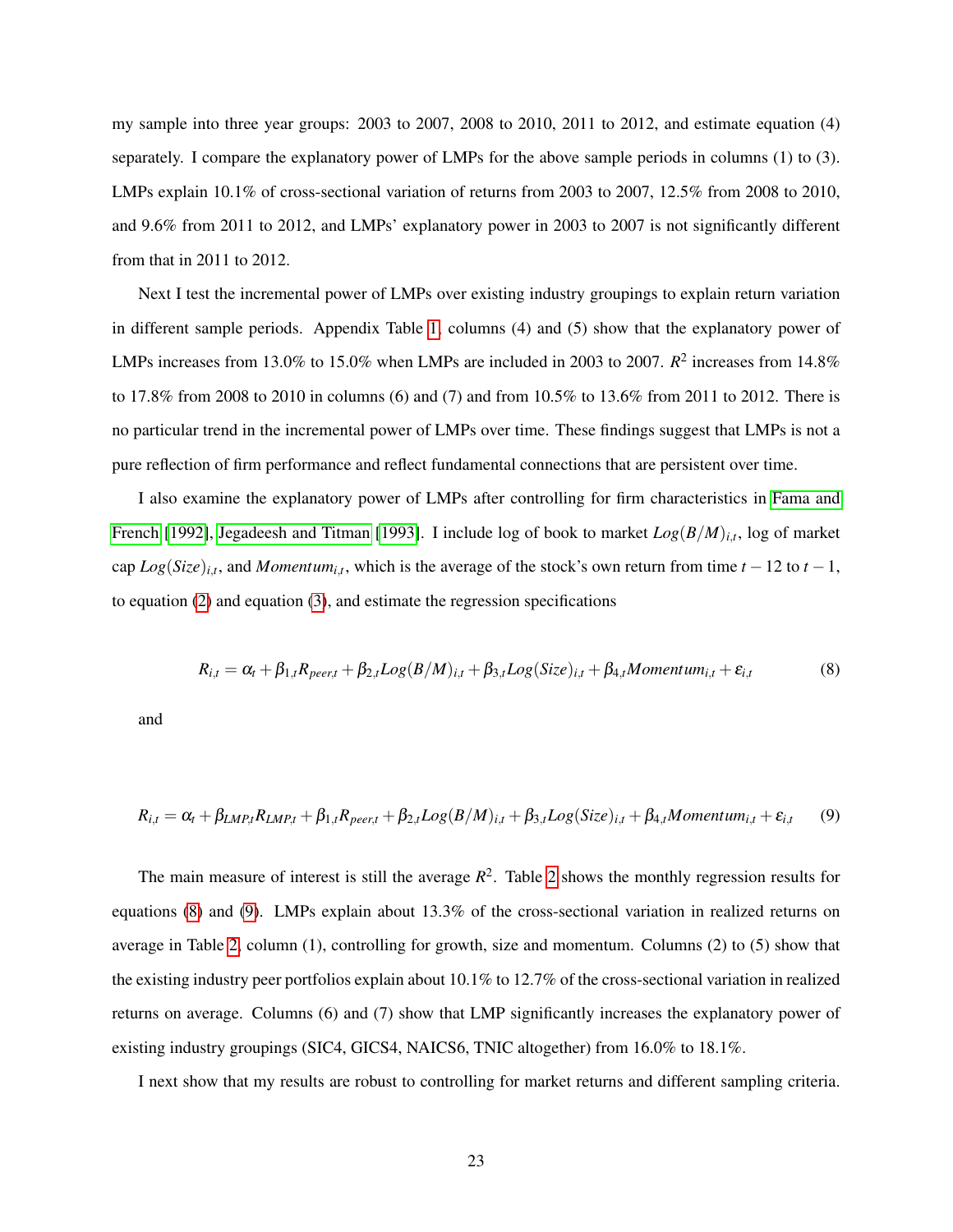my sample into three year groups: 2003 to 2007, 2008 to 2010, 2011 to 2012, and estimate equation (4) separately. I compare the explanatory power of LMPs for the above sample periods in columns (1) to (3). LMPs explain 10.1% of cross-sectional variation of returns from 2003 to 2007, 12.5% from 2008 to 2010, and 9.6% from 2011 to 2012, and LMPs' explanatory power in 2003 to 2007 is not significantly different from that in 2011 to 2012.

Next I test the incremental power of LMPs over existing industry groupings to explain return variation in different sample periods. Appendix Table 1, columns (4) and (5) show that the explanatory power of LMPs increases from 13.0% to 15.0% when LMPs are included in 2003 to 2007. $R^2$ increases from 14.8% to 17.8% from 2008 to 2010 in columns (6) and (7) and from 10.5% to 13.6% from 2011 to 2012. There is no particular trend in the incremental power of LMPs over time. These findings suggest that LMPs is not a pure reflection of firm performance and reflect fundamental connections that are persistent over time.

I also examine the explanatory power of LMPs after controlling for firm characteristics in Fama and French [1992], Jegadeesh and Titman [1993]. I include log of book to market $Log(B/M)_{i,t}$, log of market cap $Log(Size)_{i,t}$, and $Momentum_{i,t}$, which is the average of the stock's own return from time $t-12$ to $t-1$, to equation (2) and equation (3), and estimate the regression specifications

$$R_{i,t} = \alpha_t + \beta_{1,t} R_{peer,t} + \beta_{2,t} Log(B/M)_{i,t} + \beta_{3,t} Log(Size)_{i,t} + \beta_{4,t} Momentum_{i,t} + \varepsilon_{i,t} \tag{8}$$

and

$$R_{i,t} = \alpha_t + \beta_{LMP,t} R_{LMP,t} + \beta_{1,t} R_{peer,t} + \beta_{2,t} Log(B/M)_{i,t} + \beta_{3,t} Log(Size)_{i,t} + \beta_{4,t} Momentum_{i,t} + \varepsilon_{i,t} \tag{9}$$

The main measure of interest is still the average $R^2$. Table 2 shows the monthly regression results for equations (8) and (9). LMPs explain about 13.3% of the cross-sectional variation in realized returns on average in Table 2, column (1), controlling for growth, size and momentum. Columns (2) to (5) show that the existing industry peer portfolios explain about 10.1% to 12.7% of the cross-sectional variation in realized returns on average. Columns (6) and (7) show that LMP significantly increases the explanatory power of existing industry groupings (SIC4, GICS4, NAICS6, TNIC altogether) from 16.0% to 18.1%.

I next show that my results are robust to controlling for market returns and different sampling criteria.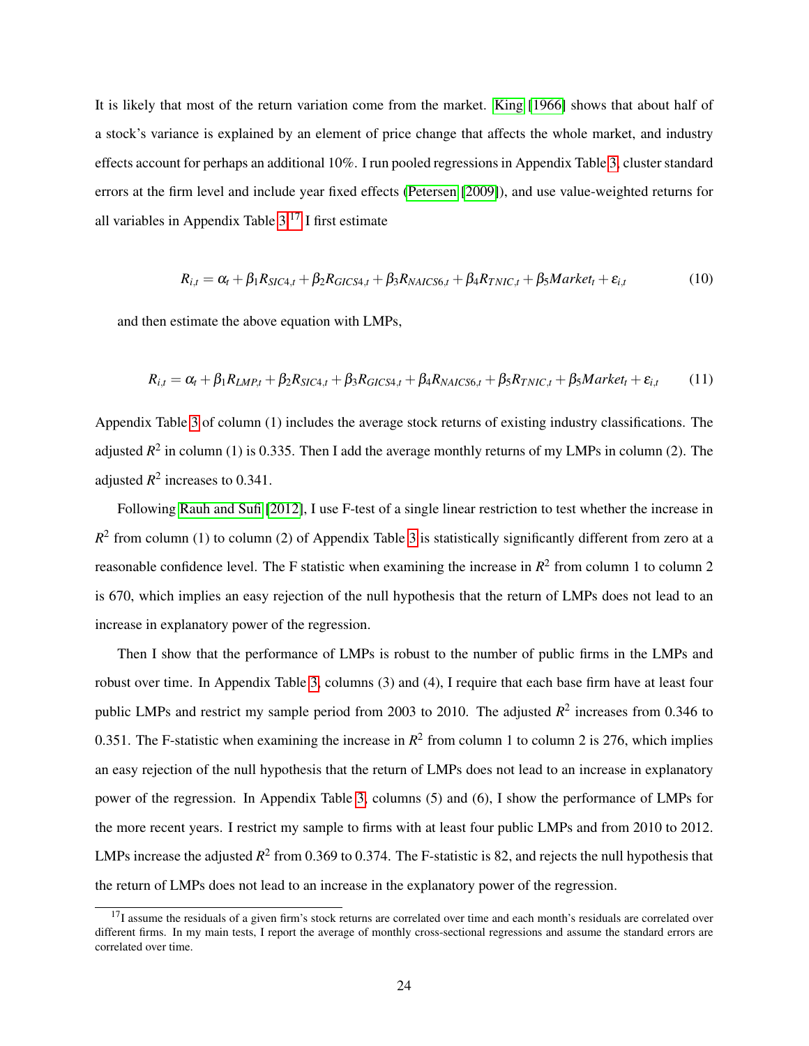It is likely that most of the return variation come from the market. King [1966] shows that about half of a stock's variance is explained by an element of price change that affects the whole market, and industry effects account for perhaps an additional 10%. I run pooled regressions in Appendix Table 3, cluster standard errors at the firm level and include year fixed effects (Petersen [2009]), and use value-weighted returns for all variables in Appendix Table 3.[17] I first estimate

$$R_{i,t} = \alpha_t + \beta_1 R_{SIC4,t} + \beta_2 R_{GICS4,t} + \beta_3 R_{NAICS6,t} + \beta_4 R_{TNIC,t} + \beta_5 Market_t + \varepsilon_{i,t} \tag{10}$$

and then estimate the above equation with LMPs,

$$R_{i,t} = \alpha_t + \beta_1 R_{LMP,t} + \beta_2 R_{SIC4,t} + \beta_3 R_{GICS4,t} + \beta_4 R_{NAICS6,t} + \beta_5 R_{TNIC,t} + \beta_5 Market_t + \varepsilon_{i,t} \tag{11}$$

Appendix Table 3 of column (1) includes the average stock returns of existing industry classifications. The adjusted $R^2$ in column (1) is 0.335. Then I add the average monthly returns of my LMPs in column (2). The adjusted $R^2$ increases to 0.341.

Following Rauh and Sufi [2012], I use F-test of a single linear restriction to test whether the increase in $R^2$ from column (1) to column (2) of Appendix Table 3 is statistically significantly different from zero at a reasonable confidence level. The F statistic when examining the increase in $R^2$ from column 1 to column 2 is 670, which implies an easy rejection of the null hypothesis that the return of LMPs does not lead to an increase in explanatory power of the regression.

Then I show that the performance of LMPs is robust to the number of public firms in the LMPs and robust over time. In Appendix Table 3, columns (3) and (4), I require that each base firm have at least four public LMPs and restrict my sample period from 2003 to 2010. The adjusted $R^2$ increases from 0.346 to 0.351. The F-statistic when examining the increase in $R^2$ from column 1 to column 2 is 276, which implies an easy rejection of the null hypothesis that the return of LMPs does not lead to an increase in explanatory power of the regression. In Appendix Table 3, columns (5) and (6), I show the performance of LMPs for the more recent years. I restrict my sample to firms with at least four public LMPs and from 2010 to 2012. LMPs increase the adjusted $R^2$ from 0.369 to 0.374. The F-statistic is 82, and rejects the null hypothesis that the return of LMPs does not lead to an increase in the explanatory power of the regression.

[17] I assume the residuals of a given firm's stock returns are correlated over time and each month's residuals are correlated over different firms. In my main tests, I report the average of monthly cross-sectional regressions and assume the standard errors are correlated over time.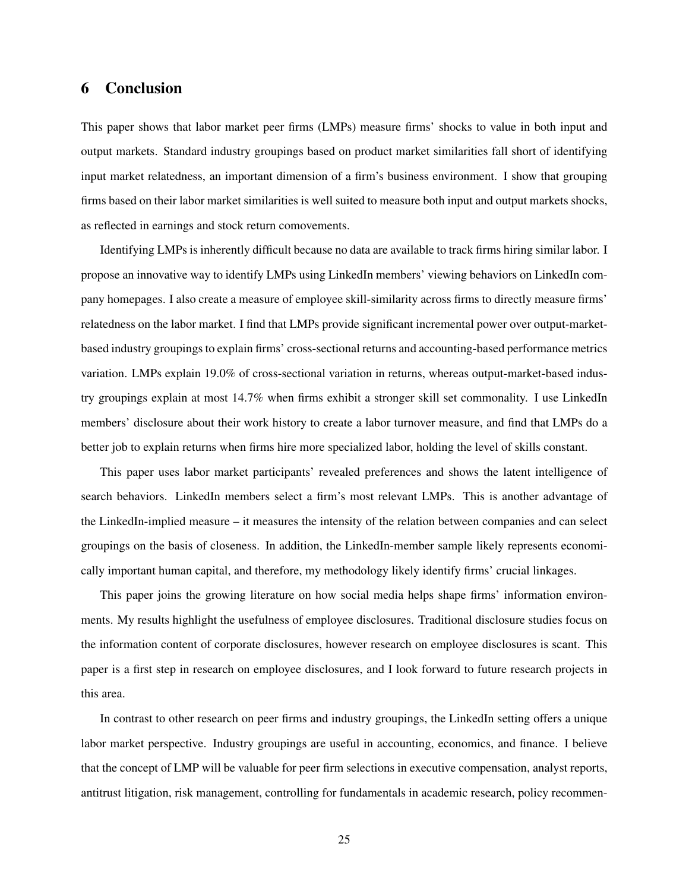## 6 Conclusion

This paper shows that labor market peer firms (LMPs) measure firms' shocks to value in both input and output markets. Standard industry groupings based on product market similarities fall short of identifying input market relatedness, an important dimension of a firm's business environment. I show that grouping firms based on their labor market similarities is well suited to measure both input and output markets shocks, as reflected in earnings and stock return comovements.

Identifying LMPs is inherently difficult because no data are available to track firms hiring similar labor. I propose an innovative way to identify LMPs using LinkedIn members' viewing behaviors on LinkedIn company homepages. I also create a measure of employee skill-similarity across firms to directly measure firms' relatedness on the labor market. I find that LMPs provide significant incremental power over output-market-based industry groupings to explain firms' cross-sectional returns and accounting-based performance metrics variation. LMPs explain 19.0% of cross-sectional variation in returns, whereas output-market-based industry groupings explain at most 14.7% when firms exhibit a stronger skill set commonality. I use LinkedIn members' disclosure about their work history to create a labor turnover measure, and find that LMPs do a better job to explain returns when firms hire more specialized labor, holding the level of skills constant.

This paper uses labor market participants' revealed preferences and shows the latent intelligence of search behaviors. LinkedIn members select a firm's most relevant LMPs. This is another advantage of the LinkedIn-implied measure – it measures the intensity of the relation between companies and can select groupings on the basis of closeness. In addition, the LinkedIn-member sample likely represents economically important human capital, and therefore, my methodology likely identify firms' crucial linkages.

This paper joins the growing literature on how social media helps shape firms' information environments. My results highlight the usefulness of employee disclosures. Traditional disclosure studies focus on the information content of corporate disclosures, however research on employee disclosures is scant. This paper is a first step in research on employee disclosures, and I look forward to future research projects in this area.

In contrast to other research on peer firms and industry groupings, the LinkedIn setting offers a unique labor market perspective. Industry groupings are useful in accounting, economics, and finance. I believe that the concept of LMP will be valuable for peer firm selections in executive compensation, analyst reports, antitrust litigation, risk management, controlling for fundamentals in academic research, policy recommen-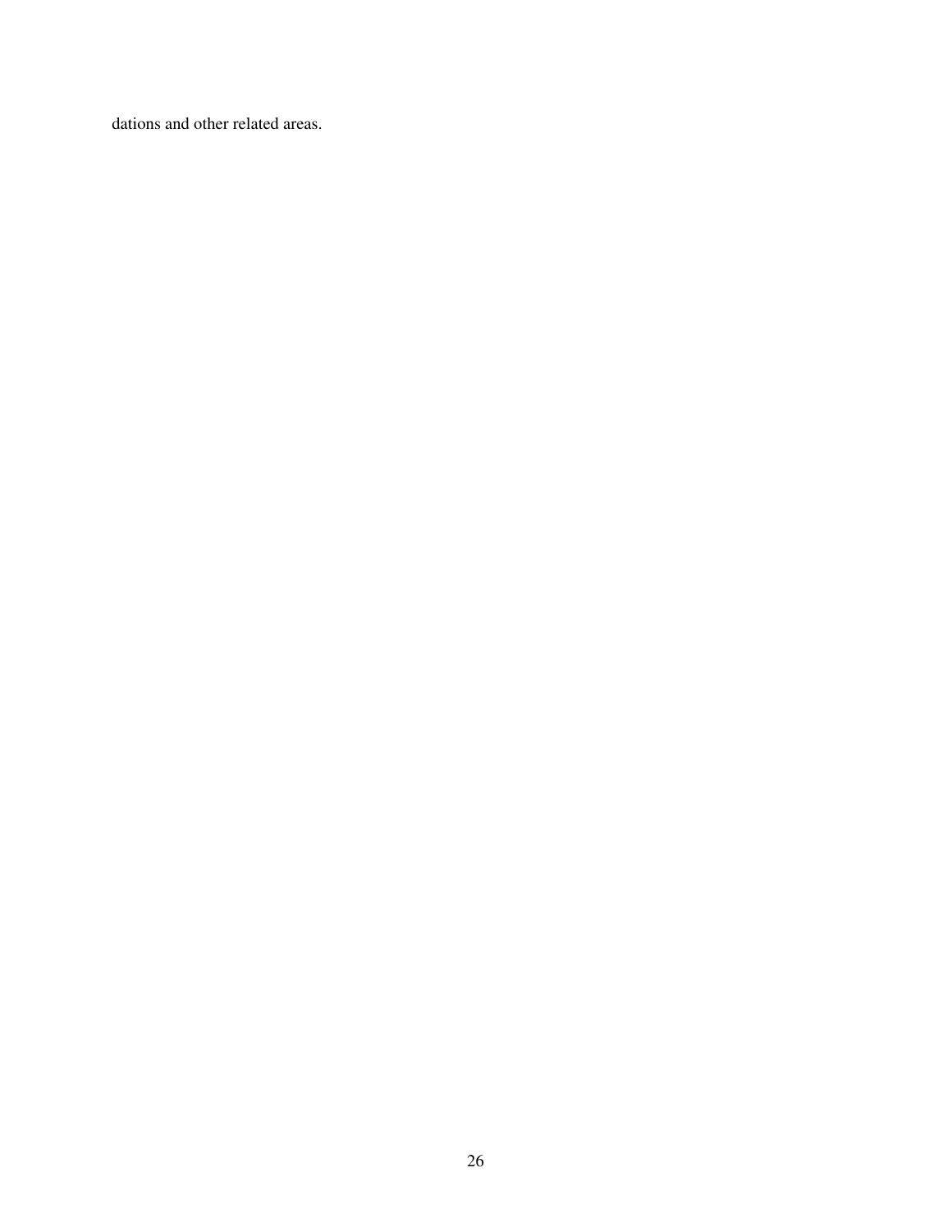dations and other related areas.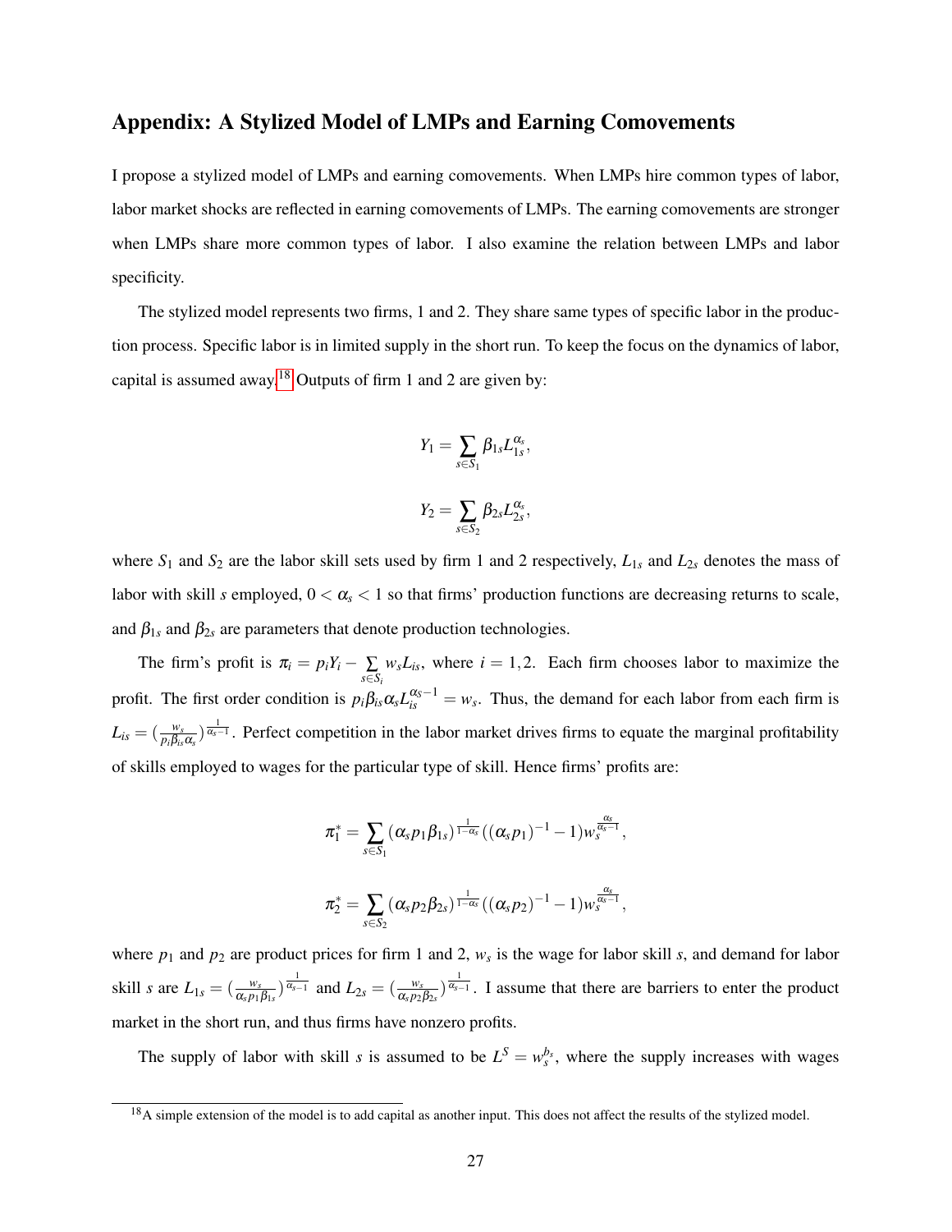## Appendix: A Stylized Model of LMPs and Earning Comovements

I propose a stylized model of LMPs and earning comovements. When LMPs hire common types of labor, labor market shocks are reflected in earning comovements of LMPs. The earning comovements are stronger when LMPs share more common types of labor. I also examine the relation between LMPs and labor specificity.

The stylized model represents two firms, 1 and 2. They share same types of specific labor in the production process. Specific labor is in limited supply in the short run. To keep the focus on the dynamics of labor, capital is assumed away.[18] Outputs of firm 1 and 2 are given by:

$$Y_1 = \sum_{s \in S_1} \beta_{1s} L_{1s}^{\alpha_s},$$

$$Y_2 = \sum_{s \in S_2} \beta_{2s} L_{2s}^{\alpha_s},$$

where $S_1$ and $S_2$ are the labor skill sets used by firm 1 and 2 respectively, $L_{1s}$ and $L_{2s}$ denotes the mass of labor with skill $s$ employed, $0 < \alpha_s < 1$ so that firms' production functions are decreasing returns to scale, and $\beta_{1s}$ and $\beta_{2s}$ are parameters that denote production technologies.

The firm's profit is $\pi_i = p_i Y_i - \sum_{s \in S_i} w_s L_{is}$, where $i = 1, 2$. Each firm chooses labor to maximize the profit. The first order condition is $p_i \beta_{is} \alpha_s L_{is}^{\alpha_S - 1} = w_s$. Thus, the demand for each labor from each firm is $L_{is} = (\frac{w_s}{p_i \beta_{is} \alpha_s})^{\frac{1}{\alpha_s - 1}}$. Perfect competition in the labor market drives firms to equate the marginal profitability of skills employed to wages for the particular type of skill. Hence firms' profits are:

$$\pi_1^* = \sum_{s \in S_1} (\alpha_s p_1 \beta_{1s})^{\frac{1}{1-\alpha_s}} ((\alpha_s p_1)^{-1} - 1) w_s^{\frac{\alpha_s}{\alpha_s - 1}},$$

$$\pi_2^* = \sum_{s \in S_2} (\alpha_s p_2 \beta_{2s})^{\frac{1}{1-\alpha_s}} ((\alpha_s p_2)^{-1} - 1) w_s^{\frac{\alpha_s}{\alpha_s - 1}},$$

where $p_1$ and $p_2$ are product prices for firm 1 and 2, $w_s$ is the wage for labor skill $s$, and demand for labor skill $s$ are $L_{1s} = (\frac{w_s}{\alpha_s p_1 \beta_{1s}})^{\frac{1}{\alpha_s - 1}}$ and $L_{2s} = (\frac{w_s}{\alpha_s p_2 \beta_{2s}})^{\frac{1}{\alpha_s - 1}}$. I assume that there are barriers to enter the product market in the short run, and thus firms have nonzero profits.

The supply of labor with skill $s$ is assumed to be $L^S = w_s^{b_s}$, where the supply increases with wages

[18] A simple extension of the model is to add capital as another input. This does not affect the results of the stylized model.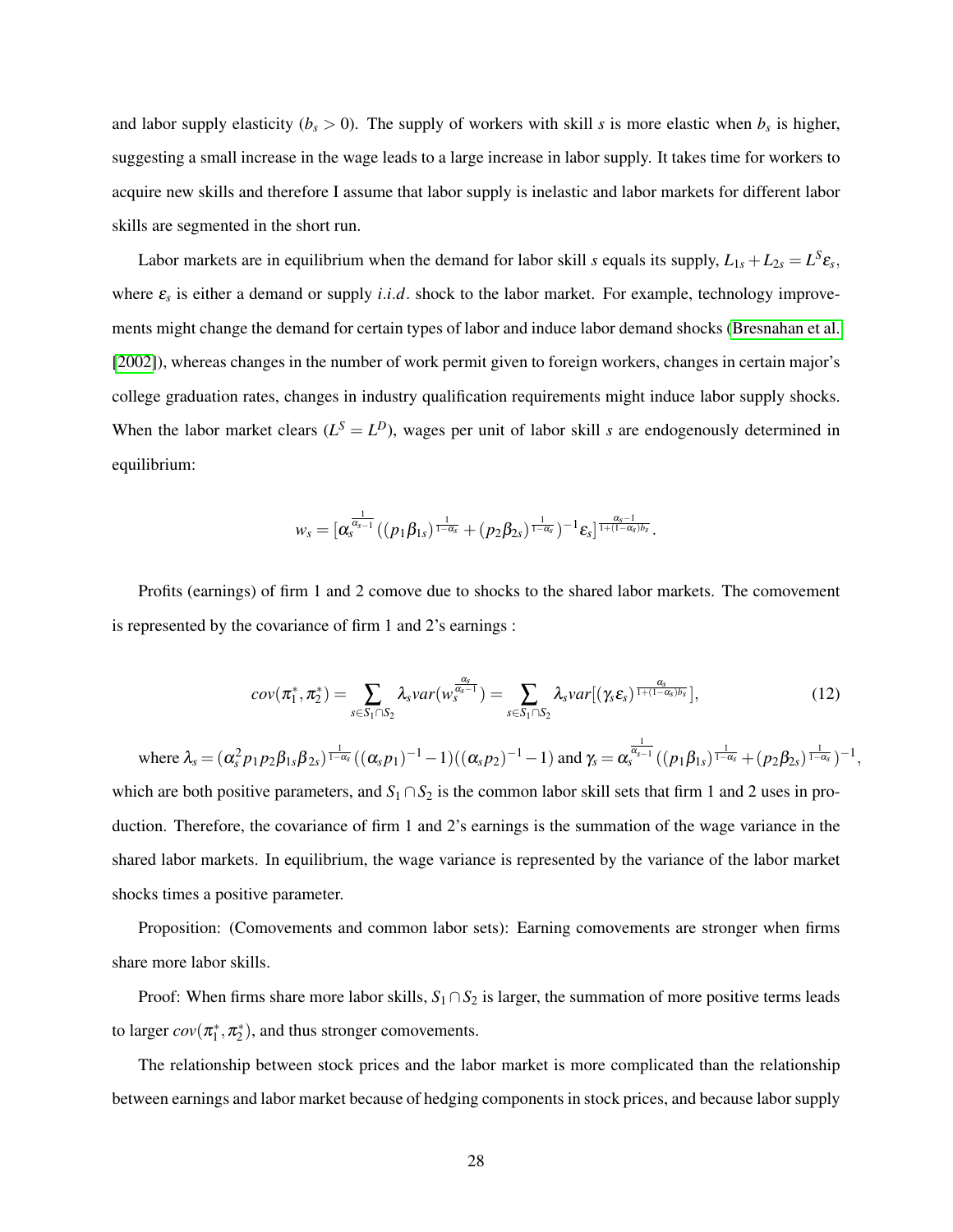and labor supply elasticity ($b_s > 0$). The supply of workers with skill $s$ is more elastic when $b_s$ is higher, suggesting a small increase in the wage leads to a large increase in labor supply. It takes time for workers to acquire new skills and therefore I assume that labor supply is inelastic and labor markets for different labor skills are segmented in the short run.

Labor markets are in equilibrium when the demand for labor skill $s$ equals its supply, $L_{1s} + L_{2s} = L^S \varepsilon_s$, where $\varepsilon_s$ is either a demand or supply *i.i.d.* shock to the labor market. For example, technology improvements might change the demand for certain types of labor and induce labor demand shocks (Bresnahan et al. [2002]), whereas changes in the number of work permit given to foreign workers, changes in certain major's college graduation rates, changes in industry qualification requirements might induce labor supply shocks. When the labor market clears ($L^S = L^D$), wages per unit of labor skill $s$ are endogenously determined in equilibrium:

$$w_s = [\alpha_s^{\frac{1}{\alpha_s - 1}}((p_1\beta_{1s})^{\frac{1}{1-\alpha_s}} + (p_2\beta_{2s})^{\frac{1}{1-\alpha_s}})^{-1}\varepsilon_s]^{\frac{\alpha_s - 1}{1+(1-\alpha_s)b_s}}.$$

Profits (earnings) of firm 1 and 2 comove due to shocks to the shared labor markets. The comovement is represented by the covariance of firm 1 and 2's earnings :

$$cov(\pi_1^*, \pi_2^*) = \sum_{s \in S_1 \cap S_2} \lambda_s var(w_s^{\frac{\alpha_s}{\alpha_s - 1}}) = \sum_{s \in S_1 \cap S_2} \lambda_s var[(\gamma_s \varepsilon_s)^{\frac{\alpha_s}{1+(1-\alpha_s)b_s}}], \tag{12}$$

where $\lambda_s = (\alpha_s^2 p_1 p_2 \beta_{1s} \beta_{2s})^{\frac{1}{1-\alpha_s}}((\alpha_s p_1)^{-1} - 1)((\alpha_s p_2)^{-1} - 1)$ and $\gamma_s = \alpha_s^{\frac{1}{\alpha_s - 1}}((p_1\beta_{1s})^{\frac{1}{1-\alpha_s}} + (p_2\beta_{2s})^{\frac{1}{1-\alpha_s}})^{-1}$, which are both positive parameters, and $S_1 \cap S_2$ is the common labor skill sets that firm 1 and 2 uses in production. Therefore, the covariance of firm 1 and 2's earnings is the summation of the wage variance in the shared labor markets. In equilibrium, the wage variance is represented by the variance of the labor market shocks times a positive parameter.

Proposition: (Comovements and common labor sets): Earning comovements are stronger when firms share more labor skills.

Proof: When firms share more labor skills, $S_1 \cap S_2$ is larger, the summation of more positive terms leads to larger $cov(\pi_1^*, \pi_2^*)$, and thus stronger comovements.

The relationship between stock prices and the labor market is more complicated than the relationship between earnings and labor market because of hedging components in stock prices, and because labor supply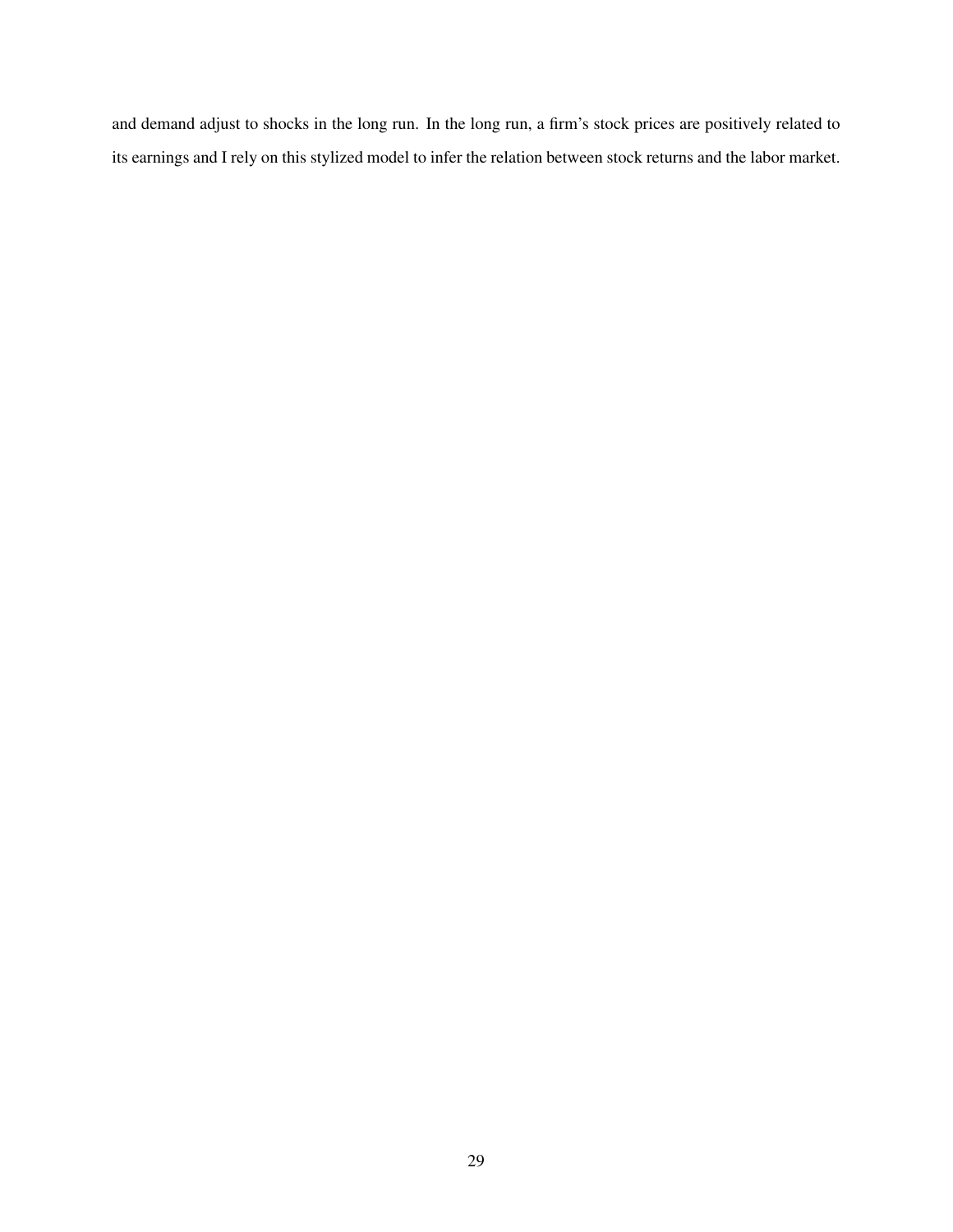and demand adjust to shocks in the long run. In the long run, a firm's stock prices are positively related to its earnings and I rely on this stylized model to infer the relation between stock returns and the labor market.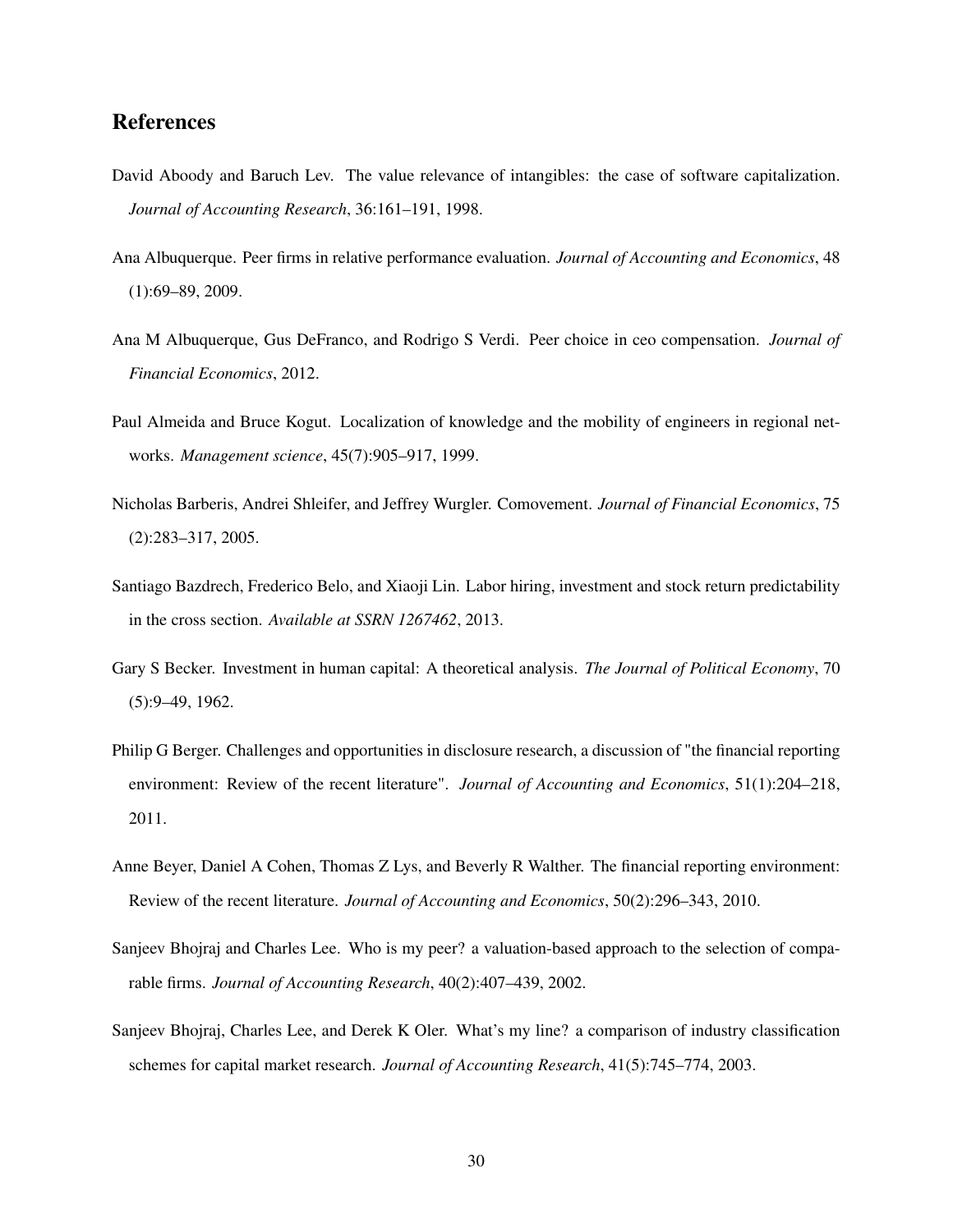## References

David Aboody and Baruch Lev. The value relevance of intangibles: the case of software capitalization. *Journal of Accounting Research*, 36:161–191, 1998.

Ana Albuquerque. Peer firms in relative performance evaluation. *Journal of Accounting and Economics*, 48 (1):69–89, 2009.

Ana M Albuquerque, Gus DeFranco, and Rodrigo S Verdi. Peer choice in ceo compensation. *Journal of Financial Economics*, 2012.

Paul Almeida and Bruce Kogut. Localization of knowledge and the mobility of engineers in regional networks. *Management science*, 45(7):905–917, 1999.

Nicholas Barberis, Andrei Shleifer, and Jeffrey Wurgler. Comovement. *Journal of Financial Economics*, 75 (2):283–317, 2005.

Santiago Bazdrech, Frederico Belo, and Xiaoji Lin. Labor hiring, investment and stock return predictability in the cross section. *Available at SSRN 1267462*, 2013.

Gary S Becker. Investment in human capital: A theoretical analysis. *The Journal of Political Economy*, 70 (5):9–49, 1962.

Philip G Berger. Challenges and opportunities in disclosure research, a discussion of "the financial reporting environment: Review of the recent literature". *Journal of Accounting and Economics*, 51(1):204–218, 2011.

Anne Beyer, Daniel A Cohen, Thomas Z Lys, and Beverly R Walther. The financial reporting environment: Review of the recent literature. *Journal of Accounting and Economics*, 50(2):296–343, 2010.

Sanjeev Bhojraj and Charles Lee. Who is my peer? a valuation-based approach to the selection of comparable firms. *Journal of Accounting Research*, 40(2):407–439, 2002.

Sanjeev Bhojraj, Charles Lee, and Derek K Oler. What's my line? a comparison of industry classification schemes for capital market research. *Journal of Accounting Research*, 41(5):745–774, 2003.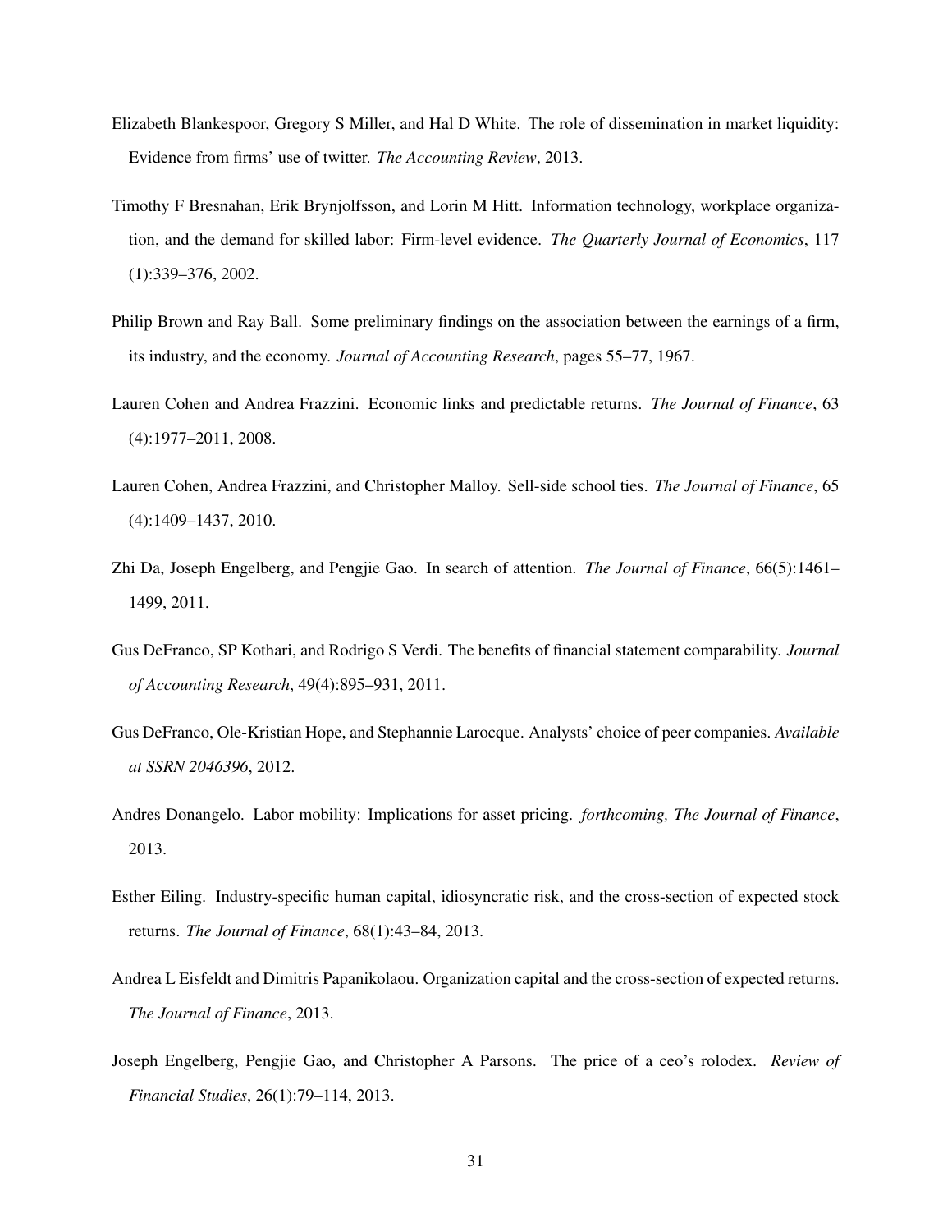Elizabeth Blankespoor, Gregory S Miller, and Hal D White. The role of dissemination in market liquidity: Evidence from firms' use of twitter. *The Accounting Review*, 2013.

Timothy F Bresnahan, Erik Brynjolfsson, and Lorin M Hitt. Information technology, workplace organization, and the demand for skilled labor: Firm-level evidence. *The Quarterly Journal of Economics*, 117 (1):339–376, 2002.

Philip Brown and Ray Ball. Some preliminary findings on the association between the earnings of a firm, its industry, and the economy. *Journal of Accounting Research*, pages 55–77, 1967.

Lauren Cohen and Andrea Frazzini. Economic links and predictable returns. *The Journal of Finance*, 63 (4):1977–2011, 2008.

Lauren Cohen, Andrea Frazzini, and Christopher Malloy. Sell-side school ties. *The Journal of Finance*, 65 (4):1409–1437, 2010.

Zhi Da, Joseph Engelberg, and Pengjie Gao. In search of attention. *The Journal of Finance*, 66(5):1461–1499, 2011.

Gus DeFranco, SP Kothari, and Rodrigo S Verdi. The benefits of financial statement comparability. *Journal of Accounting Research*, 49(4):895–931, 2011.

Gus DeFranco, Ole-Kristian Hope, and Stephannie Larocque. Analysts' choice of peer companies. *Available at SSRN 2046396*, 2012.

Andres Donangelo. Labor mobility: Implications for asset pricing. *forthcoming, The Journal of Finance*, 2013.

Esther Eiling. Industry-specific human capital, idiosyncratic risk, and the cross-section of expected stock returns. *The Journal of Finance*, 68(1):43–84, 2013.

Andrea L Eisfeldt and Dimitris Papanikolaou. Organization capital and the cross-section of expected returns. *The Journal of Finance*, 2013.

Joseph Engelberg, Pengjie Gao, and Christopher A Parsons. The price of a ceo's rolodex. *Review of Financial Studies*, 26(1):79–114, 2013.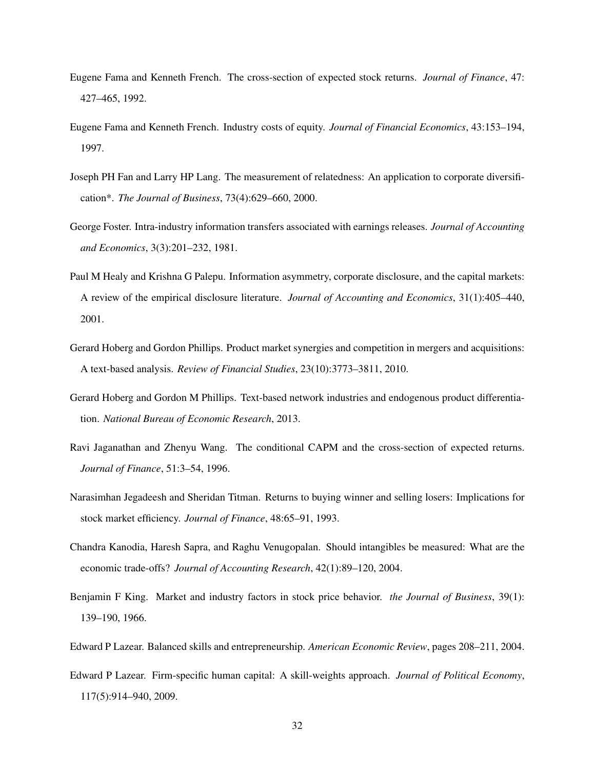Eugene Fama and Kenneth French. The cross-section of expected stock returns. *Journal of Finance*, 47: 427–465, 1992.

Eugene Fama and Kenneth French. Industry costs of equity. *Journal of Financial Economics*, 43:153–194, 1997.

Joseph PH Fan and Larry HP Lang. The measurement of relatedness: An application to corporate diversification*. *The Journal of Business*, 73(4):629–660, 2000.

George Foster. Intra-industry information transfers associated with earnings releases. *Journal of Accounting and Economics*, 3(3):201–232, 1981.

Paul M Healy and Krishna G Palepu. Information asymmetry, corporate disclosure, and the capital markets: A review of the empirical disclosure literature. *Journal of Accounting and Economics*, 31(1):405–440, 2001.

Gerard Hoberg and Gordon Phillips. Product market synergies and competition in mergers and acquisitions: A text-based analysis. *Review of Financial Studies*, 23(10):3773–3811, 2010.

Gerard Hoberg and Gordon M Phillips. Text-based network industries and endogenous product differentiation. *National Bureau of Economic Research*, 2013.

Ravi Jaganathan and Zhenyu Wang. The conditional CAPM and the cross-section of expected returns. *Journal of Finance*, 51:3–54, 1996.

Narasimhan Jegadeesh and Sheridan Titman. Returns to buying winner and selling losers: Implications for stock market efficiency. *Journal of Finance*, 48:65–91, 1993.

Chandra Kanodia, Haresh Sapra, and Raghu Venugopalan. Should intangibles be measured: What are the economic trade-offs? *Journal of Accounting Research*, 42(1):89–120, 2004.

Benjamin F King. Market and industry factors in stock price behavior. *the Journal of Business*, 39(1): 139–190, 1966.

Edward P Lazear. Balanced skills and entrepreneurship. *American Economic Review*, pages 208–211, 2004.

Edward P Lazear. Firm-specific human capital: A skill-weights approach. *Journal of Political Economy*, 117(5):914–940, 2009.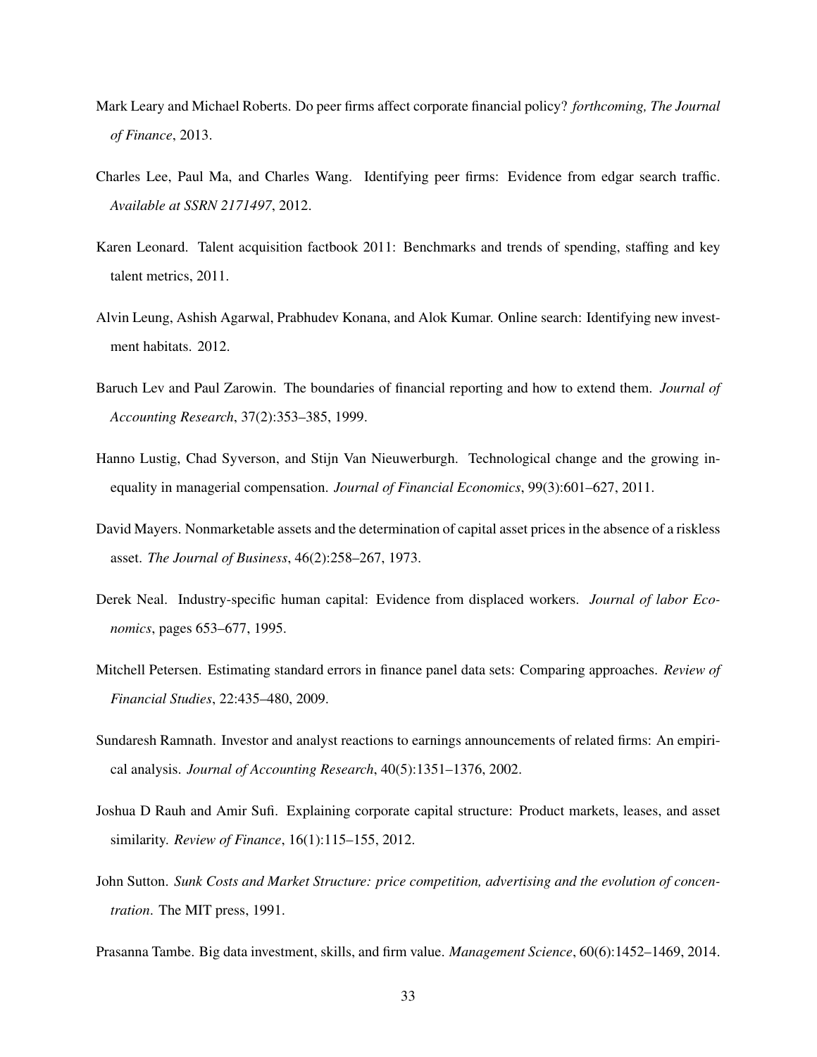Mark Leary and Michael Roberts. Do peer firms affect corporate financial policy? *forthcoming, The Journal of Finance*, 2013.

Charles Lee, Paul Ma, and Charles Wang. Identifying peer firms: Evidence from edgar search traffic. *Available at SSRN 2171497*, 2012.

Karen Leonard. Talent acquisition factbook 2011: Benchmarks and trends of spending, staffing and key talent metrics, 2011.

Alvin Leung, Ashish Agarwal, Prabhudev Konana, and Alok Kumar. Online search: Identifying new investment habitats. 2012.

Baruch Lev and Paul Zarowin. The boundaries of financial reporting and how to extend them. *Journal of Accounting Research*, 37(2):353–385, 1999.

Hanno Lustig, Chad Syverson, and Stijn Van Nieuwerburgh. Technological change and the growing inequality in managerial compensation. *Journal of Financial Economics*, 99(3):601–627, 2011.

David Mayers. Nonmarketable assets and the determination of capital asset prices in the absence of a riskless asset. *The Journal of Business*, 46(2):258–267, 1973.

Derek Neal. Industry-specific human capital: Evidence from displaced workers. *Journal of labor Economics*, pages 653–677, 1995.

Mitchell Petersen. Estimating standard errors in finance panel data sets: Comparing approaches. *Review of Financial Studies*, 22:435–480, 2009.

Sundaresh Ramnath. Investor and analyst reactions to earnings announcements of related firms: An empirical analysis. *Journal of Accounting Research*, 40(5):1351–1376, 2002.

Joshua D Rauh and Amir Sufi. Explaining corporate capital structure: Product markets, leases, and asset similarity. *Review of Finance*, 16(1):115–155, 2012.

John Sutton. *Sunk Costs and Market Structure: price competition, advertising and the evolution of concentration*. The MIT press, 1991.

Prasanna Tambe. Big data investment, skills, and firm value. *Management Science*, 60(6):1452–1469, 2014.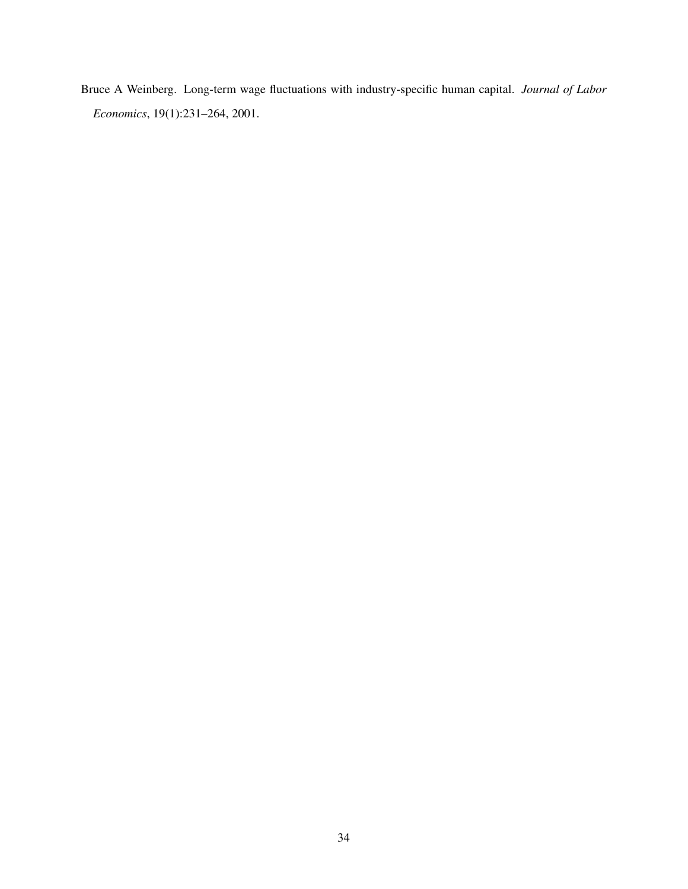Bruce A Weinberg. Long-term wage fluctuations with industry-specific human capital. *Journal of Labor Economics*, 19(1):231–264, 2001.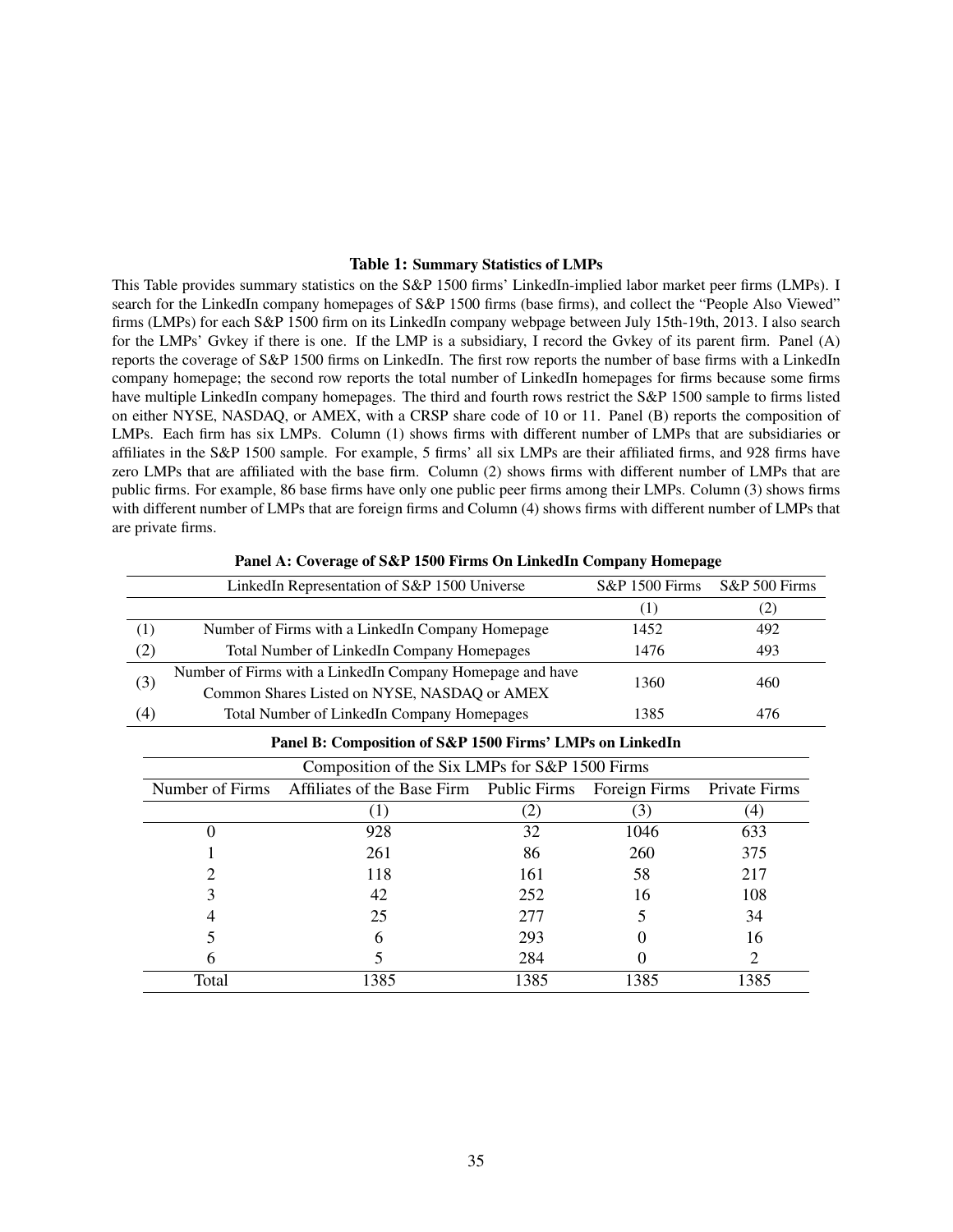**Table 1: Summary Statistics of LMPs**

This Table provides summary statistics on the S&P 1500 firms' LinkedIn-implied labor market peer firms (LMPs). I search for the LinkedIn company homepages of S&P 1500 firms (base firms), and collect the "People Also Viewed" firms (LMPs) for each S&P 1500 firm on its LinkedIn company webpage between July 15th-19th, 2013. I also search for the LMPs' Gvkey if there is one. If the LMP is a subsidiary, I record the Gvkey of its parent firm. Panel (A) reports the coverage of S&P 1500 firms on LinkedIn. The first row reports the number of base firms with a LinkedIn company homepage; the second row reports the total number of LinkedIn homepages for firms because some firms have multiple LinkedIn company homepages. The third and fourth rows restrict the S&P 1500 sample to firms listed on either NYSE, NASDAQ, or AMEX, with a CRSP share code of 10 or 11. Panel (B) reports the composition of LMPs. Each firm has six LMPs. Column (1) shows firms with different number of LMPs that are subsidiaries or affiliates in the S&P 1500 sample. For example, 5 firms' all six LMPs are their affiliated firms, and 928 firms have zero LMPs that are affiliated with the base firm. Column (2) shows firms with different number of LMPs that are public firms. For example, 86 base firms have only one public peer firms among their LMPs. Column (3) shows firms with different number of LMPs that are foreign firms and Column (4) shows firms with different number of LMPs that are private firms.

**Panel A: Coverage of S&P 1500 Firms On LinkedIn Company Homepage**

| | LinkedIn Representation of S&P 1500 Universe | S&P 1500 Firms | S&P 500 Firms |
|---|---|---|---|
| | | (1) | (2) |
| (1) | Number of Firms with a LinkedIn Company Homepage | 1452 | 492 |
| (2) | Total Number of LinkedIn Company Homepages | 1476 | 493 |
| (3) | Number of Firms with a LinkedIn Company Homepage and have Common Shares Listed on NYSE, NASDAQ or AMEX | 1360 | 460 |
| (4) | Total Number of LinkedIn Company Homepages | 1385 | 476 |

**Panel B: Composition of S&P 1500 Firms' LMPs on LinkedIn**

| Composition of the Six LMPs for S&P 1500 Firms | | | | |
|---|---|---|---|---|
| Number of Firms | Affiliates of the Base Firm | Public Firms | Foreign Firms | Private Firms |
| | (1) | (2) | (3) | (4) |
| 0 | 928 | 32 | 1046 | 633 |
| 1 | 261 | 86 | 260 | 375 |
| 2 | 118 | 161 | 58 | 217 |
| 3 | 42 | 252 | 16 | 108 |
| 4 | 25 | 277 | 5 | 34 |
| 5 | 6 | 293 | 0 | 16 |
| 6 | 5 | 284 | 0 | 2 |
| Total | 1385 | 1385 | 1385 | 1385 |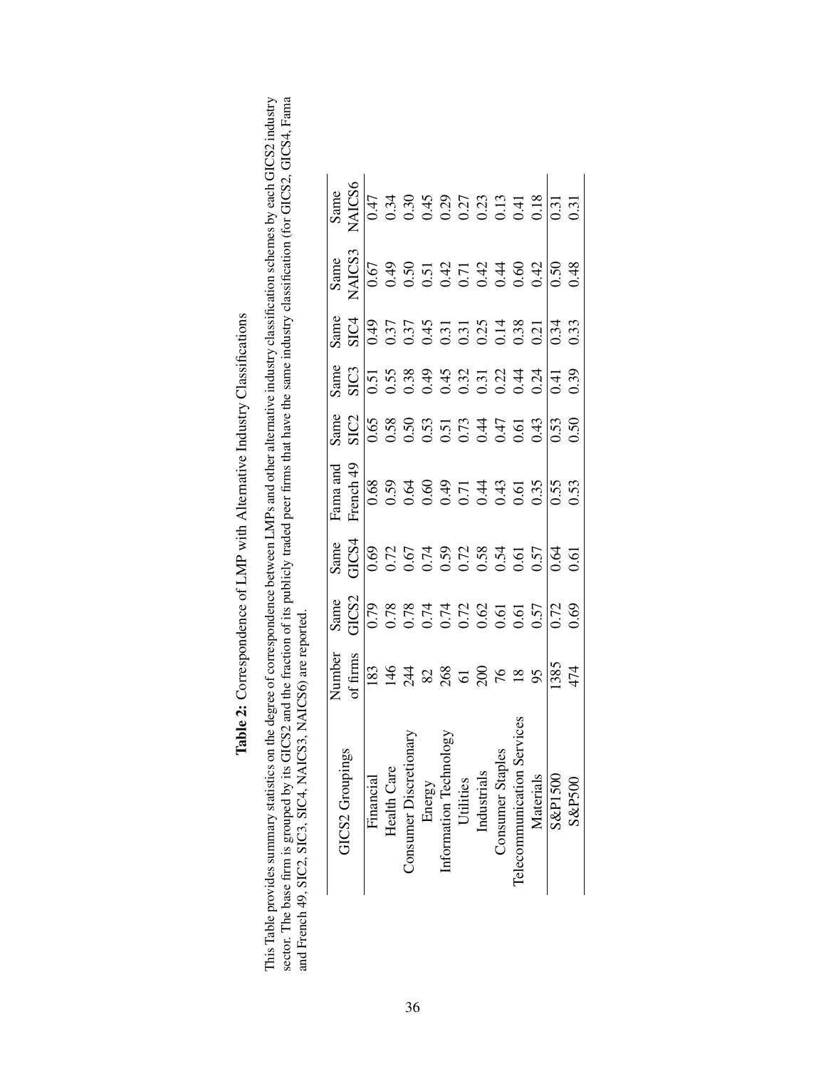**Table 2:** Correspondence of LMP with Alternative Industry Classifications

This Table provides summary statistics on the degree of correspondence between LMPs and other alternative industry classification schemes by each GICS2 industry sector. The base firm is grouped by its GICS2 and the fraction of its publicly traded peer firms that have the same industry classification (for GICS2, GICS4, Fama and French 49, SIC2, SIC3, SIC4, NAICS3, NAICS6) are reported.

| GICS2 Groupings | Number of firms | Same GICS2 | Same GICS4 | Fama and French 49 | Same SIC2 | Same SIC3 | Same SIC4 | Same NAICS3 | Same NAICS6 |
|---|---|---|---|---|---|---|---|---|---|
| Financial | 183 | 0.79 | 0.69 | 0.68 | 0.65 | 0.51 | 0.49 | 0.67 | 0.47 |
| Health Care | 146 | 0.78 | 0.72 | 0.59 | 0.58 | 0.55 | 0.37 | 0.49 | 0.34 |
| Consumer Discretionary | 244 | 0.78 | 0.67 | 0.64 | 0.50 | 0.38 | 0.37 | 0.50 | 0.30 |
| Energy | 82 | 0.74 | 0.74 | 0.60 | 0.53 | 0.49 | 0.45 | 0.51 | 0.45 |
| Information Technology | 268 | 0.74 | 0.59 | 0.49 | 0.51 | 0.45 | 0.31 | 0.42 | 0.29 |
| Utilities | 61 | 0.72 | 0.72 | 0.71 | 0.73 | 0.32 | 0.31 | 0.71 | 0.27 |
| Industrials | 200 | 0.62 | 0.58 | 0.44 | 0.44 | 0.31 | 0.25 | 0.42 | 0.23 |
| Consumer Staples | 76 | 0.61 | 0.54 | 0.43 | 0.47 | 0.22 | 0.14 | 0.44 | 0.13 |
| Telecommunication Services | 18 | 0.61 | 0.61 | 0.61 | 0.61 | 0.44 | 0.38 | 0.60 | 0.41 |
| Materials | 95 | 0.57 | 0.57 | 0.35 | 0.43 | 0.24 | 0.21 | 0.42 | 0.18 |
| S&P1500 | 1385 | 0.72 | 0.64 | 0.55 | 0.53 | 0.41 | 0.34 | 0.50 | 0.31 |
| S&P500 | 474 | 0.69 | 0.61 | 0.53 | 0.50 | 0.39 | 0.33 | 0.48 | 0.31 |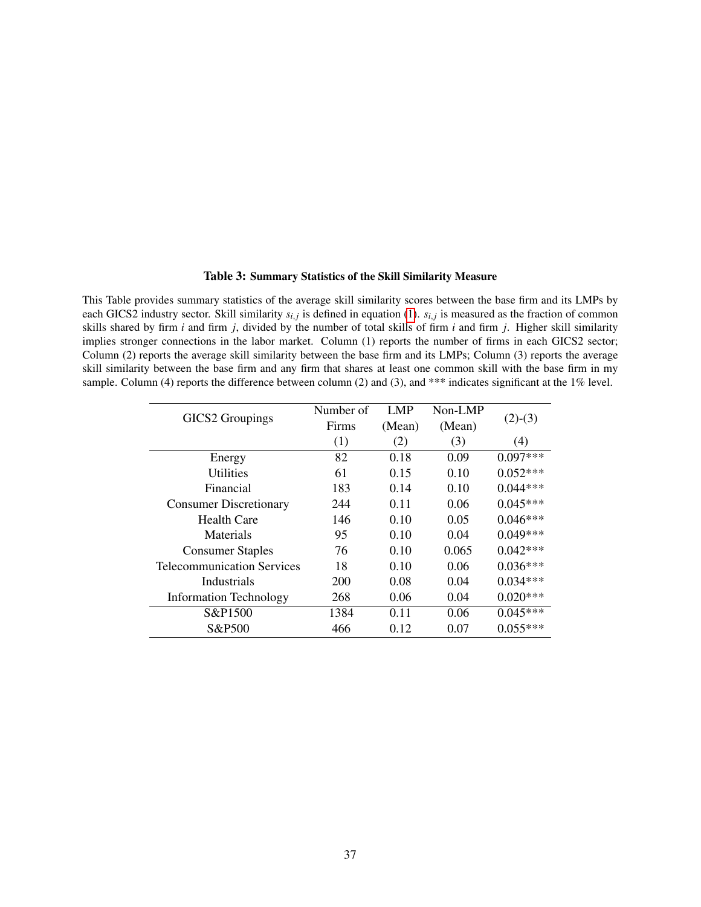**Table 3: Summary Statistics of the Skill Similarity Measure**

This Table provides summary statistics of the average skill similarity scores between the base firm and its LMPs by each GICS2 industry sector. Skill similarity $s_{i,j}$ is defined in equation (1). $s_{i,j}$ is measured as the fraction of common skills shared by firm $i$ and firm $j$, divided by the number of total skills of firm $i$ and firm $j$. Higher skill similarity implies stronger connections in the labor market. Column (1) reports the number of firms in each GICS2 sector; Column (2) reports the average skill similarity between the base firm and its LMPs; Column (3) reports the average skill similarity between the base firm and any firm that shares at least one common skill with the base firm in my sample. Column (4) reports the difference between column (2) and (3), and *** indicates significant at the 1% level.

| GICS2 Groupings | Number of Firms | LMP (Mean) | Non-LMP (Mean) | (2)-(3) |
|---|---|---|---|---|
| | (1) | (2) | (3) | (4) |
| Energy | 82 | 0.18 | 0.09 | 0.097*** |
| Utilities | 61 | 0.15 | 0.10 | 0.052*** |
| Financial | 183 | 0.14 | 0.10 | 0.044*** |
| Consumer Discretionary | 244 | 0.11 | 0.06 | 0.045*** |
| Health Care | 146 | 0.10 | 0.05 | 0.046*** |
| Materials | 95 | 0.10 | 0.04 | 0.049*** |
| Consumer Staples | 76 | 0.10 | 0.065 | 0.042*** |
| Telecommunication Services | 18 | 0.10 | 0.06 | 0.036*** |
| Industrials | 200 | 0.08 | 0.04 | 0.034*** |
| Information Technology | 268 | 0.06 | 0.04 | 0.020*** |
| S&P1500 | 1384 | 0.11 | 0.06 | 0.045*** |
| S&P500 | 466 | 0.12 | 0.07 | 0.055*** |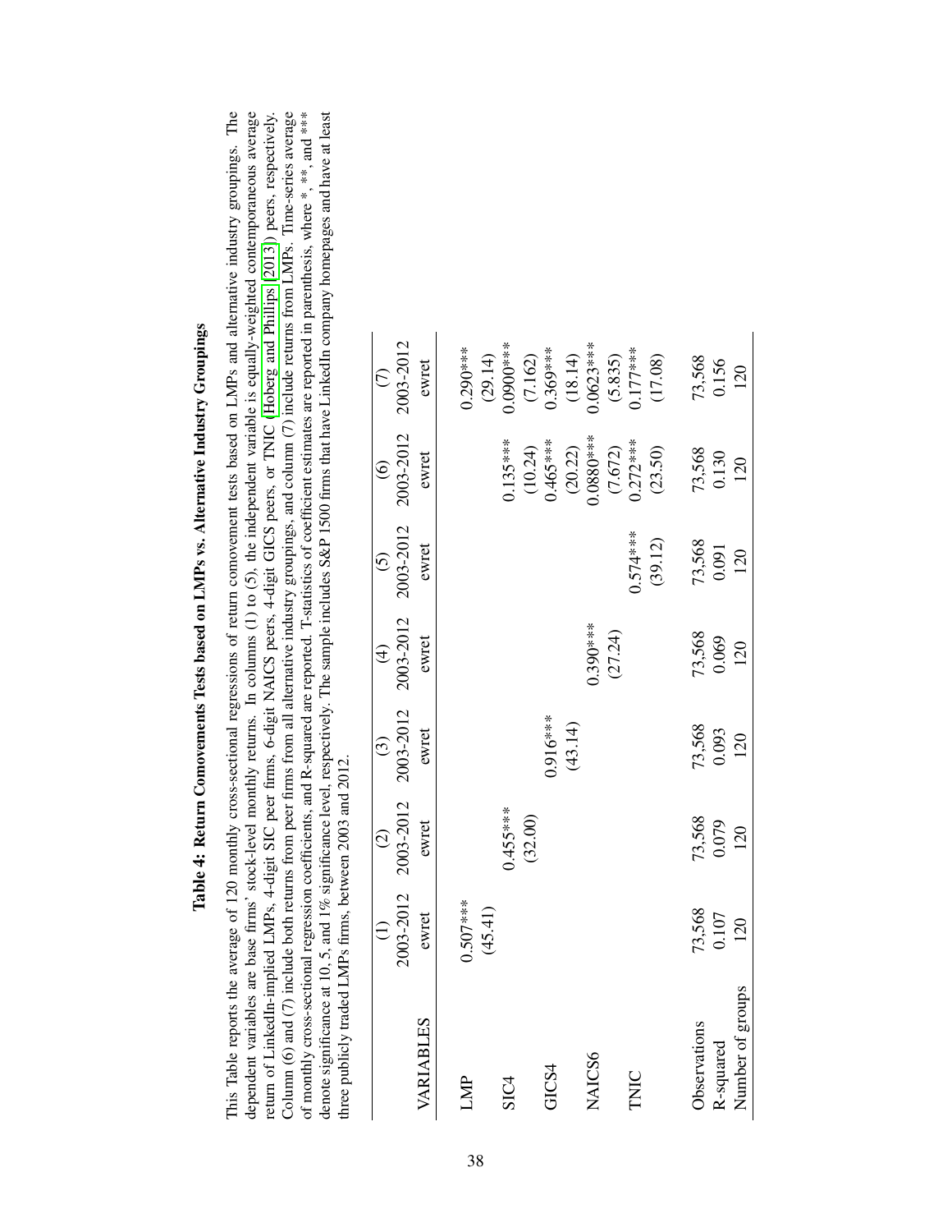**Table 4: Return Comovements Tests based on LMPs vs. Alternative Industry Groupings**

This Table reports the average of 120 monthly cross-sectional regressions of return comovement tests based on LMPs and alternative industry groupings. The dependent variables are base firms' stock-level monthly returns. In columns (1) to (5), the independent variable is equally-weighted contemporaneous average return of LinkedIn-implied LMPs, 4-digit SIC peer firms, 6-digit NAICS peers, 4-digit GICS peers, or TNIC (Hoberg and Phillips (2013)) peers, respectively. Column (6) and (7) include both returns from peer firms from all alternative industry groupings, and column (7) include returns from LMPs. Time-series average of monthly cross-sectional regression coefficients, and R-squared are reported. T-statistics of coefficient estimates are reported in parenthesis, where *, **, and *** denote significance at 10, 5, and 1% significance level, respectively. The sample includes S&P 1500 firms that have LinkedIn company homepages and have at least three publicly traded LMPs firms, between 2003 and 2012.

| | (1) | (2) | (3) | (4) | (5) | (6) | (7) |
|---|---|---|---|---|---|---|---|
| | 2003-2012 | 2003-2012 | 2003-2012 | 2003-2012 | 2003-2012 | 2003-2012 | 2003-2012 |
| VARIABLES | ewret | ewret | ewret | ewret | ewret | ewret | ewret |
| LMP | 0.507*** | | | | | | 0.290*** |
| | (45.41) | | | | | | (29.14) |
| SIC4 | | 0.455*** | | | | 0.135*** | 0.0900*** |
| | | (32.00) | | | | (10.24) | (7.162) |
| GICS4 | | | 0.916*** | | | 0.465*** | 0.369*** |
| | | | (43.14) | | | (20.22) | (18.14) |
| NAICS6 | | | | 0.390*** | | 0.0880*** | 0.0623*** |
| | | | | (27.24) | | (7.672) | (5.835) |
| TNIC | | | | | 0.574*** | 0.272*** | 0.177*** |
| | | | | | (39.12) | (23.50) | (17.08) |
| Observations | 73,568 | 73,568 | 73,568 | 73,568 | 73,568 | 73,568 | 73,568 |
| R-squared | 0.107 | 0.079 | 0.093 | 0.069 | 0.091 | 0.130 | 0.156 |
| Number of groups | 120 | 120 | 120 | 120 | 120 | 120 | 120 |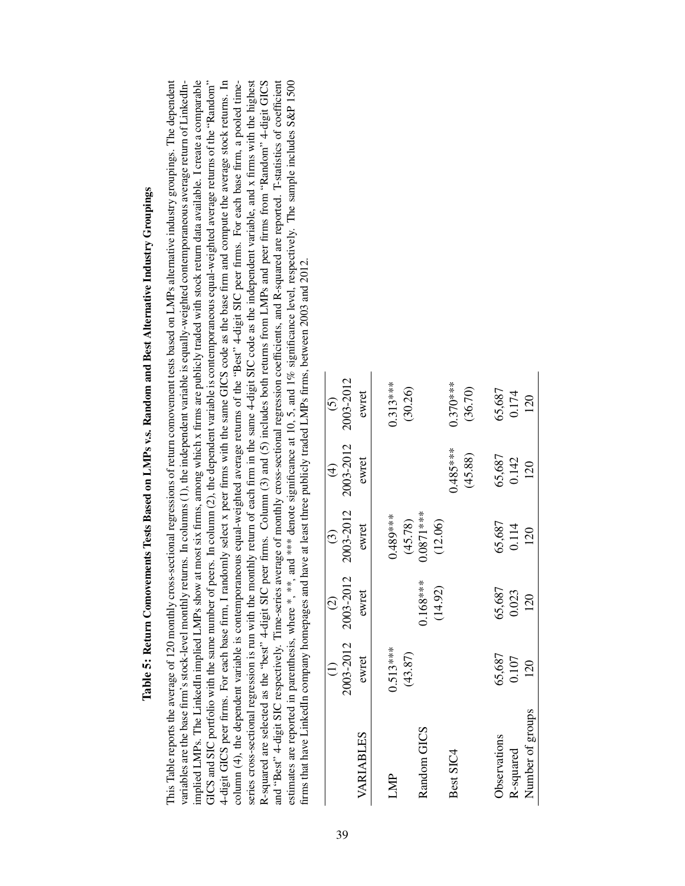## Table 5: Return Comovements Tests Based on LMPs v.s. Random and Best Alternative Industry Groupings

This Table reports the average of 120 monthly cross-sectional regressions of return comovement tests based on LMPs alternative industry groupings. The dependent variables are the base firm's stock-level monthly returns. In columns (1), the independent variable is equally-weighted contemporaneous average return of LinkedIn-implied LMPs. The LinkedIn implied LMPs show at most six firms, among which x firms are publicly traded with stock return data available. I create a comparable GICS and SIC portfolio with the same number of peers. In column (2), the dependent variable is contemporaneous equal-weighted average returns of the "Random" 4-digit GICS peer firms. For each base firm, I randomly select x peer firms with the same GICS code as the base firm and compute the average stock returns. In column (4), the dependent variable is contemporaneous equal-weighted average returns of the "Best" 4-digit SIC peer firms. For each base firm, a pooled time-series cross-sectional regression is run with the monthly return of each firm in the same 4-digit SIC code as the independent variable, and x firms with the highest R-squared are selected as the "best" 4-digit SIC peer firms. Column (3) and (5) includes both returns from LMPs and peer firms from "Random" 4-digit GICS and "Best" 4-digit SIC respectively. Time-series average of monthly cross-sectional regression coefficients, and R-squared are reported. T-statistics of coefficient estimates are reported in parenthesis, where *, **, and *** denote significance at 10, 5, and 1% significance level, respectively. The sample includes S&P 1500 firms that have LinkedIn company homepages and have at least three publicly traded LMPs firms, between 2003 and 2012.

| | (1) | (2) | (3) | (4) | (5) |
|---|---|---|---|---|---|
| | 2003-2012 | 2003-2012 | 2003-2012 | 2003-2012 | 2003-2012 |
| VARIABLES | ewret | ewret | ewret | ewret | ewret |
| LMP | 0.513*** | | 0.489*** | | 0.313*** |
| | (43.87) | | (45.78) | | (30.26) |
| Random GICS | | 0.168*** | 0.0871*** | | |
| | | (14.92) | (12.06) | | |
| Best SIC4 | | | | 0.485*** | 0.370*** |
| | | | | (45.88) | (36.70) |
| Observations | 65,687 | 65,687 | 65,687 | 65,687 | 65,687 |
| R-squared | 0.107 | 0.023 | 0.114 | 0.142 | 0.174 |
| Number of groups | 120 | 120 | 120 | 120 | 120 |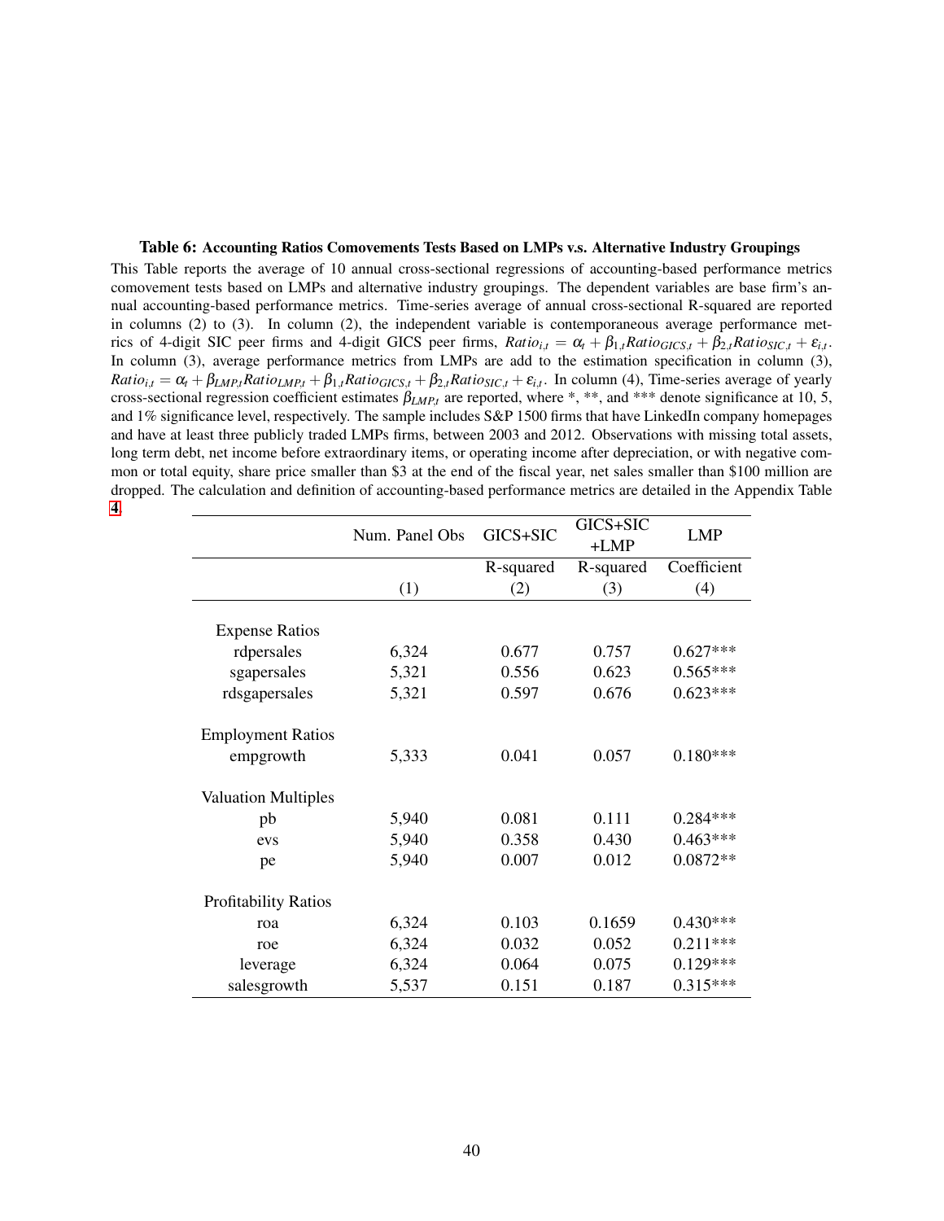**Table 6: Accounting Ratios Comovements Tests Based on LMPs v.s. Alternative Industry Groupings**

This Table reports the average of 10 annual cross-sectional regressions of accounting-based performance metrics comovement tests based on LMPs and alternative industry groupings. The dependent variables are base firm's annual accounting-based performance metrics. Time-series average of annual cross-sectional R-squared are reported in columns (2) to (3). In column (2), the independent variable is contemporaneous average performance metrics of 4-digit SIC peer firms and 4-digit GICS peer firms, $Ratio_{i,t} = \alpha_t + \beta_{1,t} Ratio_{GICS,t} + \beta_{2,t} Ratio_{SIC,t} + \varepsilon_{i,t}$. In column (3), average performance metrics from LMPs are add to the estimation specification in column (3), $Ratio_{i,t} = \alpha_t + \beta_{LMP,t} Ratio_{LMP,t} + \beta_{1,t} Ratio_{GICS,t} + \beta_{2,t} Ratio_{SIC,t} + \varepsilon_{i,t}$. In column (4), Time-series average of yearly cross-sectional regression coefficient estimates $\beta_{LMP,t}$ are reported, where *, **, and *** denote significance at 10, 5, and 1% significance level, respectively. The sample includes S&P 1500 firms that have LinkedIn company homepages and have at least three publicly traded LMPs firms, between 2003 and 2012. Observations with missing total assets, long term debt, net income before extraordinary items, or operating income after depreciation, or with negative common or total equity, share price smaller than $3 at the end of the fiscal year, net sales smaller than $100 million are dropped. The calculation and definition of accounting-based performance metrics are detailed in the Appendix Table 4.

| | Num. Panel Obs | GICS+SIC | GICS+SIC +LMP | LMP |
|---|---|---|---|---|
| | | R-squared | R-squared | Coefficient |
| | (1) | (2) | (3) | (4) |
| Expense Ratios | | | | |
| rdpersales | 6,324 | 0.677 | 0.757 | 0.627*** |
| sgapersales | 5,321 | 0.556 | 0.623 | 0.565*** |
| rdsgapersales | 5,321 | 0.597 | 0.676 | 0.623*** |
| Employment Ratios | | | | |
| empgrowth | 5,333 | 0.041 | 0.057 | 0.180*** |
| Valuation Multiples | | | | |
| pb | 5,940 | 0.081 | 0.111 | 0.284*** |
| evs | 5,940 | 0.358 | 0.430 | 0.463*** |
| pe | 5,940 | 0.007 | 0.012 | 0.0872** |
| Profitability Ratios | | | | |
| roa | 6,324 | 0.103 | 0.1659 | 0.430*** |
| roe | 6,324 | 0.032 | 0.052 | 0.211*** |
| leverage | 6,324 | 0.064 | 0.075 | 0.129*** |
| salesgrowth | 5,537 | 0.151 | 0.187 | 0.315*** |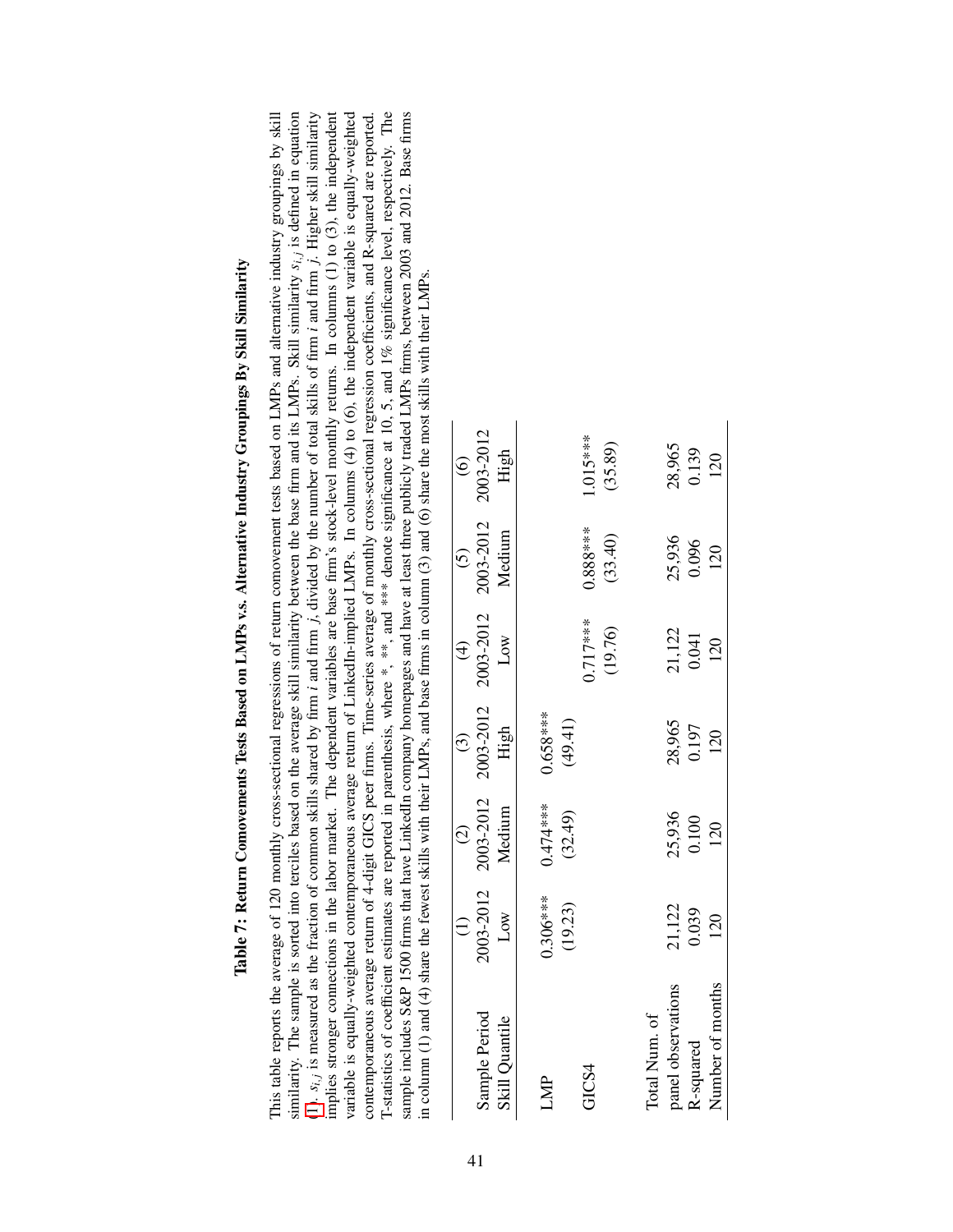**Table 7: Return Comovements Tests Based on LMPs v.s. Alternative Industry Groupings By Skill Similarity**

This table reports the average of 120 monthly cross-sectional regressions of return comovement tests based on LMPs and alternative industry groupings by skill similarity. The sample is sorted into terciles based on the average skill similarity between the base firm and its LMPs. Skill similarity $s_{i,j}$ is defined in equation (1). $s_{i,j}$ is measured as the fraction of common skills shared by firm $i$ and firm $j$, divided by the number of total skills of firm $i$ and firm $j$. Higher skill similarity implies stronger connections in the labor market. The dependent variables are base firm's stock-level monthly returns. In columns (1) to (3), the independent variable is equally-weighted contemporaneous average return of LinkedIn-implied LMPs. In columns (4) to (6), the independent variable is equally-weighted contemporaneous average return of 4-digit GICS peer firms. Time-series average of monthly cross-sectional regression coefficients, and R-squared are reported. T-statistics of coefficient estimates are reported in parenthesis. where *, **, and *** denote significance at 10, 5, and 1% significance level, respectively. The sample includes S&P 1500 firms that have LinkedIn company homepages and have at least three publicly traded LMPs firms, between 2003 and 2012. Base firms in column (1) and (4) share the fewest skills with their LMPs, and base firms in column (3) and (6) share the most skills with their LMPs.

| | (1) | (2) | (3) | (4) | (5) | (6) |
|---|---|---|---|---|---|---|
| Sample Period | 2003-2012 | 2003-2012 | 2003-2012 | 2003-2012 | 2003-2012 | 2003-2012 |
| Skill Quantile | Low | Medium | High | Low | Medium | High |
| LMP | 0.306*** | 0.474*** | 0.658*** | | | |
| | (19.23) | (32.49) | (49.41) | | | |
| GICS4 | | | | 0.717*** | 0.888*** | 1.015*** |
| | | | | (19.76) | (33.40) | (35.89) |
| Total Num. of panel observations | 21,122 | 25,936 | 28,965 | 21,122 | 25,936 | 28,965 |
| R-squared | 0.039 | 0.100 | 0.197 | 0.041 | 0.096 | 0.139 |
| Number of months | 120 | 120 | 120 | 120 | 120 | 120 |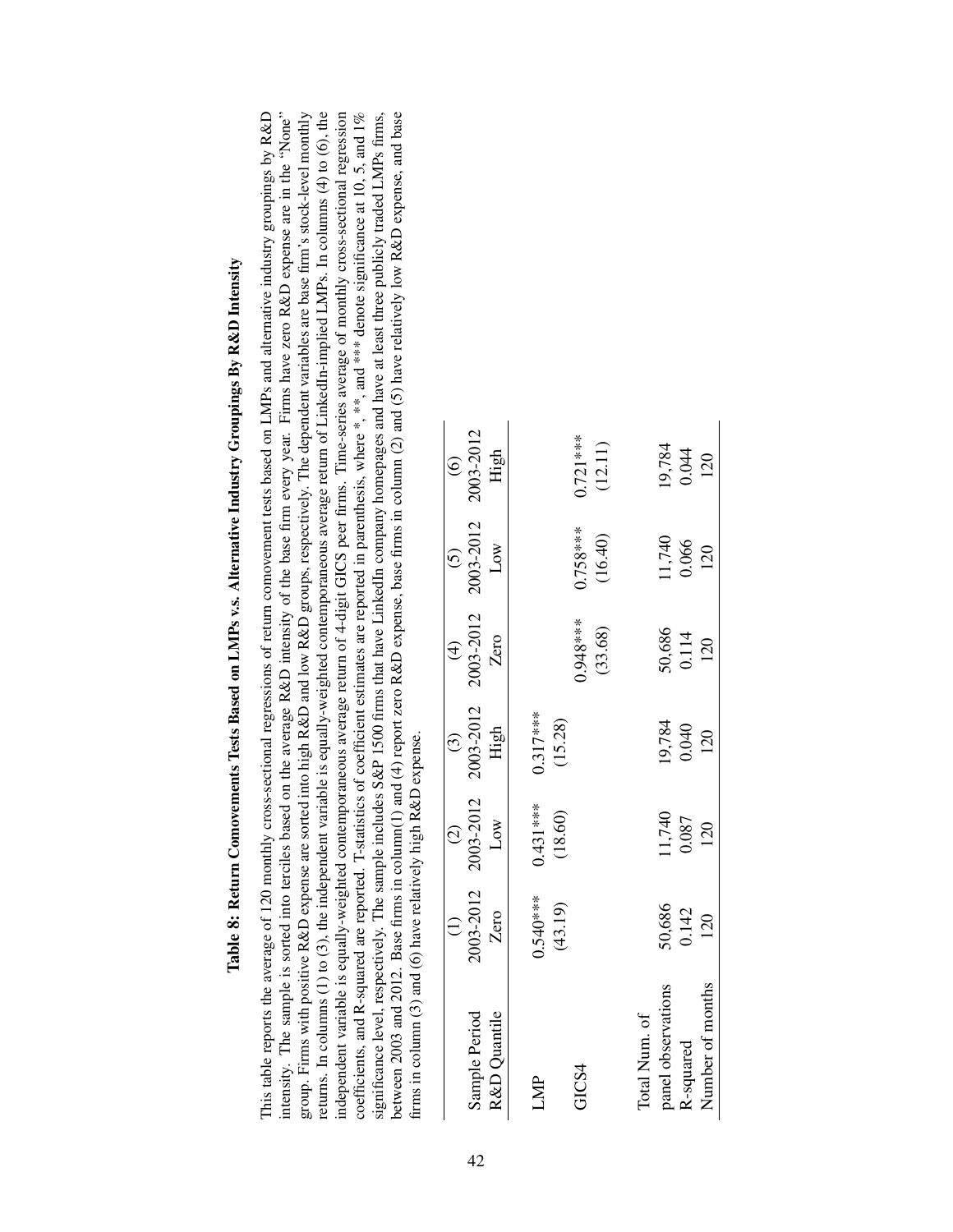## Table 8: Return Comovements Tests Based on LMPs v.s. Alternative Industry Groupings By R&D Intensity

This table reports the average of 120 monthly cross-sectional regressions of return comovement tests based on LMPs and alternative industry groupings by R&D intensity. The sample is sorted into terciles based on the average R&D intensity of the base firm every year. Firms have zero R&D expense are in the "None" group. Firms with positive R&D expense are sorted into high R&D and low R&D groups, respectively. The dependent variables are base firm's stock-level monthly returns. In columns (1) to (3), the independent variable is equally-weighted contemporaneous average return of LinkedIn-implied LMPs. In columns (4) to (6), the independent variable is equally-weighted contemporaneous average return of 4-digit GICS peer firms. Time-series average of monthly cross-sectional regression coefficients, and R-squared are reported. T-statistics of coefficient estimates are reported in parenthesis, where *, **, and *** denote significance at 10, 5, and 1% significance level, respectively. The sample includes S&P 1500 firms that have LinkedIn company homepages and have at least three publicly traded LMPs firms, between 2003 and 2012. Base firms in column(1) and (4) report zero R&D expense, base firms in column (2) and (5) have relatively low R&D expense, and base firms in column (3) and (6) have relatively high R&D expense.

| | (1) | (2) | (3) | (4) | (5) | (6) |
|---|---|---|---|---|---|---|
| Sample Period | 2003-2012 | 2003-2012 | 2003-2012 | 2003-2012 | 2003-2012 | 2003-2012 |
| R&D Quantile | Zero | Low | High | Zero | Low | High |
| LMP | 0.540*** | 0.431*** | 0.317*** | | | |
| | (43.19) | (18.60) | (15.28) | | | |
| GICS4 | | | | 0.948*** | 0.758*** | 0.721*** |
| | | | | (33.68) | (16.40) | (12.11) |
| Total Num. of panel observations | 50,686 | 11,740 | 19,784 | 50,686 | 11,740 | 19,784 |
| R-squared | 0.142 | 0.087 | 0.040 | 0.114 | 0.066 | 0.044 |
| Number of months | 120 | 120 | 120 | 120 | 120 | 120 |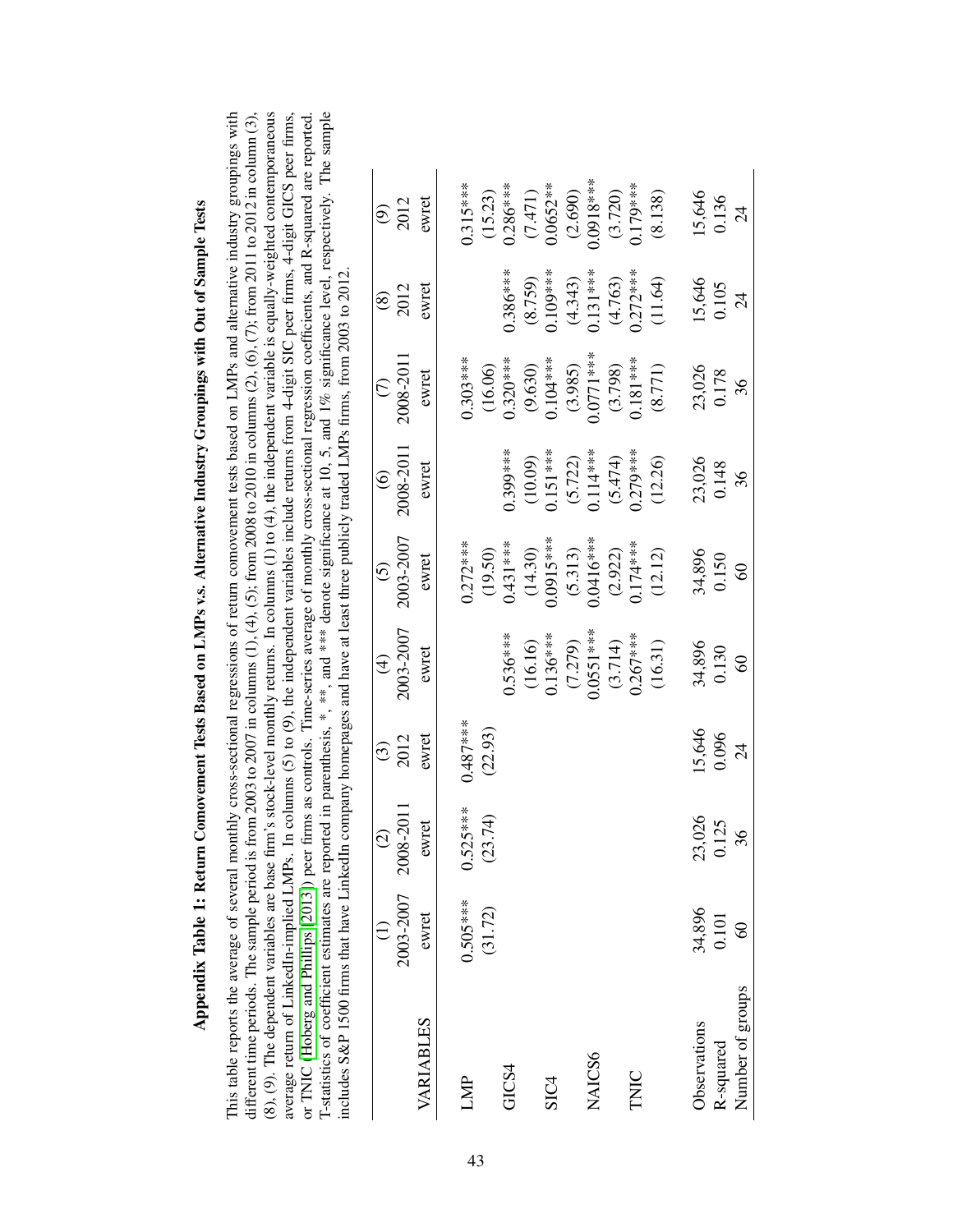## Appendix Table 1: Return Comovement Tests Based on LMPs v.s. Alternative Industry Groupings with Out of Sample Tests

This table reports the average of several monthly cross-sectional regressions of return comovement tests based on LMPs and alternative industry groupings with different time periods. The sample period is from 2003 to 2007 in columns (1), (4), (5); from 2008 to 2010 in columns (2), (6), (7); from 2011 to 2012 in column (3), (8), (9). The dependent variables are base firm's stock-level monthly returns. In columns (1) to (4), the independent variable is equally-weighted contemporaneous average return of LinkedIn-implied LMPs. In columns (5) to (9), the independent variables include returns from 4-digit SIC peer firms, 4-digit GICS peer firms, or TNIC (Hoberg and Phillips (2013)) peer firms as controls. Time-series average of monthly cross-sectional regression coefficients, and R-squared are reported. T-statistics of coefficient estimates are reported in parenthesis, *, **, and *** denote significance at 10, 5, and 1% significance level, respectively. The sample includes S&P 1500 firms that have LinkedIn company homepages and have at least three publicly traded LMPs firms, from 2003 to 2012.

| | (1) | (2) | (3) | (4) | (5) | (6) | (7) | (8) | (9) |
|---|---|---|---|---|---|---|---|---|---|
| | 2003-2007 | 2008-2011 | 2012 | 2003-2007 | 2003-2007 | 2008-2011 | 2008-2011 | 2012 | 2012 |
| VARIABLES | ewret | ewret | ewret | ewret | ewret | ewret | ewret | ewret | ewret |
| LMP | 0.505*** | 0.525*** | 0.487*** | | 0.272*** | | 0.303*** | | 0.315*** |
| | (31.72) | (23.74) | (22.93) | | (19.50) | | (16.06) | | (15.23) |
| GICS4 | | | | 0.536*** | 0.431*** | 0.399*** | 0.320*** | 0.386*** | 0.286*** |
| | | | | (16.16) | (14.30) | (10.09) | (9.630) | (8.759) | (7.471) |
| SIC4 | | | | 0.136*** | 0.0915*** | 0.151*** | 0.104*** | 0.109*** | 0.0652** |
| | | | | (7.279) | (5.313) | (5.722) | (3.985) | (4.343) | (2.690) |
| NAICS6 | | | | 0.0551*** | 0.0416*** | 0.114*** | 0.0771*** | 0.131*** | 0.0918*** |
| | | | | (3.714) | (2.922) | (5.474) | (3.798) | (4.763) | (3.720) |
| TNIC | | | | 0.267*** | 0.174*** | 0.279*** | 0.181*** | 0.272*** | 0.179*** |
| | | | | (16.31) | (12.12) | (12.26) | (8.771) | (11.64) | (8.138) |
| Observations | 34,896 | 23,026 | 15,646 | 34,896 | 34,896 | 23,026 | 23,026 | 15,646 | 15,646 |
| R-squared | 0.101 | 0.125 | 0.096 | 0.130 | 0.150 | 0.148 | 0.178 | 0.105 | 0.136 |
| Number of groups | 60 | 36 | 24 | 60 | 60 | 36 | 36 | 24 | 24 |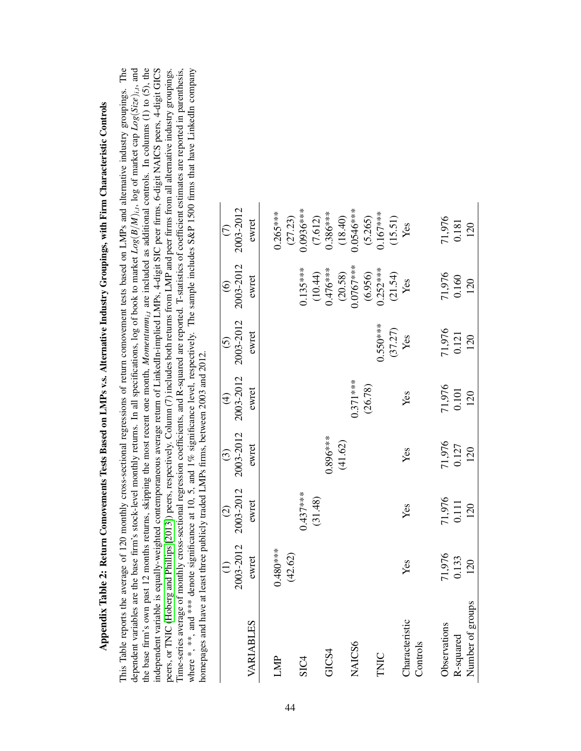## Appendix Table 2: Return Comovements Tests Based on LMPs v.s. Alternative Industry Groupings, with Firm Characteristic Controls

This Table reports the average of 120 monthly cross-sectional regressions of return comovement tests based on LMPs and alternative industry groupings. The dependent variables are the base firm's stock-level monthly returns. In all specifications, log of book to market $Log(B/M)_{i,t}$, log of market cap $Log(Size)_{i,t}$, and the base firm's own past 12 months returns, skipping the most recent one month, $Momentum_{i,t}$ are included as additional controls. In columns (1) to (5), the independent variable is equally-weighted contemporaneous average return of LinkedIn-implied LMPs, 4-digit SIC peer firms, 6-digit NAICS peers, 4-digit GICS peers, or TNIC (Hoberg and Phillips (2013)) peers, respectively. Column (7) includes both returns from LMP and peer firms from all alternative industry groupings. Time-series average of monthly cross-sectional regression coefficients, and R-squared are reported. T-statistics of coefficient estimates are reported in parenthesis, where *, **, and *** denote significance at 10, 5, and 1% significance level, respectively. The sample includes S&P 1500 firms that have LinkedIn company homepages and have at least three publicly traded LMPs firms, between 2003 and 2012.

| VARIABLES | (1)<br>2003-2012<br>ewret | (2)<br>2003-2012<br>ewret | (3)<br>2003-2012<br>ewret | (4)<br>2003-2012<br>ewret | (5)<br>2003-2012<br>ewret | (6)<br>2003-2012<br>ewret | (7)<br>2003-2012<br>ewret |
|---|---|---|---|---|---|---|---|
| LMP | 0.480*** | | | | | | 0.265*** |
| | (42.62) | | | | | | (27.23) |
| SIC4 | | 0.437*** | | | | 0.135*** | 0.0936*** |
| | | (31.48) | | | | (10.44) | (7.612) |
| GICS4 | | | 0.896*** | | | 0.476*** | 0.386*** |
| | | | (41.62) | | | (20.58) | (18.40) |
| NAICS6 | | | | 0.371*** | | 0.0767*** | 0.0546*** |
| | | | | (26.78) | | (6.956) | (5.265) |
| TNIC | | | | | 0.550*** | 0.252*** | 0.167*** |
| | | | | | (37.27) | (21.54) | (15.51) |
| Characteristic Controls | Yes | Yes | Yes | Yes | Yes | Yes | Yes |
| Observations | 71,976 | 71,976 | 71,976 | 71,976 | 71,976 | 71,976 | 71,976 |
| R-squared | 0.133 | 0.111 | 0.127 | 0.101 | 0.121 | 0.160 | 0.181 |
| Number of groups | 120 | 120 | 120 | 120 | 120 | 120 | 120 |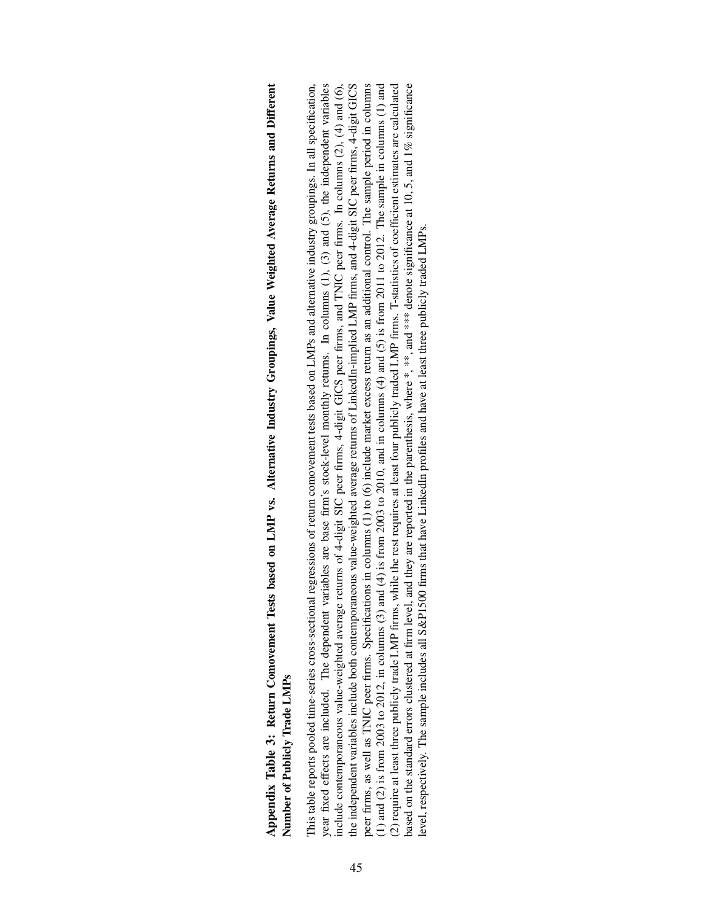**Appendix Table 3: Return Comovement Tests based on LMP vs. Alternative Industry Groupings, Value Weighted Average Returns and Different Number of Publicly Trade LMPs**

This table reports pooled time-series cross-sectional regressions of return comovement tests based on LMPs and alternative industry groupings. In all specification, year fixed effects are included. The dependent variables are base firm's stock-level monthly returns. In columns (1), (3) and (5), the independent variables include contemporaneous value-weighted average returns of 4-digit SIC peer firms, 4-digit GICS peer firms, and TNIC peer firms. In columns (2), (4) and (6), the independent variables include both contemporaneous value-weighted average returns of LinkedIn-implied LMP firms, and 4-digit SIC peer firms, 4-digit GICS peer firms, as well as TNIC peer firms. Specifications in columns (1) to (6) include market excess return as an additional control. The sample period in columns (1) and (2) is from 2003 to 2012, in columns (3) and (4) is from 2003 to 2010, and in columns (4) and (5) is from 2011 to 2012. The sample in columns (1) and (2) require at least three publicly trade LMP firms, while the rest requires at least four publicly traded LMP firms. T-statistics of coefficient estimates are calculated based on the standard errors clustered at firm level, and they are reported in the parenthesis, where *, **, and *** denote significance at 10, 5, and 1% significance level, respectively. The sample includes all S&P1500 firms that have LinkedIn profiles and have at least three publicly traded LMPs.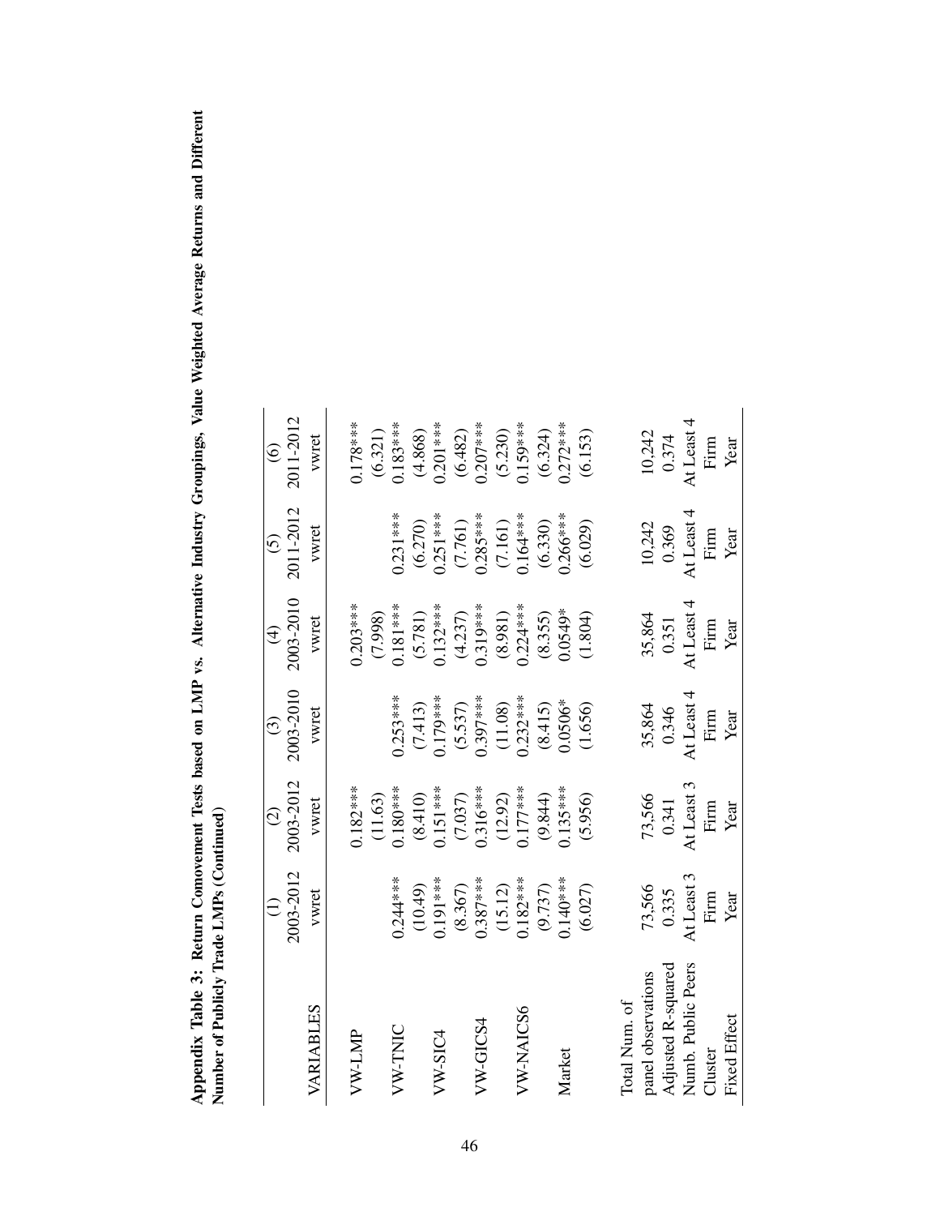**Appendix Table 3: Return Comovement Tests based on LMP vs. Alternative Industry Groupings, Value Weighted Average Returns and Different Number of Publicly Trade LMPs (Continued)**

| VARIABLES | (1)<br>2003-2012<br>vwret | (2)<br>2003-2012<br>vwret | (3)<br>2003-2010<br>vwret | (4)<br>2003-2010<br>vwret | (5)<br>2011-2012<br>vwret | (6)<br>2011-2012<br>vwret |
|---|---|---|---|---|---|---|
| VW-LMP | | 0.182*** | | 0.203*** | | 0.178*** |
| | | (11.63) | | (7.998) | | (6.321) |
| VW-TNIC | 0.244*** | 0.180*** | 0.253*** | 0.181*** | 0.231*** | 0.183*** |
| | (10.49) | (8.410) | (7.413) | (5.781) | (6.270) | (4.868) |
| VW-SIC4 | 0.191*** | 0.151*** | 0.179*** | 0.132*** | 0.251*** | 0.201*** |
| | (8.367) | (7.037) | (5.537) | (4.237) | (7.761) | (6.482) |
| VW-GICS4 | 0.387*** | 0.316*** | 0.397*** | 0.319*** | 0.285*** | 0.207*** |
| | (15.12) | (12.92) | (11.08) | (8.981) | (7.161) | (5.230) |
| VW-NAICS6 | 0.182*** | 0.177*** | 0.232*** | 0.224*** | 0.164*** | 0.159*** |
| | (9.737) | (9.844) | (8.415) | (8.355) | (6.330) | (6.324) |
| Market | 0.140*** | 0.135*** | 0.0506* | 0.0549* | 0.266*** | 0.272*** |
| | (6.027) | (5.956) | (1.656) | (1.804) | (6.029) | (6.153) |
| Total Num. of panel observations | 73,566 | 73,566 | 35,864 | 35,864 | 10,242 | 10,242 |
| Adjusted R-squared | 0.335 | 0.341 | 0.346 | 0.351 | 0.369 | 0.374 |
| Numb. Public Peers | At Least 3 | At Least 3 | At Least 4 | At Least 4 | At Least 4 | At Least 4 |
| Cluster | Firm | Firm | Firm | Firm | Firm | Firm |
| Fixed Effect | Year | Year | Year | Year | Year | Year |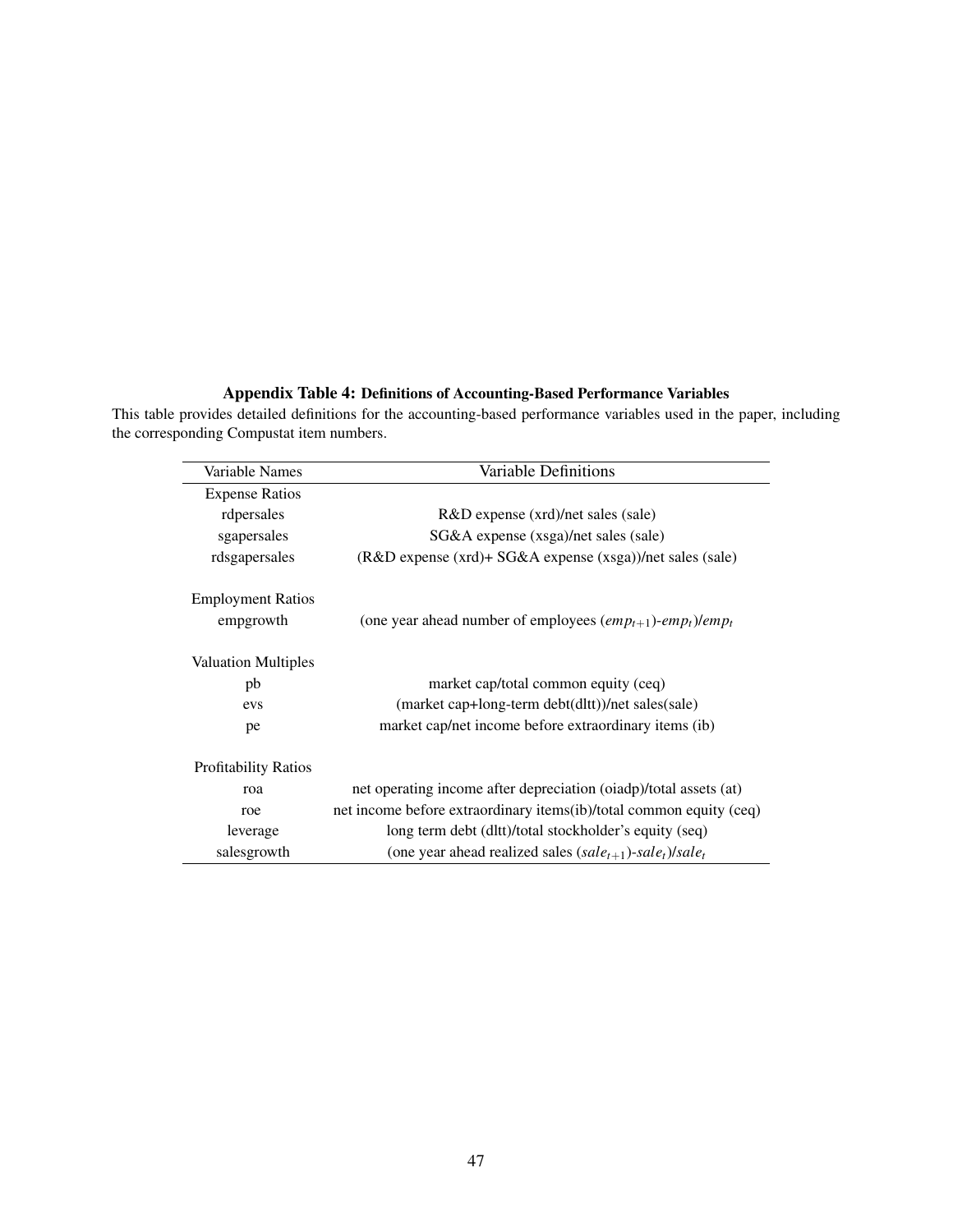**Appendix Table 4: Definitions of Accounting-Based Performance Variables**

This table provides detailed definitions for the accounting-based performance variables used in the paper, including the corresponding Compustat item numbers.

| Variable Names | Variable Definitions |
|---|---|
| Expense Ratios | |
| rdpersales | R&D expense (xrd)/net sales (sale) |
| sgapersales | SG&A expense (xsga)/net sales (sale) |
| rdsgapersales | (R&D expense (xrd)+ SG&A expense (xsga))/net sales (sale) |
| | |
| Employment Ratios | |
| empgrowth | (one year ahead number of employees ($emp_{t+1}$)-$emp_t$)/$emp_t$ |
| | |
| Valuation Multiples | |
| pb | market cap/total common equity (ceq) |
| evs | (market cap+long-term debt(dltt))/net sales(sale) |
| pe | market cap/net income before extraordinary items (ib) |
| | |
| Profitability Ratios | |
| roa | net operating income after depreciation (oiadp)/total assets (at) |
| roe | net income before extraordinary items(ib)/total common equity (ceq) |
| leverage | long term debt (dltt)/total stockholder's equity (seq) |
| salesgrowth | (one year ahead realized sales ($sale_{t+1}$)-$sale_t$)/$sale_t$ |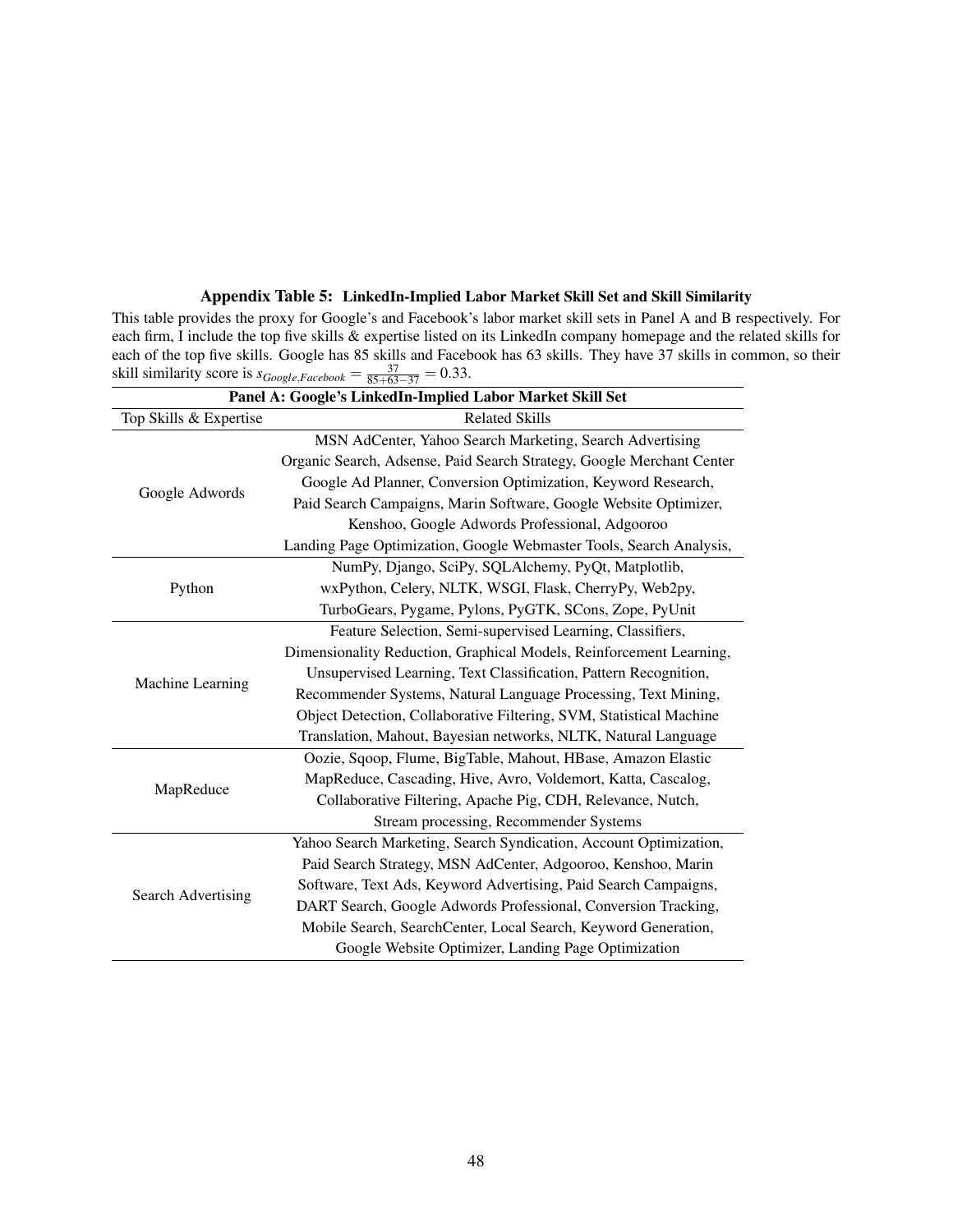**Appendix Table 5: LinkedIn-Implied Labor Market Skill Set and Skill Similarity**

This table provides the proxy for Google's and Facebook's labor market skill sets in Panel A and B respectively. For each firm, I include the top five skills & expertise listed on its LinkedIn company homepage and the related skills for each of the top five skills. Google has 85 skills and Facebook has 63 skills. They have 37 skills in common, so their skill similarity score is $s_{Google,Facebook} = \frac{37}{85+63-37} = 0.33$.

| **Panel A: Google's LinkedIn-Implied Labor Market Skill Set** | |
|---|---|
| Top Skills & Expertise | Related Skills |
| Google Adwords | MSN AdCenter, Yahoo Search Marketing, Search Advertising Organic Search, Adsense, Paid Search Strategy, Google Merchant Center Google Ad Planner, Conversion Optimization, Keyword Research, Paid Search Campaigns, Marin Software, Google Website Optimizer, Kenshoo, Google Adwords Professional, Adgooroo Landing Page Optimization, Google Webmaster Tools, Search Analysis, |
| Python | NumPy, Django, SciPy, SQLAlchemy, PyQt, Matplotlib, wxPython, Celery, NLTK, WSGI, Flask, CherryPy, Web2py, TurboGears, Pygame, Pylons, PyGTK, SCons, Zope, PyUnit |
| Machine Learning | Feature Selection, Semi-supervised Learning, Classifiers, Dimensionality Reduction, Graphical Models, Reinforcement Learning, Unsupervised Learning, Text Classification, Pattern Recognition, Recommender Systems, Natural Language Processing, Text Mining, Object Detection, Collaborative Filtering, SVM, Statistical Machine Translation, Mahout, Bayesian networks, NLTK, Natural Language |
| MapReduce | Oozie, Sqoop, Flume, BigTable, Mahout, HBase, Amazon Elastic MapReduce, Cascading, Hive, Avro, Voldemort, Katta, Cascalog, Collaborative Filtering, Apache Pig, CDH, Relevance, Nutch, Stream processing, Recommender Systems |
| Search Advertising | Yahoo Search Marketing, Search Syndication, Account Optimization, Paid Search Strategy, MSN AdCenter, Adgooroo, Kenshoo, Marin Software, Text Ads, Keyword Advertising, Paid Search Campaigns, DART Search, Google Adwords Professional, Conversion Tracking, Mobile Search, SearchCenter, Local Search, Keyword Generation, Google Website Optimizer, Landing Page Optimization |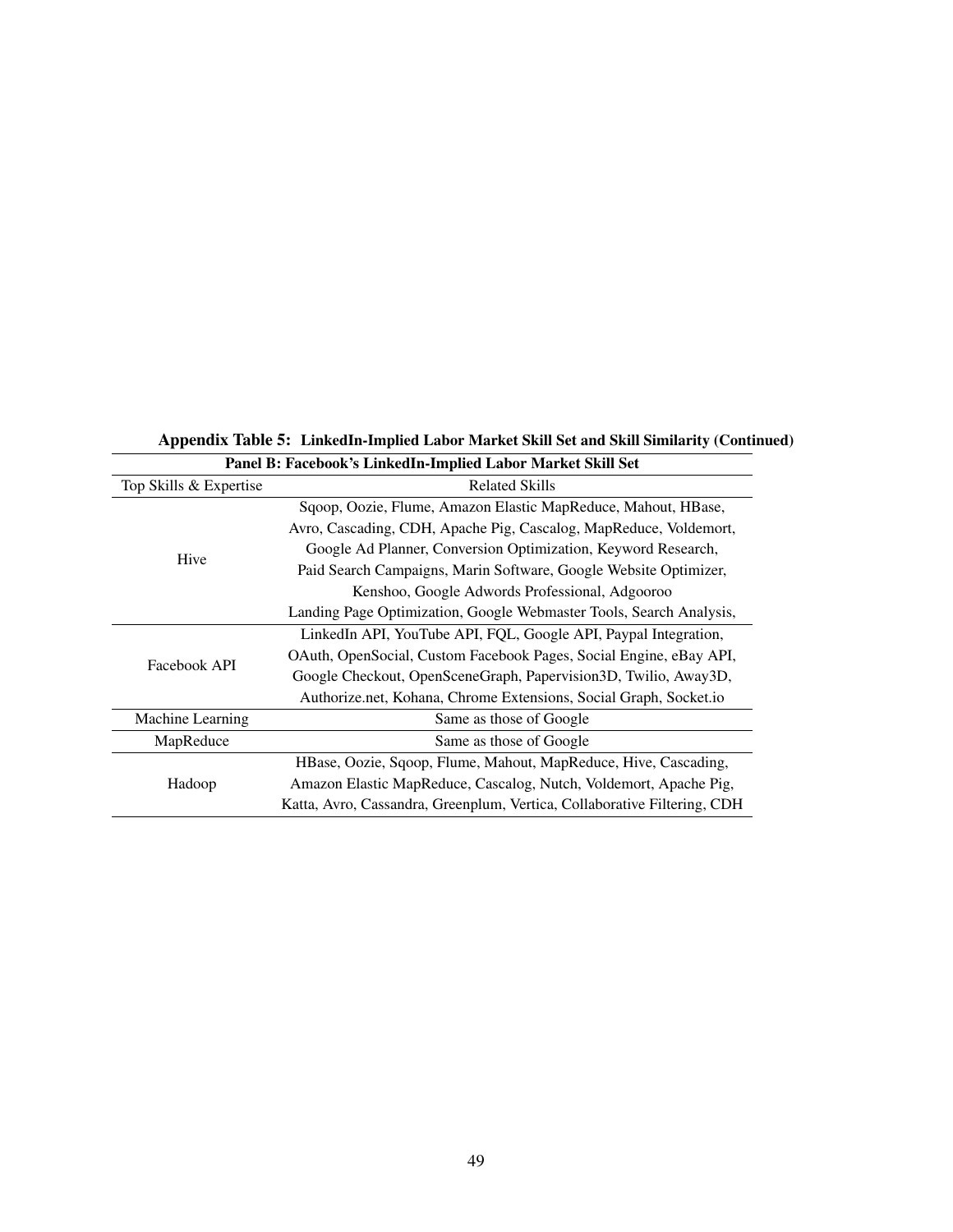**Appendix Table 5: LinkedIn-Implied Labor Market Skill Set and Skill Similarity (Continued)**

| Panel B: Facebook's LinkedIn-Implied Labor Market Skill Set | |
|---|---|
| Top Skills & Expertise | Related Skills |
| Hive | Sqoop, Oozie, Flume, Amazon Elastic MapReduce, Mahout, HBase, Avro, Cascading, CDH, Apache Pig, Cascalog, MapReduce, Voldemort, Google Ad Planner, Conversion Optimization, Keyword Research, Paid Search Campaigns, Marin Software, Google Website Optimizer, Kenshoo, Google Adwords Professional, Adgooroo Landing Page Optimization, Google Webmaster Tools, Search Analysis, |
| Facebook API | LinkedIn API, YouTube API, FQL, Google API, Paypal Integration, OAuth, OpenSocial, Custom Facebook Pages, Social Engine, eBay API, Google Checkout, OpenSceneGraph, Papervision3D, Twilio, Away3D, Authorize.net, Kohana, Chrome Extensions, Social Graph, Socket.io |
| Machine Learning | Same as those of Google |
| MapReduce | Same as those of Google |
| Hadoop | HBase, Oozie, Sqoop, Flume, Mahout, MapReduce, Hive, Cascading, Amazon Elastic MapReduce, Cascalog, Nutch, Voldemort, Apache Pig, Katta, Avro, Cassandra, Greenplum, Vertica, Collaborative Filtering, CDH |